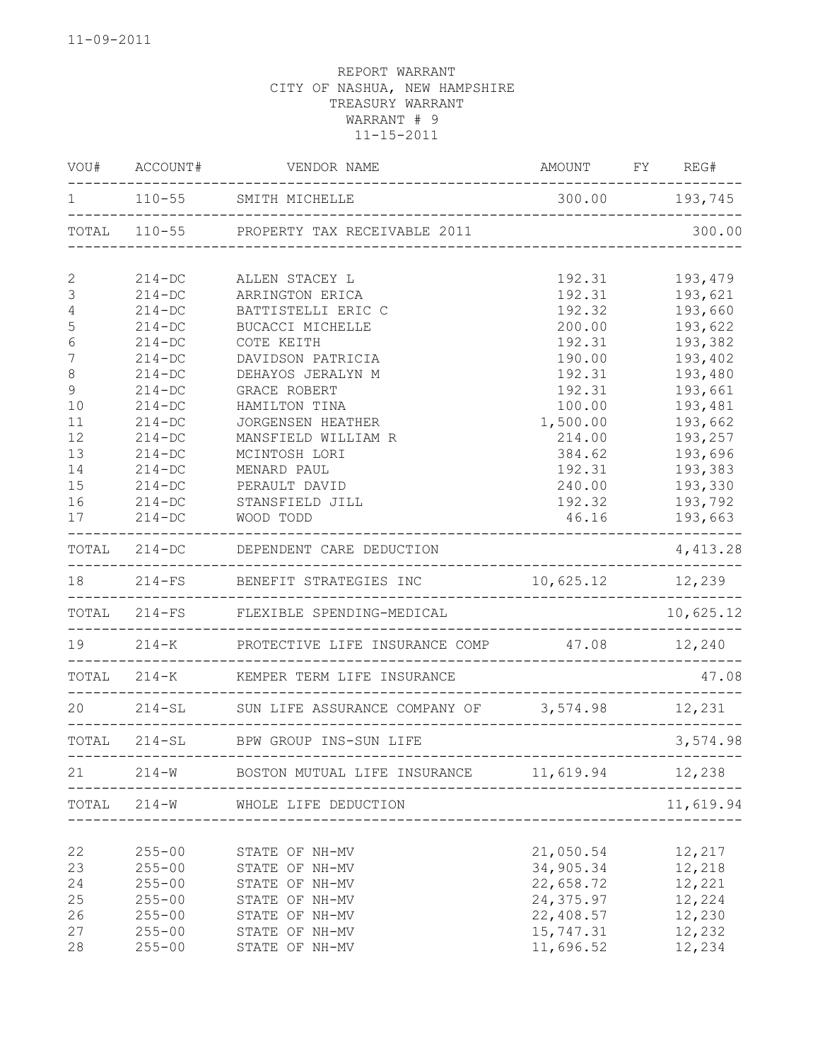11-09-2011

REPORT WARRANT
CITY OF NASHUA, NEW HAMPSHIRE
TREASURY WARRANT
WARRANT # 9
11-15-2011

| VOU# | ACCOUNT# | VENDOR NAME | AMOUNT | FY | REG# |
|---|---|---|---|---|---|
| 1 | 110-55 | SMITH MICHELLE | 300.00 | | 193,745 |
| TOTAL | 110-55 | PROPERTY TAX RECEIVABLE 2011 | | | 300.00 |
| 2 | 214-DC | ALLEN STACEY L | 192.31 | | 193,479 |
| 3 | 214-DC | ARRINGTON ERICA | 192.31 | | 193,621 |
| 4 | 214-DC | BATTISTELLI ERIC C | 192.32 | | 193,660 |
| 5 | 214-DC | BUCACCI MICHELLE | 200.00 | | 193,622 |
| 6 | 214-DC | COTE KEITH | 192.31 | | 193,382 |
| 7 | 214-DC | DAVIDSON PATRICIA | 190.00 | | 193,402 |
| 8 | 214-DC | DEHAYOS JERALYN M | 192.31 | | 193,480 |
| 9 | 214-DC | GRACE ROBERT | 192.31 | | 193,661 |
| 10 | 214-DC | HAMILTON TINA | 100.00 | | 193,481 |
| 11 | 214-DC | JORGENSEN HEATHER | 1,500.00 | | 193,662 |
| 12 | 214-DC | MANSFIELD WILLIAM R | 214.00 | | 193,257 |
| 13 | 214-DC | MCINTOSH LORI | 384.62 | | 193,696 |
| 14 | 214-DC | MENARD PAUL | 192.31 | | 193,383 |
| 15 | 214-DC | PERAULT DAVID | 240.00 | | 193,330 |
| 16 | 214-DC | STANSFIELD JILL | 192.32 | | 193,792 |
| 17 | 214-DC | WOOD TODD | 46.16 | | 193,663 |
| TOTAL | 214-DC | DEPENDENT CARE DEDUCTION | | | 4,413.28 |
| 18 | 214-FS | BENEFIT STRATEGIES INC | 10,625.12 | | 12,239 |
| TOTAL | 214-FS | FLEXIBLE SPENDING-MEDICAL | | | 10,625.12 |
| 19 | 214-K | PROTECTIVE LIFE INSURANCE COMP | 47.08 | | 12,240 |
| TOTAL | 214-K | KEMPER TERM LIFE INSURANCE | | | 47.08 |
| 20 | 214-SL | SUN LIFE ASSURANCE COMPANY OF | 3,574.98 | | 12,231 |
| TOTAL | 214-SL | BPW GROUP INS-SUN LIFE | | | 3,574.98 |
| 21 | 214-W | BOSTON MUTUAL LIFE INSURANCE | 11,619.94 | | 12,238 |
| TOTAL | 214-W | WHOLE LIFE DEDUCTION | | | 11,619.94 |
| 22 | 255-00 | STATE OF NH-MV | 21,050.54 | | 12,217 |
| 23 | 255-00 | STATE OF NH-MV | 34,905.34 | | 12,218 |
| 24 | 255-00 | STATE OF NH-MV | 22,658.72 | | 12,221 |
| 25 | 255-00 | STATE OF NH-MV | 24,375.97 | | 12,224 |
| 26 | 255-00 | STATE OF NH-MV | 22,408.57 | | 12,230 |
| 27 | 255-00 | STATE OF NH-MV | 15,747.31 | | 12,232 |
| 28 | 255-00 | STATE OF NH-MV | 11,696.52 | | 12,234 |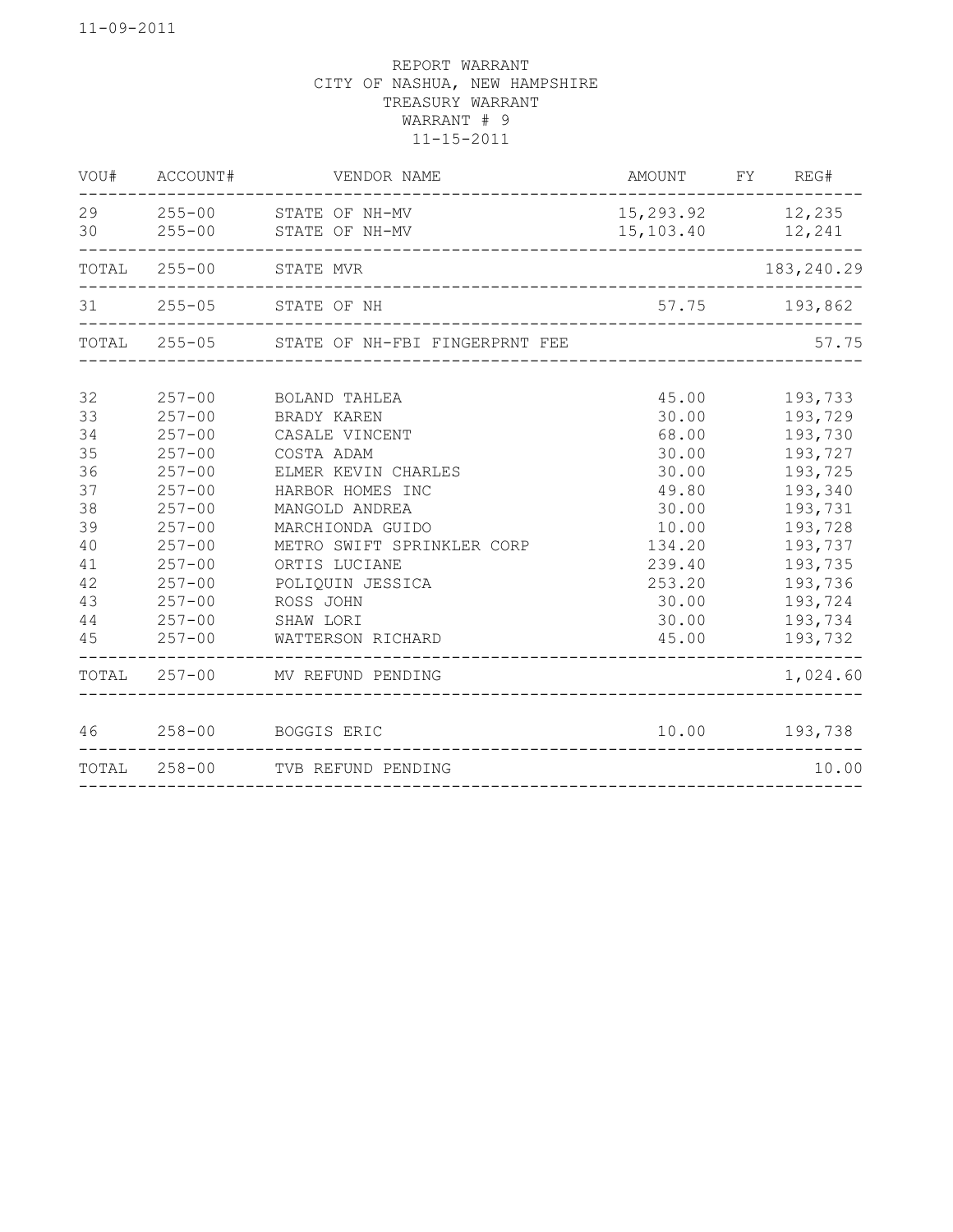11-09-2011

REPORT WARRANT
CITY OF NASHUA, NEW HAMPSHIRE
TREASURY WARRANT
WARRANT # 9
11-15-2011

| VOU# | ACCOUNT# | VENDOR NAME | AMOUNT | FY | REG# |
|---|---|---|---|---|---|
| 29 | 255-00 | STATE OF NH-MV | 15,293.92 | | 12,235 |
| 30 | 255-00 | STATE OF NH-MV | 15,103.40 | | 12,241 |
| TOTAL | 255-00 | STATE MVR | | | 183,240.29 |
| 31 | 255-05 | STATE OF NH | 57.75 | | 193,862 |
| TOTAL | 255-05 | STATE OF NH-FBI FINGERPRNT FEE | | | 57.75 |
| 32 | 257-00 | BOLAND TAHLEA | 45.00 | | 193,733 |
| 33 | 257-00 | BRADY KAREN | 30.00 | | 193,729 |
| 34 | 257-00 | CASALE VINCENT | 68.00 | | 193,730 |
| 35 | 257-00 | COSTA ADAM | 30.00 | | 193,727 |
| 36 | 257-00 | ELMER KEVIN CHARLES | 30.00 | | 193,725 |
| 37 | 257-00 | HARBOR HOMES INC | 49.80 | | 193,340 |
| 38 | 257-00 | MANGOLD ANDREA | 30.00 | | 193,731 |
| 39 | 257-00 | MARCHIONDA GUIDO | 10.00 | | 193,728 |
| 40 | 257-00 | METRO SWIFT SPRINKLER CORP | 134.20 | | 193,737 |
| 41 | 257-00 | ORTIS LUCIANE | 239.40 | | 193,735 |
| 42 | 257-00 | POLIQUIN JESSICA | 253.20 | | 193,736 |
| 43 | 257-00 | ROSS JOHN | 30.00 | | 193,724 |
| 44 | 257-00 | SHAW LORI | 30.00 | | 193,734 |
| 45 | 257-00 | WATTERSON RICHARD | 45.00 | | 193,732 |
| TOTAL | 257-00 | MV REFUND PENDING | | | 1,024.60 |
| 46 | 258-00 | BOGGIS ERIC | 10.00 | | 193,738 |
| TOTAL | 258-00 | TVB REFUND PENDING | | | 10.00 |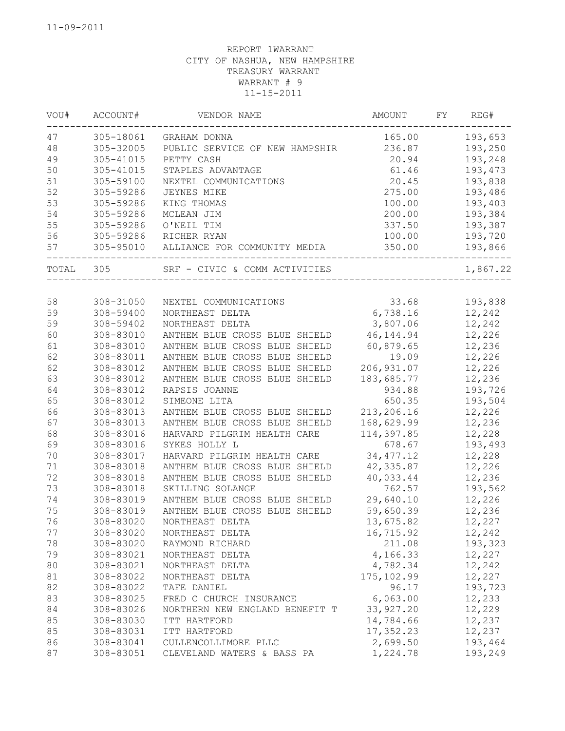11-09-2011

REPORT 1WARRANT
CITY OF NASHUA, NEW HAMPSHIRE
TREASURY WARRANT
WARRANT # 9
11-15-2011

| VOU# | ACCOUNT# | VENDOR NAME | AMOUNT | FY | REG# |
|---|---|---|---|---|---|
| 47 | 305-18061 | GRAHAM DONNA | 165.00 | | 193,653 |
| 48 | 305-32005 | PUBLIC SERVICE OF NEW HAMPSHIR | 236.87 | | 193,250 |
| 49 | 305-41015 | PETTY CASH | 20.94 | | 193,248 |
| 50 | 305-41015 | STAPLES ADVANTAGE | 61.46 | | 193,473 |
| 51 | 305-59100 | NEXTEL COMMUNICATIONS | 20.45 | | 193,838 |
| 52 | 305-59286 | JEYNES MIKE | 275.00 | | 193,486 |
| 53 | 305-59286 | KING THOMAS | 100.00 | | 193,403 |
| 54 | 305-59286 | MCLEAN JIM | 200.00 | | 193,384 |
| 55 | 305-59286 | O'NEIL TIM | 337.50 | | 193,387 |
| 56 | 305-59286 | RICHER RYAN | 100.00 | | 193,720 |
| 57 | 305-95010 | ALLIANCE FOR COMMUNITY MEDIA | 350.00 | | 193,866 |
| TOTAL | 305 | SRF - CIVIC & COMM ACTIVITIES | | | 1,867.22 |

| VOU# | ACCOUNT# | VENDOR NAME | AMOUNT | FY | REG# |
|---|---|---|---|---|---|
| 58 | 308-31050 | NEXTEL COMMUNICATIONS | 33.68 | | 193,838 |
| 59 | 308-59400 | NORTHEAST DELTA | 6,738.16 | | 12,242 |
| 59 | 308-59402 | NORTHEAST DELTA | 3,807.06 | | 12,242 |
| 60 | 308-83010 | ANTHEM BLUE CROSS BLUE SHIELD | 46,144.94 | | 12,226 |
| 61 | 308-83010 | ANTHEM BLUE CROSS BLUE SHIELD | 60,879.65 | | 12,236 |
| 62 | 308-83011 | ANTHEM BLUE CROSS BLUE SHIELD | 19.09 | | 12,226 |
| 62 | 308-83012 | ANTHEM BLUE CROSS BLUE SHIELD | 206,931.07 | | 12,226 |
| 63 | 308-83012 | ANTHEM BLUE CROSS BLUE SHIELD | 183,685.77 | | 12,236 |
| 64 | 308-83012 | RAPSIS JOANNE | 934.88 | | 193,726 |
| 65 | 308-83012 | SIMEONE LITA | 650.35 | | 193,504 |
| 66 | 308-83013 | ANTHEM BLUE CROSS BLUE SHIELD | 213,206.16 | | 12,226 |
| 67 | 308-83013 | ANTHEM BLUE CROSS BLUE SHIELD | 168,629.99 | | 12,236 |
| 68 | 308-83016 | HARVARD PILGRIM HEALTH CARE | 114,397.85 | | 12,228 |
| 69 | 308-83016 | SYKES HOLLY L | 678.67 | | 193,493 |
| 70 | 308-83017 | HARVARD PILGRIM HEALTH CARE | 34,477.12 | | 12,228 |
| 71 | 308-83018 | ANTHEM BLUE CROSS BLUE SHIELD | 42,335.87 | | 12,226 |
| 72 | 308-83018 | ANTHEM BLUE CROSS BLUE SHIELD | 40,033.44 | | 12,236 |
| 73 | 308-83018 | SKILLING SOLANGE | 762.57 | | 193,562 |
| 74 | 308-83019 | ANTHEM BLUE CROSS BLUE SHIELD | 29,640.10 | | 12,226 |
| 75 | 308-83019 | ANTHEM BLUE CROSS BLUE SHIELD | 59,650.39 | | 12,236 |
| 76 | 308-83020 | NORTHEAST DELTA | 13,675.82 | | 12,227 |
| 77 | 308-83020 | NORTHEAST DELTA | 16,715.92 | | 12,242 |
| 78 | 308-83020 | RAYMOND RICHARD | 211.08 | | 193,323 |
| 79 | 308-83021 | NORTHEAST DELTA | 4,166.33 | | 12,227 |
| 80 | 308-83021 | NORTHEAST DELTA | 4,782.34 | | 12,242 |
| 81 | 308-83022 | NORTHEAST DELTA | 175,102.99 | | 12,227 |
| 82 | 308-83022 | TAFE DANIEL | 96.17 | | 193,723 |
| 83 | 308-83025 | FRED C CHURCH INSURANCE | 6,063.00 | | 12,233 |
| 84 | 308-83026 | NORTHERN NEW ENGLAND BENEFIT T | 33,927.20 | | 12,229 |
| 85 | 308-83030 | ITT HARTFORD | 14,784.66 | | 12,237 |
| 85 | 308-83031 | ITT HARTFORD | 17,352.23 | | 12,237 |
| 86 | 308-83041 | CULLENCOLLIMORE PLLC | 2,699.50 | | 193,464 |
| 87 | 308-83051 | CLEVELAND WATERS & BASS PA | 1,224.78 | | 193,249 |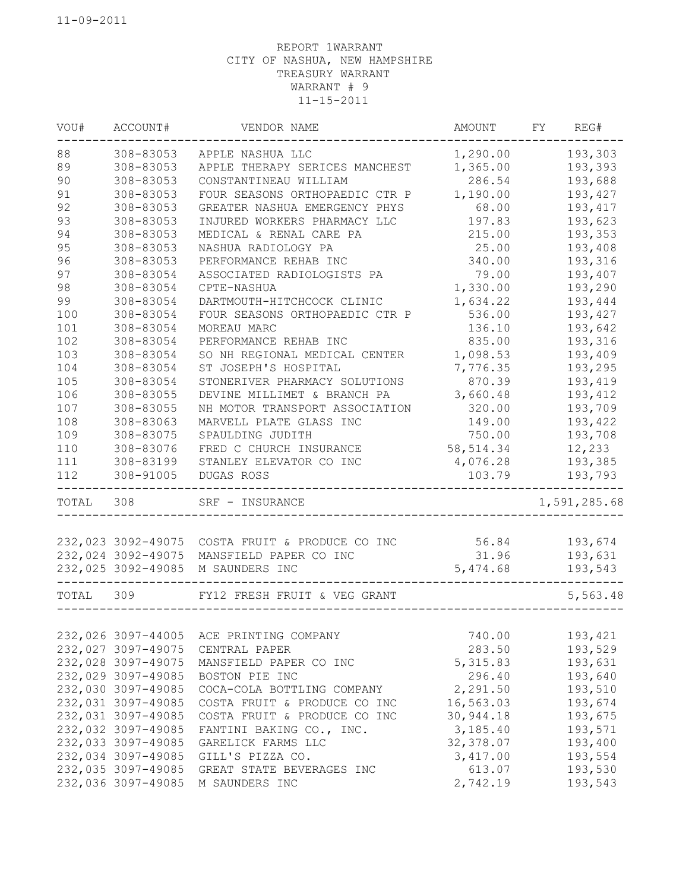11-09-2011

REPORT 1WARRANT
CITY OF NASHUA, NEW HAMPSHIRE
TREASURY WARRANT
WARRANT # 9
11-15-2011

| VOU# | ACCOUNT# | VENDOR NAME | AMOUNT | FY | REG# |
|---|---|---|---|---|---|
| 88 | 308-83053 | APPLE NASHUA LLC | 1,290.00 | | 193,303 |
| 89 | 308-83053 | APPLE THERAPY SERICES MANCHEST | 1,365.00 | | 193,393 |
| 90 | 308-83053 | CONSTANTINEAU WILLIAM | 286.54 | | 193,688 |
| 91 | 308-83053 | FOUR SEASONS ORTHOPAEDIC CTR P | 1,190.00 | | 193,427 |
| 92 | 308-83053 | GREATER NASHUA EMERGENCY PHYS | 68.00 | | 193,417 |
| 93 | 308-83053 | INJURED WORKERS PHARMACY LLC | 197.83 | | 193,623 |
| 94 | 308-83053 | MEDICAL & RENAL CARE PA | 215.00 | | 193,353 |
| 95 | 308-83053 | NASHUA RADIOLOGY PA | 25.00 | | 193,408 |
| 96 | 308-83053 | PERFORMANCE REHAB INC | 340.00 | | 193,316 |
| 97 | 308-83054 | ASSOCIATED RADIOLOGISTS PA | 79.00 | | 193,407 |
| 98 | 308-83054 | CPTE-NASHUA | 1,330.00 | | 193,290 |
| 99 | 308-83054 | DARTMOUTH-HITCHCOCK CLINIC | 1,634.22 | | 193,444 |
| 100 | 308-83054 | FOUR SEASONS ORTHOPAEDIC CTR P | 536.00 | | 193,427 |
| 101 | 308-83054 | MOREAU MARC | 136.10 | | 193,642 |
| 102 | 308-83054 | PERFORMANCE REHAB INC | 835.00 | | 193,316 |
| 103 | 308-83054 | SO NH REGIONAL MEDICAL CENTER | 1,098.53 | | 193,409 |
| 104 | 308-83054 | ST JOSEPH'S HOSPITAL | 7,776.35 | | 193,295 |
| 105 | 308-83054 | STONERIVER PHARMACY SOLUTIONS | 870.39 | | 193,419 |
| 106 | 308-83055 | DEVINE MILLIMET & BRANCH PA | 3,660.48 | | 193,412 |
| 107 | 308-83055 | NH MOTOR TRANSPORT ASSOCIATION | 320.00 | | 193,709 |
| 108 | 308-83063 | MARVELL PLATE GLASS INC | 149.00 | | 193,422 |
| 109 | 308-83075 | SPAULDING JUDITH | 750.00 | | 193,708 |
| 110 | 308-83076 | FRED C CHURCH INSURANCE | 58,514.34 | | 12,233 |
| 111 | 308-83199 | STANLEY ELEVATOR CO INC | 4,076.28 | | 193,385 |
| 112 | 308-91005 | DUGAS ROSS | 103.79 | | 193,793 |
| TOTAL | 308 | SRF - INSURANCE | | | 1,591,285.68 |
| 232,023 | 3092-49075 | COSTA FRUIT & PRODUCE CO INC | 56.84 | | 193,674 |
| 232,024 | 3092-49075 | MANSFIELD PAPER CO INC | 31.96 | | 193,631 |
| 232,025 | 3092-49085 | M SAUNDERS INC | 5,474.68 | | 193,543 |
| TOTAL | 309 | FY12 FRESH FRUIT & VEG GRANT | | | 5,563.48 |
| 232,026 | 3097-44005 | ACE PRINTING COMPANY | 740.00 | | 193,421 |
| 232,027 | 3097-49075 | CENTRAL PAPER | 283.50 | | 193,529 |
| 232,028 | 3097-49075 | MANSFIELD PAPER CO INC | 5,315.83 | | 193,631 |
| 232,029 | 3097-49085 | BOSTON PIE INC | 296.40 | | 193,640 |
| 232,030 | 3097-49085 | COCA-COLA BOTTLING COMPANY | 2,291.50 | | 193,510 |
| 232,031 | 3097-49085 | COSTA FRUIT & PRODUCE CO INC | 16,563.03 | | 193,674 |
| 232,031 | 3097-49085 | COSTA FRUIT & PRODUCE CO INC | 30,944.18 | | 193,675 |
| 232,032 | 3097-49085 | FANTINI BAKING CO., INC. | 3,185.40 | | 193,571 |
| 232,033 | 3097-49085 | GARELICK FARMS LLC | 32,378.07 | | 193,400 |
| 232,034 | 3097-49085 | GILL'S PIZZA CO. | 3,417.00 | | 193,554 |
| 232,035 | 3097-49085 | GREAT STATE BEVERAGES INC | 613.07 | | 193,530 |
| 232,036 | 3097-49085 | M SAUNDERS INC | 2,742.19 | | 193,543 |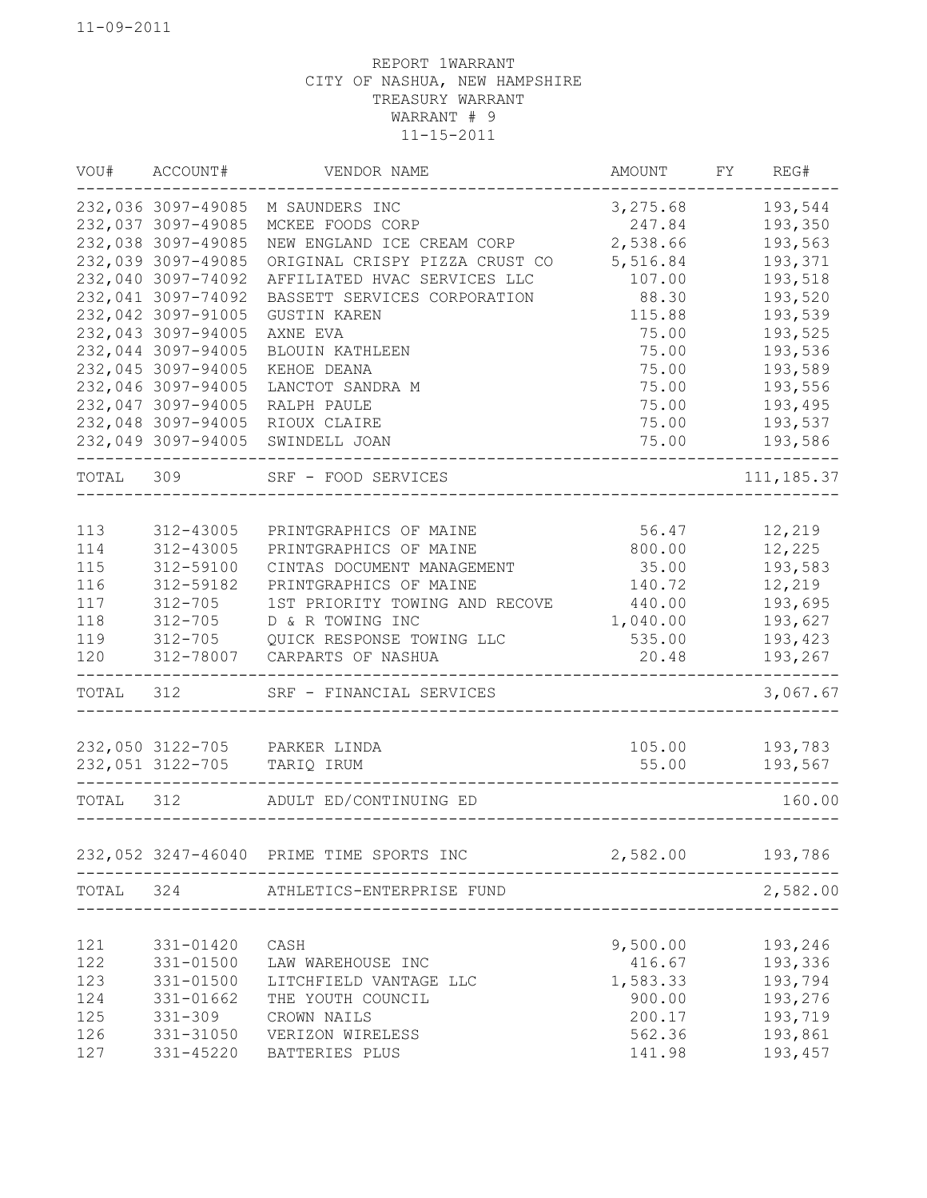11-09-2011

REPORT 1WARRANT
CITY OF NASHUA, NEW HAMPSHIRE
TREASURY WARRANT
WARRANT # 9
11-15-2011

| VOU# | ACCOUNT# | VENDOR NAME | AMOUNT | FY | REG# |
|---|---|---|---|---|---|
| 232,036 | 3097-49085 | M SAUNDERS INC | 3,275.68 | | 193,544 |
| 232,037 | 3097-49085 | MCKEE FOODS CORP | 247.84 | | 193,350 |
| 232,038 | 3097-49085 | NEW ENGLAND ICE CREAM CORP | 2,538.66 | | 193,563 |
| 232,039 | 3097-49085 | ORIGINAL CRISPY PIZZA CRUST CO | 5,516.84 | | 193,371 |
| 232,040 | 3097-74092 | AFFILIATED HVAC SERVICES LLC | 107.00 | | 193,518 |
| 232,041 | 3097-74092 | BASSETT SERVICES CORPORATION | 88.30 | | 193,520 |
| 232,042 | 3097-91005 | GUSTIN KAREN | 115.88 | | 193,539 |
| 232,043 | 3097-94005 | AXNE EVA | 75.00 | | 193,525 |
| 232,044 | 3097-94005 | BLOUIN KATHLEEN | 75.00 | | 193,536 |
| 232,045 | 3097-94005 | KEHOE DEANA | 75.00 | | 193,589 |
| 232,046 | 3097-94005 | LANCTOT SANDRA M | 75.00 | | 193,556 |
| 232,047 | 3097-94005 | RALPH PAULE | 75.00 | | 193,495 |
| 232,048 | 3097-94005 | RIOUX CLAIRE | 75.00 | | 193,537 |
| 232,049 | 3097-94005 | SWINDELL JOAN | 75.00 | | 193,586 |
| TOTAL | 309 | SRF - FOOD SERVICES | | | 111,185.37 |
| 113 | 312-43005 | PRINTGRAPHICS OF MAINE | 56.47 | | 12,219 |
| 114 | 312-43005 | PRINTGRAPHICS OF MAINE | 800.00 | | 12,225 |
| 115 | 312-59100 | CINTAS DOCUMENT MANAGEMENT | 35.00 | | 193,583 |
| 116 | 312-59182 | PRINTGRAPHICS OF MAINE | 140.72 | | 12,219 |
| 117 | 312-705 | 1ST PRIORITY TOWING AND RECOVE | 440.00 | | 193,695 |
| 118 | 312-705 | D & R TOWING INC | 1,040.00 | | 193,627 |
| 119 | 312-705 | QUICK RESPONSE TOWING LLC | 535.00 | | 193,423 |
| 120 | 312-78007 | CARPARTS OF NASHUA | 20.48 | | 193,267 |
| TOTAL | 312 | SRF - FINANCIAL SERVICES | | | 3,067.67 |
| 232,050 | 3122-705 | PARKER LINDA | 105.00 | | 193,783 |
| 232,051 | 3122-705 | TARIQ IRUM | 55.00 | | 193,567 |
| TOTAL | 312 | ADULT ED/CONTINUING ED | | | 160.00 |
| 232,052 | 3247-46040 | PRIME TIME SPORTS INC | 2,582.00 | | 193,786 |
| TOTAL | 324 | ATHLETICS-ENTERPRISE FUND | | | 2,582.00 |
| 121 | 331-01420 | CASH | 9,500.00 | | 193,246 |
| 122 | 331-01500 | LAW WAREHOUSE INC | 416.67 | | 193,336 |
| 123 | 331-01500 | LITCHFIELD VANTAGE LLC | 1,583.33 | | 193,794 |
| 124 | 331-01662 | THE YOUTH COUNCIL | 900.00 | | 193,276 |
| 125 | 331-309 | CROWN NAILS | 200.17 | | 193,719 |
| 126 | 331-31050 | VERIZON WIRELESS | 562.36 | | 193,861 |
| 127 | 331-45220 | BATTERIES PLUS | 141.98 | | 193,457 |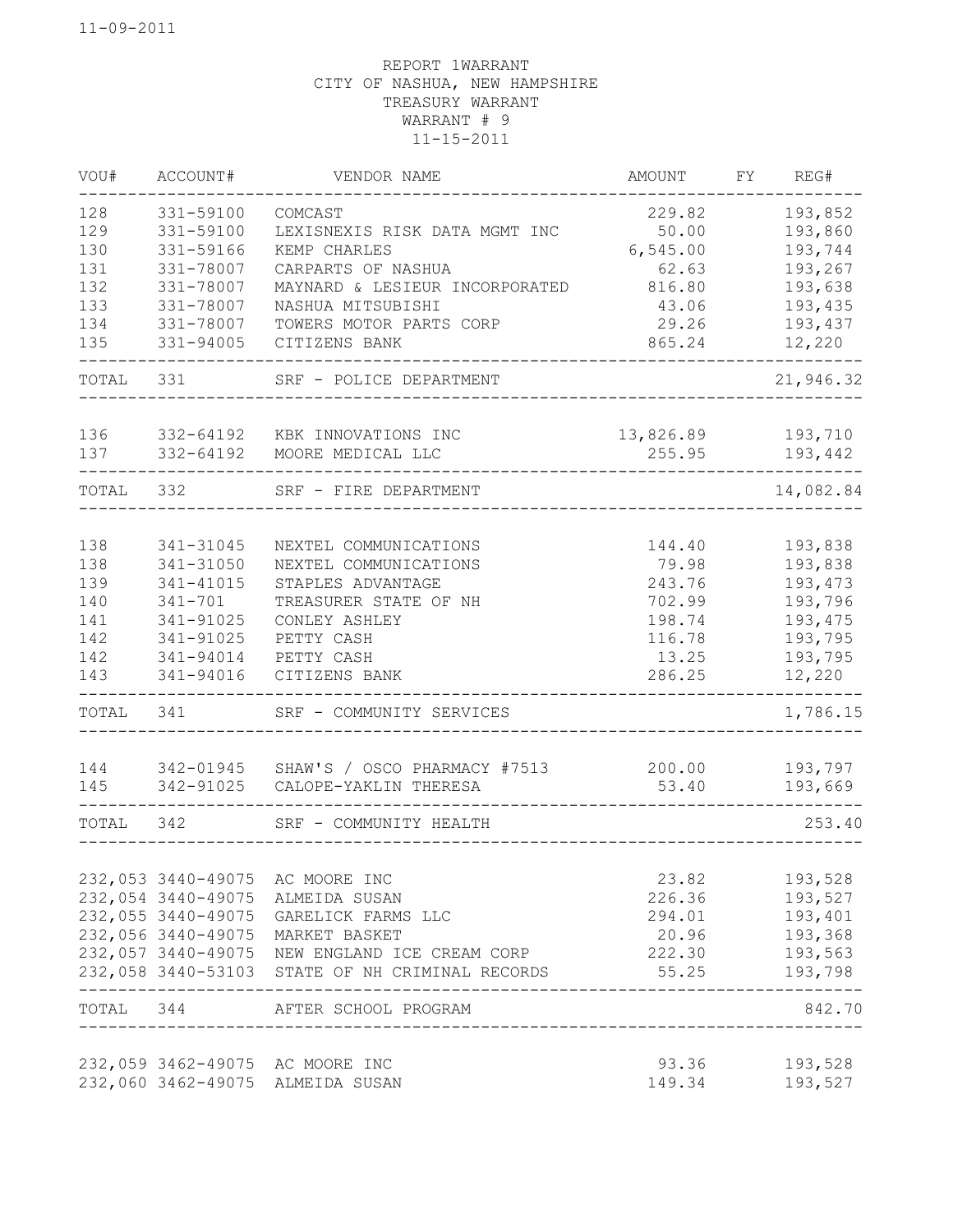11-09-2011

REPORT 1WARRANT
CITY OF NASHUA, NEW HAMPSHIRE
TREASURY WARRANT
WARRANT # 9
11-15-2011

| VOU# | ACCOUNT# | VENDOR NAME | AMOUNT | FY | REG# |
|---|---|---|---|---|---|
| 128 | 331-59100 | COMCAST | 229.82 | | 193,852 |
| 129 | 331-59100 | LEXISNEXIS RISK DATA MGMT INC | 50.00 | | 193,860 |
| 130 | 331-59166 | KEMP CHARLES | 6,545.00 | | 193,744 |
| 131 | 331-78007 | CARPARTS OF NASHUA | 62.63 | | 193,267 |
| 132 | 331-78007 | MAYNARD & LESIEUR INCORPORATED | 816.80 | | 193,638 |
| 133 | 331-78007 | NASHUA MITSUBISHI | 43.06 | | 193,435 |
| 134 | 331-78007 | TOWERS MOTOR PARTS CORP | 29.26 | | 193,437 |
| 135 | 331-94005 | CITIZENS BANK | 865.24 | | 12,220 |
| TOTAL | 331 | SRF - POLICE DEPARTMENT | | | 21,946.32 |
| 136 | 332-64192 | KBK INNOVATIONS INC | 13,826.89 | | 193,710 |
| 137 | 332-64192 | MOORE MEDICAL LLC | 255.95 | | 193,442 |
| TOTAL | 332 | SRF - FIRE DEPARTMENT | | | 14,082.84 |
| 138 | 341-31045 | NEXTEL COMMUNICATIONS | 144.40 | | 193,838 |
| 138 | 341-31050 | NEXTEL COMMUNICATIONS | 79.98 | | 193,838 |
| 139 | 341-41015 | STAPLES ADVANTAGE | 243.76 | | 193,473 |
| 140 | 341-701 | TREASURER STATE OF NH | 702.99 | | 193,796 |
| 141 | 341-91025 | CONLEY ASHLEY | 198.74 | | 193,475 |
| 142 | 341-91025 | PETTY CASH | 116.78 | | 193,795 |
| 142 | 341-94014 | PETTY CASH | 13.25 | | 193,795 |
| 143 | 341-94016 | CITIZENS BANK | 286.25 | | 12,220 |
| TOTAL | 341 | SRF - COMMUNITY SERVICES | | | 1,786.15 |
| 144 | 342-01945 | SHAW'S / OSCO PHARMACY #7513 | 200.00 | | 193,797 |
| 145 | 342-91025 | CALOPE-YAKLIN THERESA | 53.40 | | 193,669 |
| TOTAL | 342 | SRF - COMMUNITY HEALTH | | | 253.40 |
| 232,053 | 3440-49075 | AC MOORE INC | 23.82 | | 193,528 |
| 232,054 | 3440-49075 | ALMEIDA SUSAN | 226.36 | | 193,527 |
| 232,055 | 3440-49075 | GARELICK FARMS LLC | 294.01 | | 193,401 |
| 232,056 | 3440-49075 | MARKET BASKET | 20.96 | | 193,368 |
| 232,057 | 3440-49075 | NEW ENGLAND ICE CREAM CORP | 222.30 | | 193,563 |
| 232,058 | 3440-53103 | STATE OF NH CRIMINAL RECORDS | 55.25 | | 193,798 |
| TOTAL | 344 | AFTER SCHOOL PROGRAM | | | 842.70 |
| 232,059 | 3462-49075 | AC MOORE INC | 93.36 | | 193,528 |
| 232,060 | 3462-49075 | ALMEIDA SUSAN | 149.34 | | 193,527 |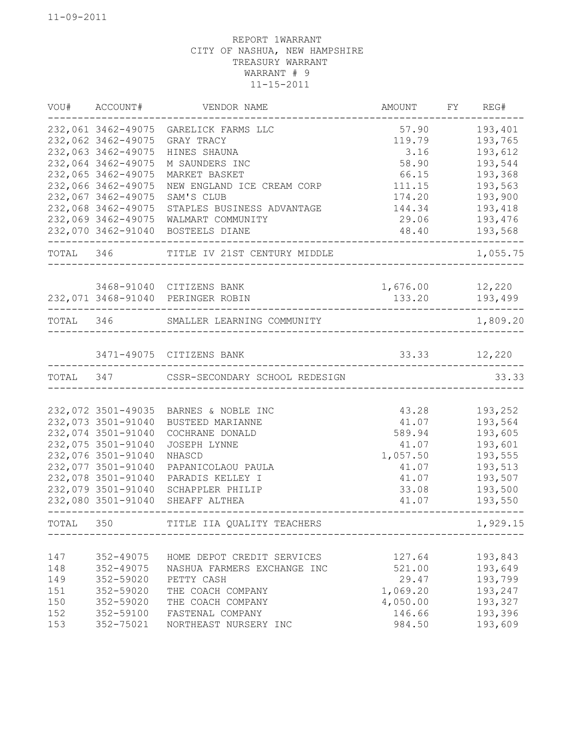11-09-2011

REPORT 1WARRANT
CITY OF NASHUA, NEW HAMPSHIRE
TREASURY WARRANT
WARRANT # 9
11-15-2011

| VOU# | ACCOUNT# | VENDOR NAME | AMOUNT | FY | REG# |
|---|---|---|---|---|---|
| 232,061 | 3462-49075 | GARELICK FARMS LLC | 57.90 | | 193,401 |
| 232,062 | 3462-49075 | GRAY TRACY | 119.79 | | 193,765 |
| 232,063 | 3462-49075 | HINES SHAUNA | 3.16 | | 193,612 |
| 232,064 | 3462-49075 | M SAUNDERS INC | 58.90 | | 193,544 |
| 232,065 | 3462-49075 | MARKET BASKET | 66.15 | | 193,368 |
| 232,066 | 3462-49075 | NEW ENGLAND ICE CREAM CORP | 111.15 | | 193,563 |
| 232,067 | 3462-49075 | SAM'S CLUB | 174.20 | | 193,900 |
| 232,068 | 3462-49075 | STAPLES BUSINESS ADVANTAGE | 144.34 | | 193,418 |
| 232,069 | 3462-49075 | WALMART COMMUNITY | 29.06 | | 193,476 |
| 232,070 | 3462-91040 | BOSTEELS DIANE | 48.40 | | 193,568 |
| TOTAL | 346 | TITLE IV 21ST CENTURY MIDDLE | | | 1,055.75 |
| | 3468-91040 | CITIZENS BANK | 1,676.00 | | 12,220 |
| 232,071 | 3468-91040 | PERINGER ROBIN | 133.20 | | 193,499 |
| TOTAL | 346 | SMALLER LEARNING COMMUNITY | | | 1,809.20 |
| | 3471-49075 | CITIZENS BANK | 33.33 | | 12,220 |
| TOTAL | 347 | CSSR-SECONDARY SCHOOL REDESIGN | | | 33.33 |
| 232,072 | 3501-49035 | BARNES & NOBLE INC | 43.28 | | 193,252 |
| 232,073 | 3501-91040 | BUSTEED MARIANNE | 41.07 | | 193,564 |
| 232,074 | 3501-91040 | COCHRANE DONALD | 589.94 | | 193,605 |
| 232,075 | 3501-91040 | JOSEPH LYNNE | 41.07 | | 193,601 |
| 232,076 | 3501-91040 | NHASCD | 1,057.50 | | 193,555 |
| 232,077 | 3501-91040 | PAPANICOLAOU PAULA | 41.07 | | 193,513 |
| 232,078 | 3501-91040 | PARADIS KELLEY I | 41.07 | | 193,507 |
| 232,079 | 3501-91040 | SCHAPPLER PHILIP | 33.08 | | 193,500 |
| 232,080 | 3501-91040 | SHEAFF ALTHEA | 41.07 | | 193,550 |
| TOTAL | 350 | TITLE IIA QUALITY TEACHERS | | | 1,929.15 |
| 147 | 352-49075 | HOME DEPOT CREDIT SERVICES | 127.64 | | 193,843 |
| 148 | 352-49075 | NASHUA FARMERS EXCHANGE INC | 521.00 | | 193,649 |
| 149 | 352-59020 | PETTY CASH | 29.47 | | 193,799 |
| 151 | 352-59020 | THE COACH COMPANY | 1,069.20 | | 193,247 |
| 150 | 352-59020 | THE COACH COMPANY | 4,050.00 | | 193,327 |
| 152 | 352-59100 | FASTENAL COMPANY | 146.66 | | 193,396 |
| 153 | 352-75021 | NORTHEAST NURSERY INC | 984.50 | | 193,609 |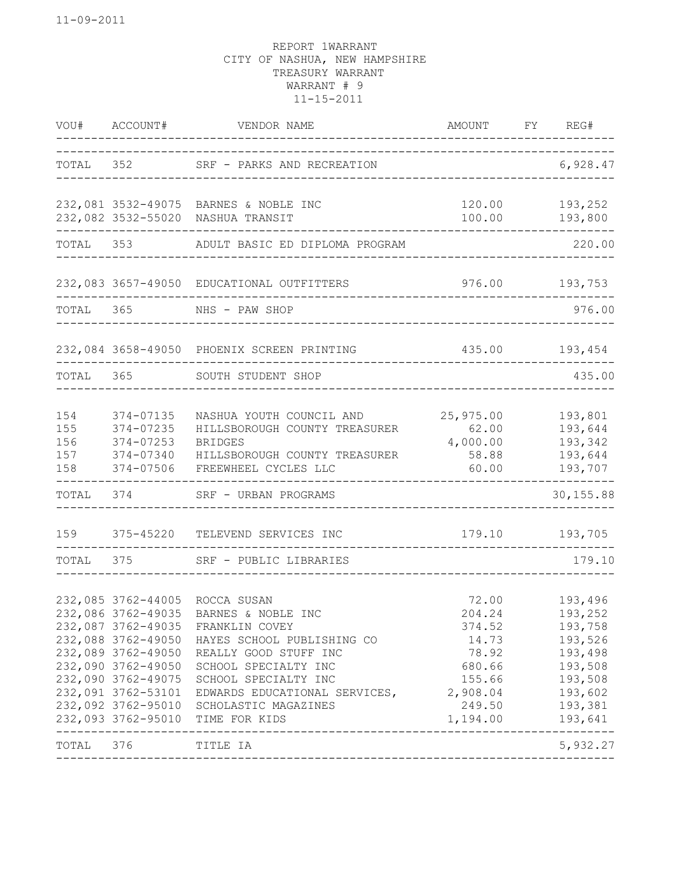11-09-2011

REPORT 1WARRANT
CITY OF NASHUA, NEW HAMPSHIRE
TREASURY WARRANT
WARRANT # 9
11-15-2011

| VOU# | ACCOUNT# | VENDOR NAME | AMOUNT | FY | REG# |
|---|---|---|---|---|---|
| TOTAL | 352 | SRF - PARKS AND RECREATION | | | 6,928.47 |
| 232,081 | 3532-49075 | BARNES & NOBLE INC | 120.00 | | 193,252 |
| 232,082 | 3532-55020 | NASHUA TRANSIT | 100.00 | | 193,800 |
| TOTAL | 353 | ADULT BASIC ED DIPLOMA PROGRAM | | | 220.00 |
| 232,083 | 3657-49050 | EDUCATIONAL OUTFITTERS | 976.00 | | 193,753 |
| TOTAL | 365 | NHS - PAW SHOP | | | 976.00 |
| 232,084 | 3658-49050 | PHOENIX SCREEN PRINTING | 435.00 | | 193,454 |
| TOTAL | 365 | SOUTH STUDENT SHOP | | | 435.00 |
| 154 | 374-07135 | NASHUA YOUTH COUNCIL AND | 25,975.00 | | 193,801 |
| 155 | 374-07235 | HILLSBOROUGH COUNTY TREASURER | 62.00 | | 193,644 |
| 156 | 374-07253 | BRIDGES | 4,000.00 | | 193,342 |
| 157 | 374-07340 | HILLSBOROUGH COUNTY TREASURER | 58.88 | | 193,644 |
| 158 | 374-07506 | FREEWHEEL CYCLES LLC | 60.00 | | 193,707 |
| TOTAL | 374 | SRF - URBAN PROGRAMS | | | 30,155.88 |
| 159 | 375-45220 | TELEVEND SERVICES INC | 179.10 | | 193,705 |
| TOTAL | 375 | SRF - PUBLIC LIBRARIES | | | 179.10 |
| 232,085 | 3762-44005 | ROCCA SUSAN | 72.00 | | 193,496 |
| 232,086 | 3762-49035 | BARNES & NOBLE INC | 204.24 | | 193,252 |
| 232,087 | 3762-49035 | FRANKLIN COVEY | 374.52 | | 193,758 |
| 232,088 | 3762-49050 | HAYES SCHOOL PUBLISHING CO | 14.73 | | 193,526 |
| 232,089 | 3762-49050 | REALLY GOOD STUFF INC | 78.92 | | 193,498 |
| 232,090 | 3762-49050 | SCHOOL SPECIALTY INC | 680.66 | | 193,508 |
| 232,090 | 3762-49075 | SCHOOL SPECIALTY INC | 155.66 | | 193,508 |
| 232,091 | 3762-53101 | EDWARDS EDUCATIONAL SERVICES, | 2,908.04 | | 193,602 |
| 232,092 | 3762-95010 | SCHOLASTIC MAGAZINES | 249.50 | | 193,381 |
| 232,093 | 3762-95010 | TIME FOR KIDS | 1,194.00 | | 193,641 |
| TOTAL | 376 | TITLE IA | | | 5,932.27 |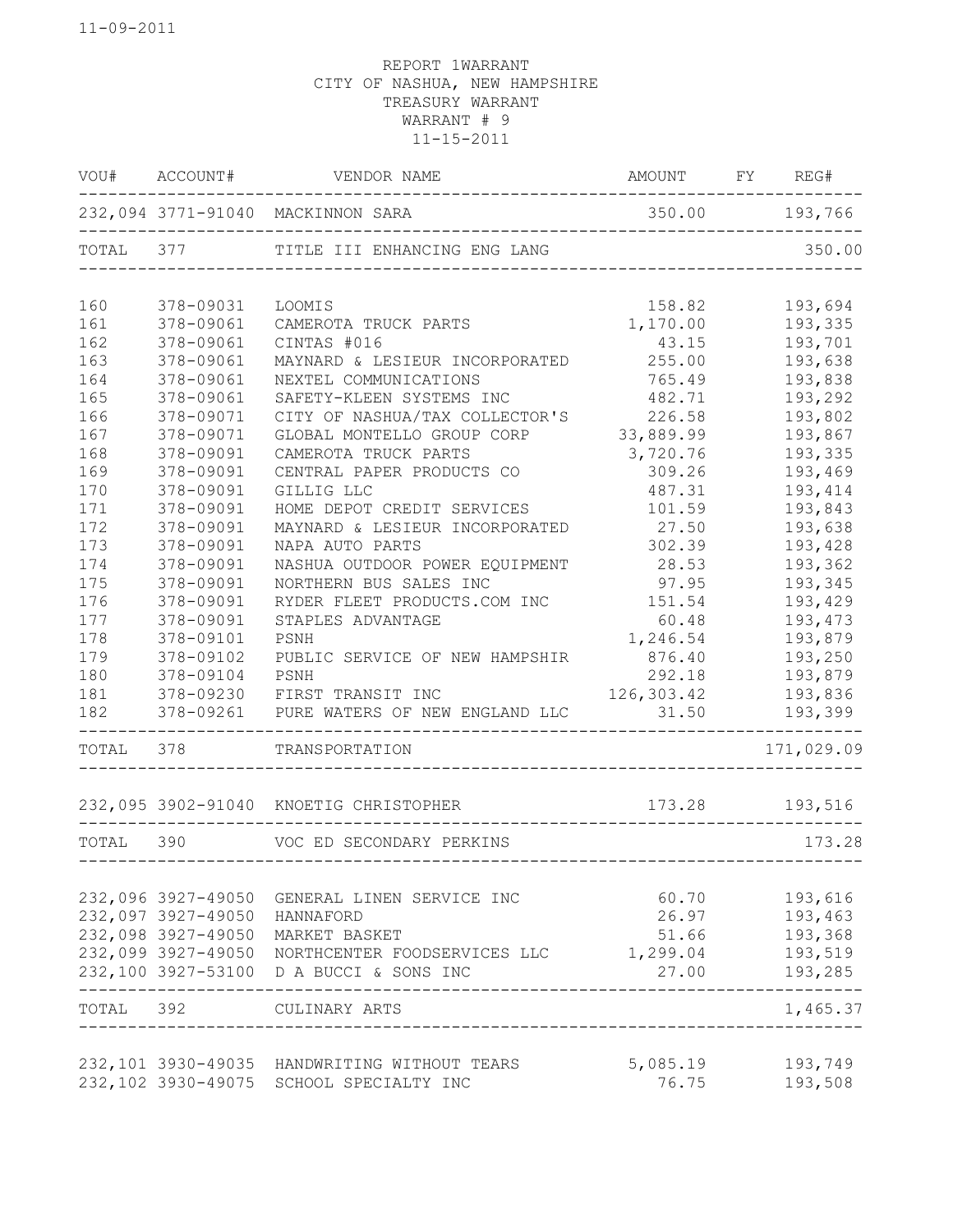11-09-2011

REPORT 1WARRANT
CITY OF NASHUA, NEW HAMPSHIRE
TREASURY WARRANT
WARRANT # 9
11-15-2011

| VOU# | ACCOUNT# | VENDOR NAME | AMOUNT | FY | REG# |
|---|---|---|---|---|---|
| 232,094 | 3771-91040 | MACKINNON SARA | 350.00 | | 193,766 |
| TOTAL | 377 | TITLE III ENHANCING ENG LANG | | | 350.00 |
| 160 | 378-09031 | LOOMIS | 158.82 | | 193,694 |
| 161 | 378-09061 | CAMEROTA TRUCK PARTS | 1,170.00 | | 193,335 |
| 162 | 378-09061 | CINTAS #016 | 43.15 | | 193,701 |
| 163 | 378-09061 | MAYNARD & LESIEUR INCORPORATED | 255.00 | | 193,638 |
| 164 | 378-09061 | NEXTEL COMMUNICATIONS | 765.49 | | 193,838 |
| 165 | 378-09061 | SAFETY-KLEEN SYSTEMS INC | 482.71 | | 193,292 |
| 166 | 378-09071 | CITY OF NASHUA/TAX COLLECTOR'S | 226.58 | | 193,802 |
| 167 | 378-09071 | GLOBAL MONTELLO GROUP CORP | 33,889.99 | | 193,867 |
| 168 | 378-09091 | CAMEROTA TRUCK PARTS | 3,720.76 | | 193,335 |
| 169 | 378-09091 | CENTRAL PAPER PRODUCTS CO | 309.26 | | 193,469 |
| 170 | 378-09091 | GILLIG LLC | 487.31 | | 193,414 |
| 171 | 378-09091 | HOME DEPOT CREDIT SERVICES | 101.59 | | 193,843 |
| 172 | 378-09091 | MAYNARD & LESIEUR INCORPORATED | 27.50 | | 193,638 |
| 173 | 378-09091 | NAPA AUTO PARTS | 302.39 | | 193,428 |
| 174 | 378-09091 | NASHUA OUTDOOR POWER EQUIPMENT | 28.53 | | 193,362 |
| 175 | 378-09091 | NORTHERN BUS SALES INC | 97.95 | | 193,345 |
| 176 | 378-09091 | RYDER FLEET PRODUCTS.COM INC | 151.54 | | 193,429 |
| 177 | 378-09091 | STAPLES ADVANTAGE | 60.48 | | 193,473 |
| 178 | 378-09101 | PSNH | 1,246.54 | | 193,879 |
| 179 | 378-09102 | PUBLIC SERVICE OF NEW HAMPSHIR | 876.40 | | 193,250 |
| 180 | 378-09104 | PSNH | 292.18 | | 193,879 |
| 181 | 378-09230 | FIRST TRANSIT INC | 126,303.42 | | 193,836 |
| 182 | 378-09261 | PURE WATERS OF NEW ENGLAND LLC | 31.50 | | 193,399 |
| TOTAL | 378 | TRANSPORTATION | | | 171,029.09 |
| 232,095 | 3902-91040 | KNOETIG CHRISTOPHER | 173.28 | | 193,516 |
| TOTAL | 390 | VOC ED SECONDARY PERKINS | | | 173.28 |
| 232,096 | 3927-49050 | GENERAL LINEN SERVICE INC | 60.70 | | 193,616 |
| 232,097 | 3927-49050 | HANNAFORD | 26.97 | | 193,463 |
| 232,098 | 3927-49050 | MARKET BASKET | 51.66 | | 193,368 |
| 232,099 | 3927-49050 | NORTHCENTER FOODSERVICES LLC | 1,299.04 | | 193,519 |
| 232,100 | 3927-53100 | D A BUCCI & SONS INC | 27.00 | | 193,285 |
| TOTAL | 392 | CULINARY ARTS | | | 1,465.37 |
| 232,101 | 3930-49035 | HANDWRITING WITHOUT TEARS | 5,085.19 | | 193,749 |
| 232,102 | 3930-49075 | SCHOOL SPECIALTY INC | 76.75 | | 193,508 |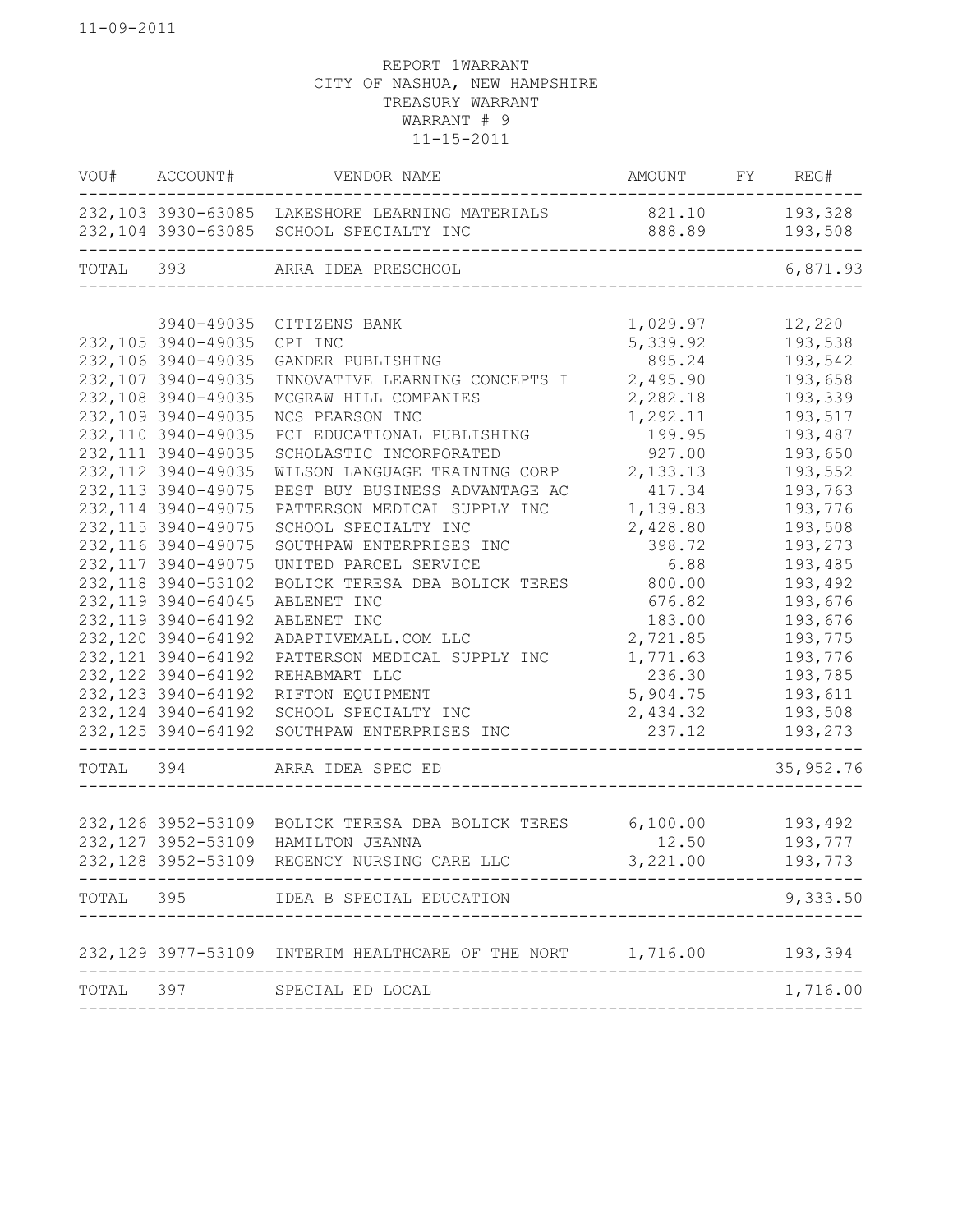11-09-2011

REPORT 1WARRANT
CITY OF NASHUA, NEW HAMPSHIRE
TREASURY WARRANT
WARRANT # 9
11-15-2011

| VOU# | ACCOUNT# | VENDOR NAME | AMOUNT | FY | REG# |
|---|---|---|---|---|---|
| 232,103 | 3930-63085 | LAKESHORE LEARNING MATERIALS | 821.10 | | 193,328 |
| 232,104 | 3930-63085 | SCHOOL SPECIALTY INC | 888.89 | | 193,508 |
| TOTAL | 393 | ARRA IDEA PRESCHOOL | | | 6,871.93 |
| | 3940-49035 | CITIZENS BANK | 1,029.97 | | 12,220 |
| 232,105 | 3940-49035 | CPI INC | 5,339.92 | | 193,538 |
| 232,106 | 3940-49035 | GANDER PUBLISHING | 895.24 | | 193,542 |
| 232,107 | 3940-49035 | INNOVATIVE LEARNING CONCEPTS I | 2,495.90 | | 193,658 |
| 232,108 | 3940-49035 | MCGRAW HILL COMPANIES | 2,282.18 | | 193,339 |
| 232,109 | 3940-49035 | NCS PEARSON INC | 1,292.11 | | 193,517 |
| 232,110 | 3940-49035 | PCI EDUCATIONAL PUBLISHING | 199.95 | | 193,487 |
| 232,111 | 3940-49035 | SCHOLASTIC INCORPORATED | 927.00 | | 193,650 |
| 232,112 | 3940-49035 | WILSON LANGUAGE TRAINING CORP | 2,133.13 | | 193,552 |
| 232,113 | 3940-49075 | BEST BUY BUSINESS ADVANTAGE AC | 417.34 | | 193,763 |
| 232,114 | 3940-49075 | PATTERSON MEDICAL SUPPLY INC | 1,139.83 | | 193,776 |
| 232,115 | 3940-49075 | SCHOOL SPECIALTY INC | 2,428.80 | | 193,508 |
| 232,116 | 3940-49075 | SOUTHPAW ENTERPRISES INC | 398.72 | | 193,273 |
| 232,117 | 3940-49075 | UNITED PARCEL SERVICE | 6.88 | | 193,485 |
| 232,118 | 3940-53102 | BOLICK TERESA DBA BOLICK TERES | 800.00 | | 193,492 |
| 232,119 | 3940-64045 | ABLENET INC | 676.82 | | 193,676 |
| 232,119 | 3940-64192 | ABLENET INC | 183.00 | | 193,676 |
| 232,120 | 3940-64192 | ADAPTIVEMALL.COM LLC | 2,721.85 | | 193,775 |
| 232,121 | 3940-64192 | PATTERSON MEDICAL SUPPLY INC | 1,771.63 | | 193,776 |
| 232,122 | 3940-64192 | REHABMART LLC | 236.30 | | 193,785 |
| 232,123 | 3940-64192 | RIFTON EQUIPMENT | 5,904.75 | | 193,611 |
| 232,124 | 3940-64192 | SCHOOL SPECIALTY INC | 2,434.32 | | 193,508 |
| 232,125 | 3940-64192 | SOUTHPAW ENTERPRISES INC | 237.12 | | 193,273 |
| TOTAL | 394 | ARRA IDEA SPEC ED | | | 35,952.76 |
| 232,126 | 3952-53109 | BOLICK TERESA DBA BOLICK TERES | 6,100.00 | | 193,492 |
| 232,127 | 3952-53109 | HAMILTON JEANNA | 12.50 | | 193,777 |
| 232,128 | 3952-53109 | REGENCY NURSING CARE LLC | 3,221.00 | | 193,773 |
| TOTAL | 395 | IDEA B SPECIAL EDUCATION | | | 9,333.50 |
| 232,129 | 3977-53109 | INTERIM HEALTHCARE OF THE NORT | 1,716.00 | | 193,394 |
| TOTAL | 397 | SPECIAL ED LOCAL | | | 1,716.00 |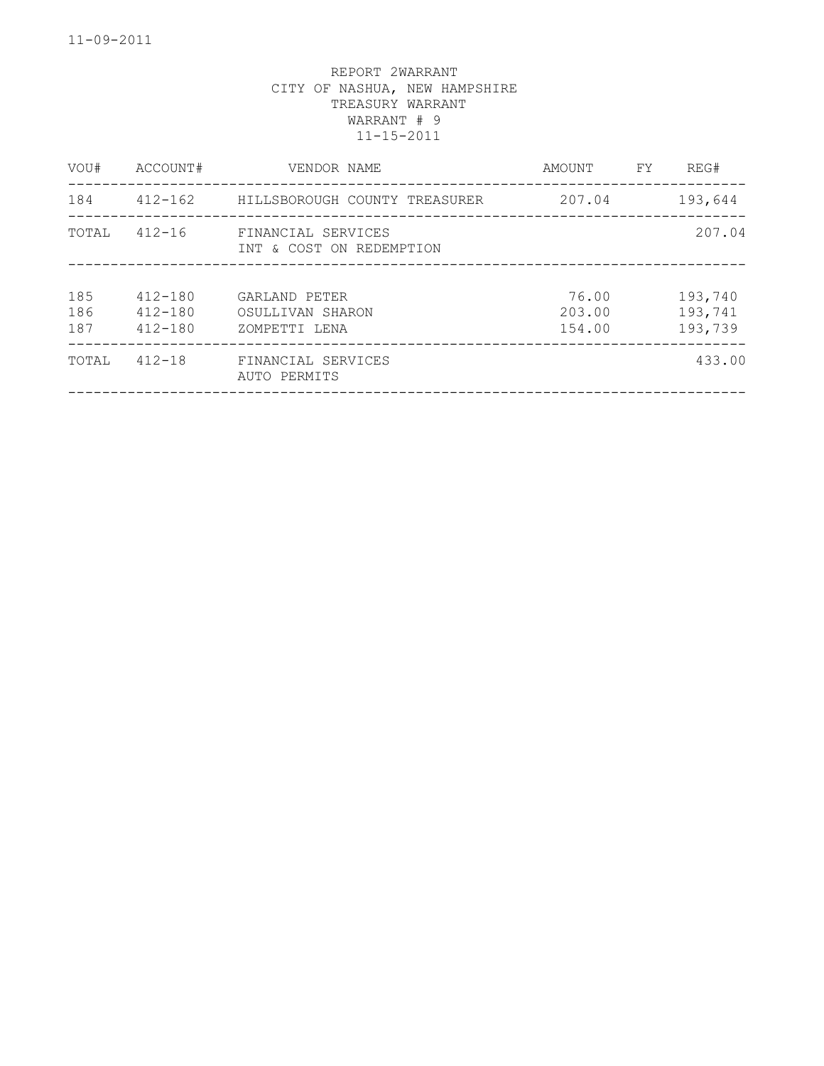REPORT 2WARRANT
CITY OF NASHUA, NEW HAMPSHIRE
TREASURY WARRANT
WARRANT # 9
11-15-2011

| VOU# | ACCOUNT# | VENDOR NAME | AMOUNT | FY | REG# |
|---|---|---|---|---|---|
| 184 | 412-162 | HILLSBOROUGH COUNTY TREASURER | 207.04 | | 193,644 |
| TOTAL | 412-16 | FINANCIAL SERVICES INT & COST ON REDEMPTION | | | 207.04 |
| 185 | 412-180 | GARLAND PETER | 76.00 | | 193,740 |
| 186 | 412-180 | OSULLIVAN SHARON | 203.00 | | 193,741 |
| 187 | 412-180 | ZOMPETTI LENA | 154.00 | | 193,739 |
| TOTAL | 412-18 | FINANCIAL SERVICES AUTO PERMITS | | | 433.00 |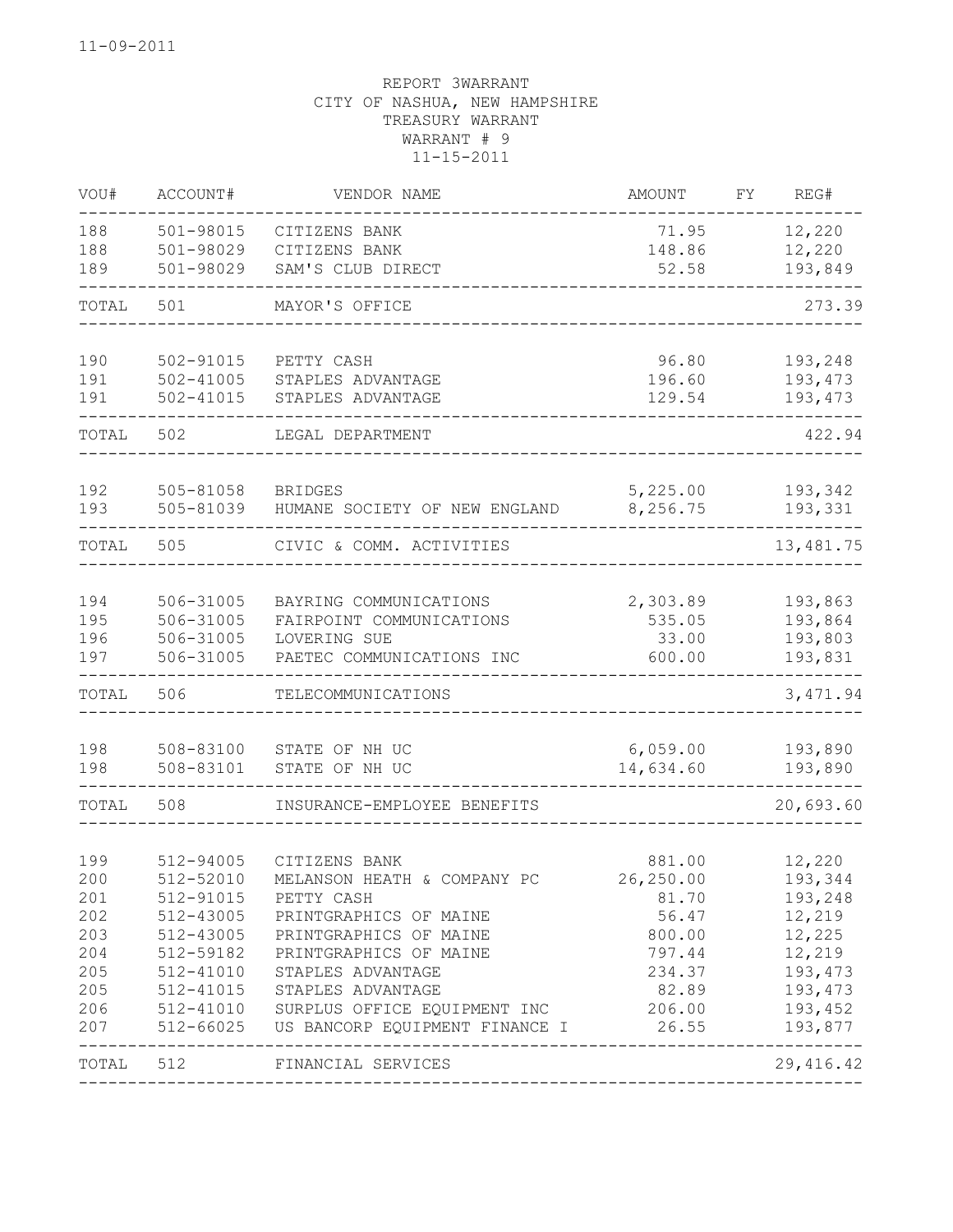11-09-2011

REPORT 3WARRANT
CITY OF NASHUA, NEW HAMPSHIRE
TREASURY WARRANT
WARRANT # 9
11-15-2011

| VOU# | ACCOUNT# | VENDOR NAME | AMOUNT | FY | REG# |
|---|---|---|---|---|---|
| 188 | 501-98015 | CITIZENS BANK | 71.95 | | 12,220 |
| 188 | 501-98029 | CITIZENS BANK | 148.86 | | 12,220 |
| 189 | 501-98029 | SAM'S CLUB DIRECT | 52.58 | | 193,849 |
| TOTAL | 501 | MAYOR'S OFFICE | | | 273.39 |
| 190 | 502-91015 | PETTY CASH | 96.80 | | 193,248 |
| 191 | 502-41005 | STAPLES ADVANTAGE | 196.60 | | 193,473 |
| 191 | 502-41015 | STAPLES ADVANTAGE | 129.54 | | 193,473 |
| TOTAL | 502 | LEGAL DEPARTMENT | | | 422.94 |
| 192 | 505-81058 | BRIDGES | 5,225.00 | | 193,342 |
| 193 | 505-81039 | HUMANE SOCIETY OF NEW ENGLAND | 8,256.75 | | 193,331 |
| TOTAL | 505 | CIVIC & COMM. ACTIVITIES | | | 13,481.75 |
| 194 | 506-31005 | BAYRING COMMUNICATIONS | 2,303.89 | | 193,863 |
| 195 | 506-31005 | FAIRPOINT COMMUNICATIONS | 535.05 | | 193,864 |
| 196 | 506-31005 | LOVERING SUE | 33.00 | | 193,803 |
| 197 | 506-31005 | PAETEC COMMUNICATIONS INC | 600.00 | | 193,831 |
| TOTAL | 506 | TELECOMMUNICATIONS | | | 3,471.94 |
| 198 | 508-83100 | STATE OF NH UC | 6,059.00 | | 193,890 |
| 198 | 508-83101 | STATE OF NH UC | 14,634.60 | | 193,890 |
| TOTAL | 508 | INSURANCE-EMPLOYEE BENEFITS | | | 20,693.60 |
| 199 | 512-94005 | CITIZENS BANK | 881.00 | | 12,220 |
| 200 | 512-52010 | MELANSON HEATH & COMPANY PC | 26,250.00 | | 193,344 |
| 201 | 512-91015 | PETTY CASH | 81.70 | | 193,248 |
| 202 | 512-43005 | PRINTGRAPHICS OF MAINE | 56.47 | | 12,219 |
| 203 | 512-43005 | PRINTGRAPHICS OF MAINE | 800.00 | | 12,225 |
| 204 | 512-59182 | PRINTGRAPHICS OF MAINE | 797.44 | | 12,219 |
| 205 | 512-41010 | STAPLES ADVANTAGE | 234.37 | | 193,473 |
| 205 | 512-41015 | STAPLES ADVANTAGE | 82.89 | | 193,473 |
| 206 | 512-41010 | SURPLUS OFFICE EQUIPMENT INC | 206.00 | | 193,452 |
| 207 | 512-66025 | US BANCORP EQUIPMENT FINANCE I | 26.55 | | 193,877 |
| TOTAL | 512 | FINANCIAL SERVICES | | | 29,416.42 |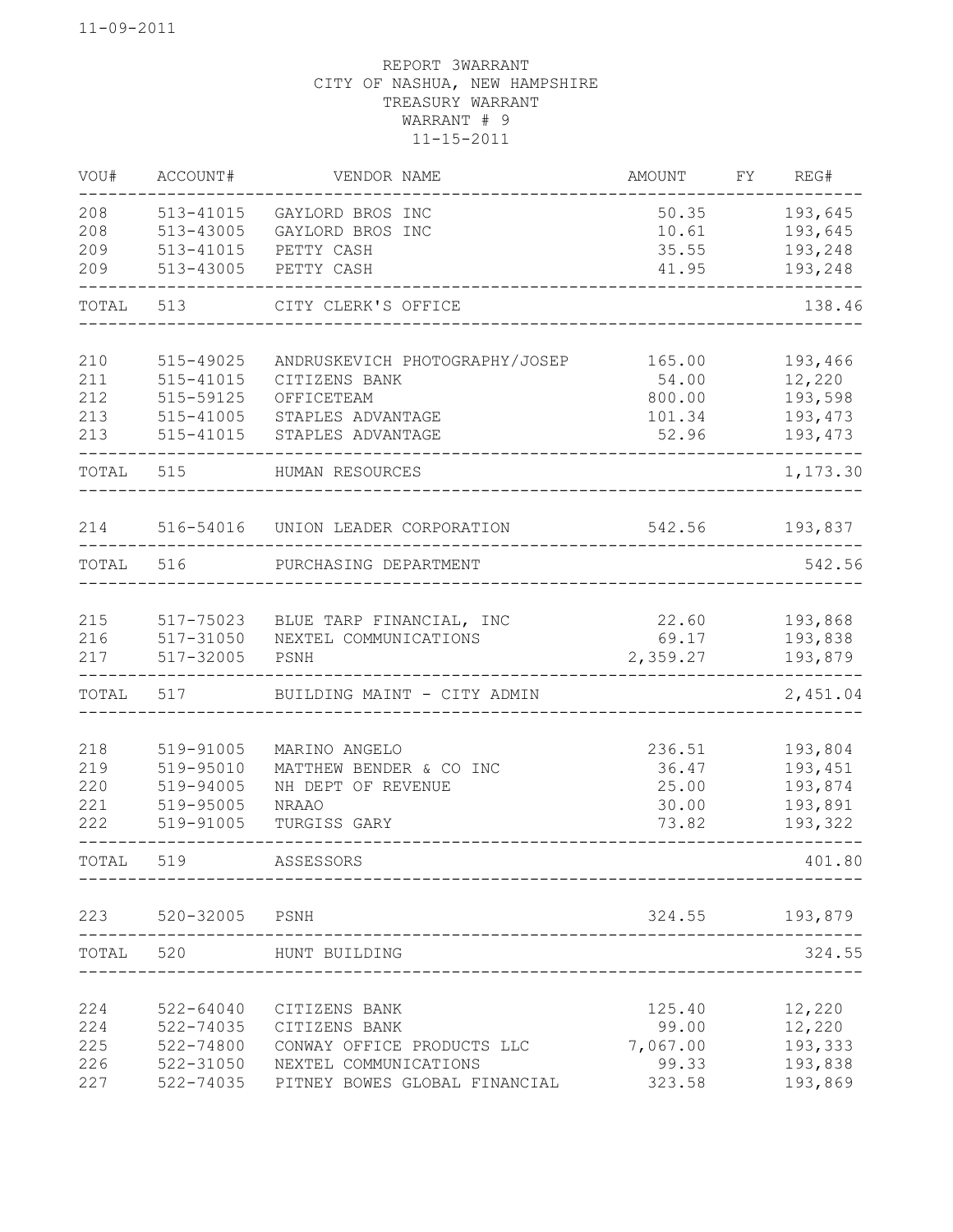11-09-2011

REPORT 3WARRANT
CITY OF NASHUA, NEW HAMPSHIRE
TREASURY WARRANT
WARRANT # 9
11-15-2011

| VOU# | ACCOUNT# | VENDOR NAME | AMOUNT | FY | REG# |
|---|---|---|---|---|---|
| 208 | 513-41015 | GAYLORD BROS INC | 50.35 | | 193,645 |
| 208 | 513-43005 | GAYLORD BROS INC | 10.61 | | 193,645 |
| 209 | 513-41015 | PETTY CASH | 35.55 | | 193,248 |
| 209 | 513-43005 | PETTY CASH | 41.95 | | 193,248 |
| TOTAL | 513 | CITY CLERK'S OFFICE | | | 138.46 |
| 210 | 515-49025 | ANDRUSKEVICH PHOTOGRAPHY/JOSEP | 165.00 | | 193,466 |
| 211 | 515-41015 | CITIZENS BANK | 54.00 | | 12,220 |
| 212 | 515-59125 | OFFICETEAM | 800.00 | | 193,598 |
| 213 | 515-41005 | STAPLES ADVANTAGE | 101.34 | | 193,473 |
| 213 | 515-41015 | STAPLES ADVANTAGE | 52.96 | | 193,473 |
| TOTAL | 515 | HUMAN RESOURCES | | | 1,173.30 |
| 214 | 516-54016 | UNION LEADER CORPORATION | 542.56 | | 193,837 |
| TOTAL | 516 | PURCHASING DEPARTMENT | | | 542.56 |
| 215 | 517-75023 | BLUE TARP FINANCIAL, INC | 22.60 | | 193,868 |
| 216 | 517-31050 | NEXTEL COMMUNICATIONS | 69.17 | | 193,838 |
| 217 | 517-32005 | PSNH | 2,359.27 | | 193,879 |
| TOTAL | 517 | BUILDING MAINT - CITY ADMIN | | | 2,451.04 |
| 218 | 519-91005 | MARINO ANGELO | 236.51 | | 193,804 |
| 219 | 519-95010 | MATTHEW BENDER & CO INC | 36.47 | | 193,451 |
| 220 | 519-94005 | NH DEPT OF REVENUE | 25.00 | | 193,874 |
| 221 | 519-95005 | NRAAO | 30.00 | | 193,891 |
| 222 | 519-91005 | TURGISS GARY | 73.82 | | 193,322 |
| TOTAL | 519 | ASSESSORS | | | 401.80 |
| 223 | 520-32005 | PSNH | 324.55 | | 193,879 |
| TOTAL | 520 | HUNT BUILDING | | | 324.55 |
| 224 | 522-64040 | CITIZENS BANK | 125.40 | | 12,220 |
| 224 | 522-74035 | CITIZENS BANK | 99.00 | | 12,220 |
| 225 | 522-74800 | CONWAY OFFICE PRODUCTS LLC | 7,067.00 | | 193,333 |
| 226 | 522-31050 | NEXTEL COMMUNICATIONS | 99.33 | | 193,838 |
| 227 | 522-74035 | PITNEY BOWES GLOBAL FINANCIAL | 323.58 | | 193,869 |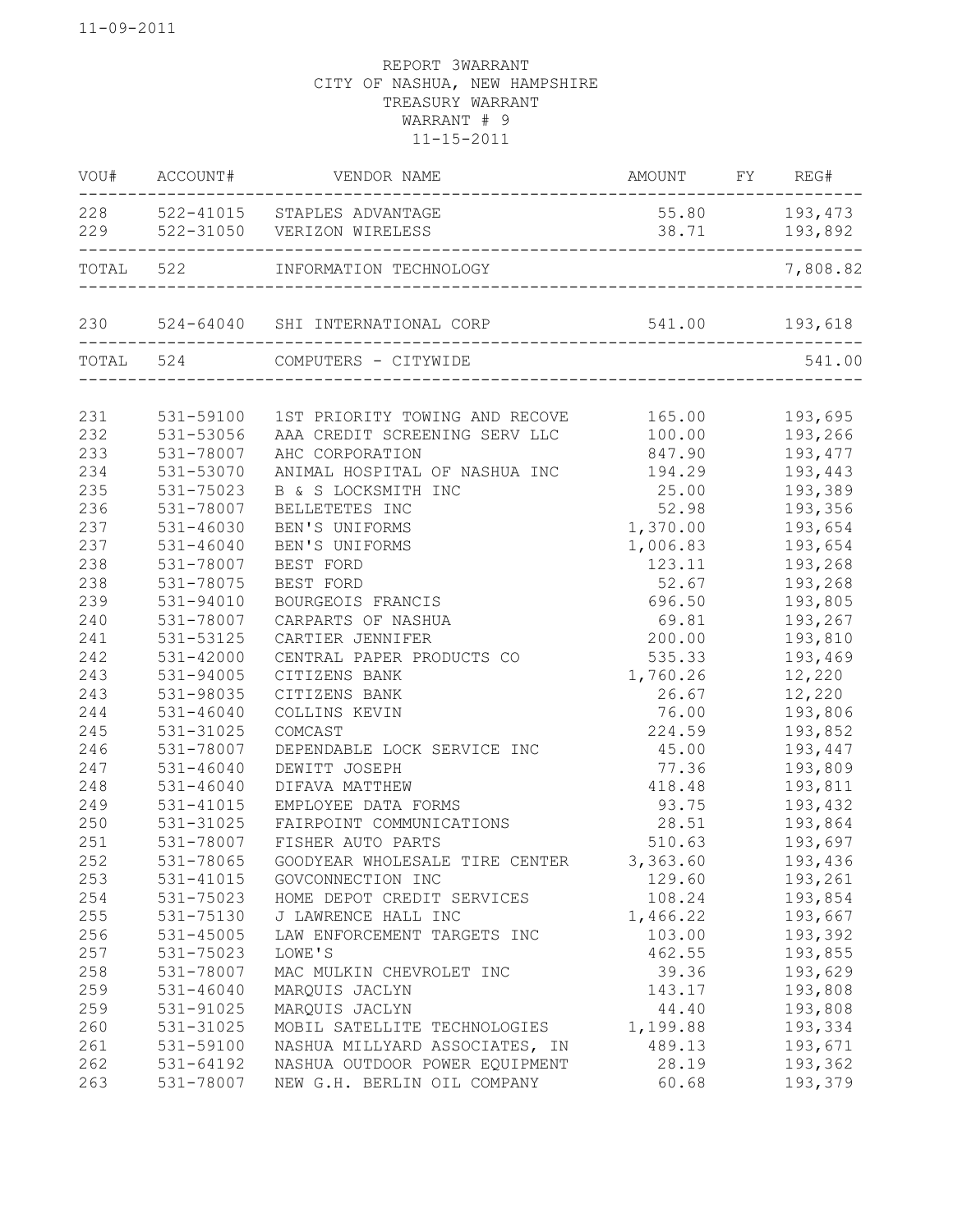11-09-2011

REPORT 3WARRANT
CITY OF NASHUA, NEW HAMPSHIRE
TREASURY WARRANT
WARRANT # 9
11-15-2011

| VOU# | ACCOUNT# | VENDOR NAME | AMOUNT | FY | REG# |
|---|---|---|---|---|---|
| 228 | 522-41015 | STAPLES ADVANTAGE | 55.80 | | 193,473 |
| 229 | 522-31050 | VERIZON WIRELESS | 38.71 | | 193,892 |
| TOTAL | 522 | INFORMATION TECHNOLOGY | | | 7,808.82 |
| 230 | 524-64040 | SHI INTERNATIONAL CORP | 541.00 | | 193,618 |
| TOTAL | 524 | COMPUTERS - CITYWIDE | | | 541.00 |
| 231 | 531-59100 | 1ST PRIORITY TOWING AND RECOVE | 165.00 | | 193,695 |
| 232 | 531-53056 | AAA CREDIT SCREENING SERV LLC | 100.00 | | 193,266 |
| 233 | 531-78007 | AHC CORPORATION | 847.90 | | 193,477 |
| 234 | 531-53070 | ANIMAL HOSPITAL OF NASHUA INC | 194.29 | | 193,443 |
| 235 | 531-75023 | B & S LOCKSMITH INC | 25.00 | | 193,389 |
| 236 | 531-78007 | BELLETETES INC | 52.98 | | 193,356 |
| 237 | 531-46030 | BEN'S UNIFORMS | 1,370.00 | | 193,654 |
| 237 | 531-46040 | BEN'S UNIFORMS | 1,006.83 | | 193,654 |
| 238 | 531-78007 | BEST FORD | 123.11 | | 193,268 |
| 238 | 531-78075 | BEST FORD | 52.67 | | 193,268 |
| 239 | 531-94010 | BOURGEOIS FRANCIS | 696.50 | | 193,805 |
| 240 | 531-78007 | CARPARTS OF NASHUA | 69.81 | | 193,267 |
| 241 | 531-53125 | CARTIER JENNIFER | 200.00 | | 193,810 |
| 242 | 531-42000 | CENTRAL PAPER PRODUCTS CO | 535.33 | | 193,469 |
| 243 | 531-94005 | CITIZENS BANK | 1,760.26 | | 12,220 |
| 243 | 531-98035 | CITIZENS BANK | 26.67 | | 12,220 |
| 244 | 531-46040 | COLLINS KEVIN | 76.00 | | 193,806 |
| 245 | 531-31025 | COMCAST | 224.59 | | 193,852 |
| 246 | 531-78007 | DEPENDABLE LOCK SERVICE INC | 45.00 | | 193,447 |
| 247 | 531-46040 | DEWITT JOSEPH | 77.36 | | 193,809 |
| 248 | 531-46040 | DIFAVA MATTHEW | 418.48 | | 193,811 |
| 249 | 531-41015 | EMPLOYEE DATA FORMS | 93.75 | | 193,432 |
| 250 | 531-31025 | FAIRPOINT COMMUNICATIONS | 28.51 | | 193,864 |
| 251 | 531-78007 | FISHER AUTO PARTS | 510.63 | | 193,697 |
| 252 | 531-78065 | GOODYEAR WHOLESALE TIRE CENTER | 3,363.60 | | 193,436 |
| 253 | 531-41015 | GOVCONNECTION INC | 129.60 | | 193,261 |
| 254 | 531-75023 | HOME DEPOT CREDIT SERVICES | 108.24 | | 193,854 |
| 255 | 531-75130 | J LAWRENCE HALL INC | 1,466.22 | | 193,667 |
| 256 | 531-45005 | LAW ENFORCEMENT TARGETS INC | 103.00 | | 193,392 |
| 257 | 531-75023 | LOWE'S | 462.55 | | 193,855 |
| 258 | 531-78007 | MAC MULKIN CHEVROLET INC | 39.36 | | 193,629 |
| 259 | 531-46040 | MARQUIS JACLYN | 143.17 | | 193,808 |
| 259 | 531-91025 | MARQUIS JACLYN | 44.40 | | 193,808 |
| 260 | 531-31025 | MOBIL SATELLITE TECHNOLOGIES | 1,199.88 | | 193,334 |
| 261 | 531-59100 | NASHUA MILLYARD ASSOCIATES, IN | 489.13 | | 193,671 |
| 262 | 531-64192 | NASHUA OUTDOOR POWER EQUIPMENT | 28.19 | | 193,362 |
| 263 | 531-78007 | NEW G.H. BERLIN OIL COMPANY | 60.68 | | 193,379 |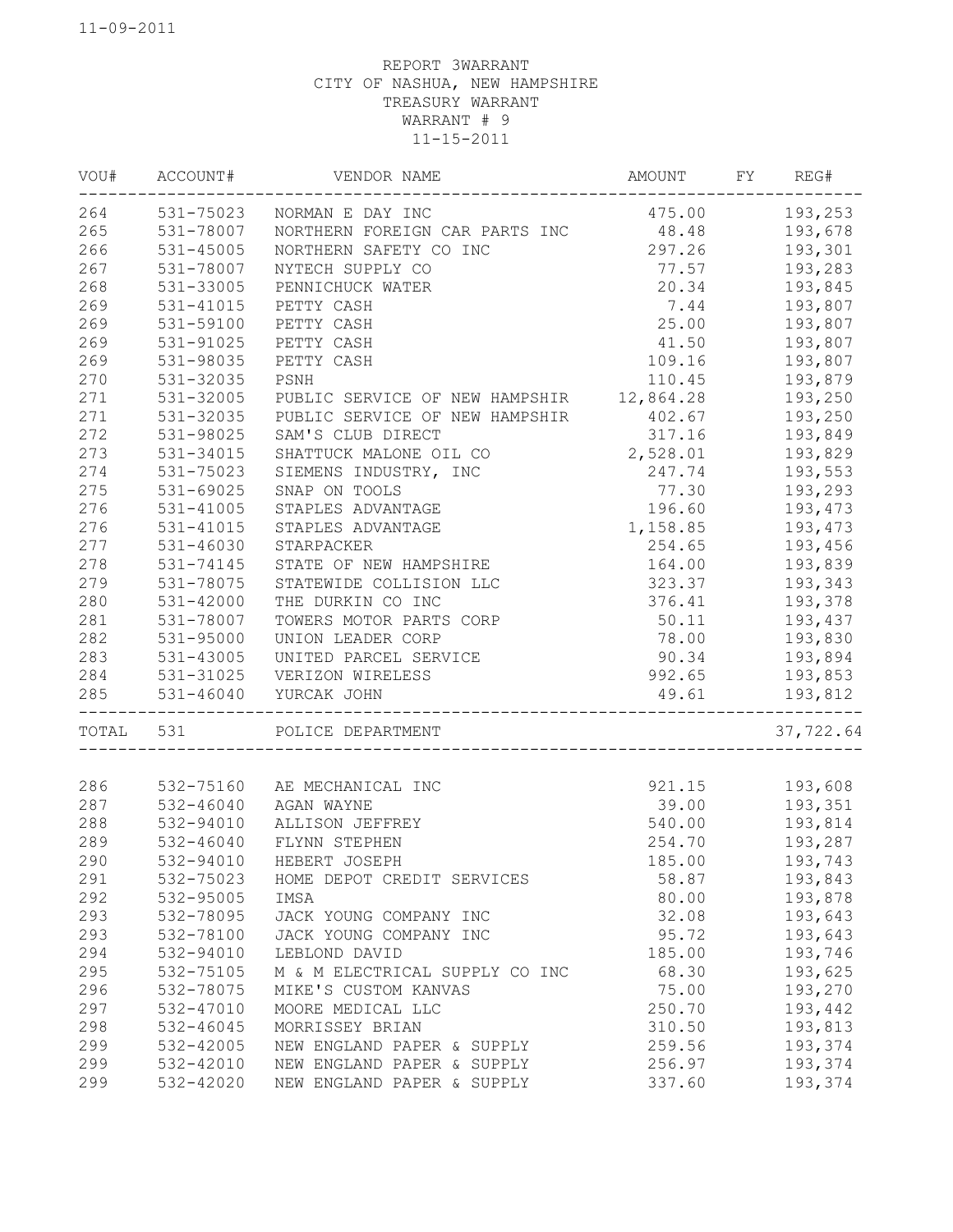11-09-2011

REPORT 3WARRANT
CITY OF NASHUA, NEW HAMPSHIRE
TREASURY WARRANT
WARRANT # 9
11-15-2011

| VOU# | ACCOUNT# | VENDOR NAME | AMOUNT | FY | REG# |
|---|---|---|---|---|---|
| 264 | 531-75023 | NORMAN E DAY INC | 475.00 | | 193,253 |
| 265 | 531-78007 | NORTHERN FOREIGN CAR PARTS INC | 48.48 | | 193,678 |
| 266 | 531-45005 | NORTHERN SAFETY CO INC | 297.26 | | 193,301 |
| 267 | 531-78007 | NYTECH SUPPLY CO | 77.57 | | 193,283 |
| 268 | 531-33005 | PENNICHUCK WATER | 20.34 | | 193,845 |
| 269 | 531-41015 | PETTY CASH | 7.44 | | 193,807 |
| 269 | 531-59100 | PETTY CASH | 25.00 | | 193,807 |
| 269 | 531-91025 | PETTY CASH | 41.50 | | 193,807 |
| 269 | 531-98035 | PETTY CASH | 109.16 | | 193,807 |
| 270 | 531-32035 | PSNH | 110.45 | | 193,879 |
| 271 | 531-32005 | PUBLIC SERVICE OF NEW HAMPSHIR | 12,864.28 | | 193,250 |
| 271 | 531-32035 | PUBLIC SERVICE OF NEW HAMPSHIR | 402.67 | | 193,250 |
| 272 | 531-98025 | SAM'S CLUB DIRECT | 317.16 | | 193,849 |
| 273 | 531-34015 | SHATTUCK MALONE OIL CO | 2,528.01 | | 193,829 |
| 274 | 531-75023 | SIEMENS INDUSTRY, INC | 247.74 | | 193,553 |
| 275 | 531-69025 | SNAP ON TOOLS | 77.30 | | 193,293 |
| 276 | 531-41005 | STAPLES ADVANTAGE | 196.60 | | 193,473 |
| 276 | 531-41015 | STAPLES ADVANTAGE | 1,158.85 | | 193,473 |
| 277 | 531-46030 | STARPACKER | 254.65 | | 193,456 |
| 278 | 531-74145 | STATE OF NEW HAMPSHIRE | 164.00 | | 193,839 |
| 279 | 531-78075 | STATEWIDE COLLISION LLC | 323.37 | | 193,343 |
| 280 | 531-42000 | THE DURKIN CO INC | 376.41 | | 193,378 |
| 281 | 531-78007 | TOWERS MOTOR PARTS CORP | 50.11 | | 193,437 |
| 282 | 531-95000 | UNION LEADER CORP | 78.00 | | 193,830 |
| 283 | 531-43005 | UNITED PARCEL SERVICE | 90.34 | | 193,894 |
| 284 | 531-31025 | VERIZON WIRELESS | 992.65 | | 193,853 |
| 285 | 531-46040 | YURCAK JOHN | 49.61 | | 193,812 |
| TOTAL | 531 | POLICE DEPARTMENT | | | 37,722.64 |
| 286 | 532-75160 | AE MECHANICAL INC | 921.15 | | 193,608 |
| 287 | 532-46040 | AGAN WAYNE | 39.00 | | 193,351 |
| 288 | 532-94010 | ALLISON JEFFREY | 540.00 | | 193,814 |
| 289 | 532-46040 | FLYNN STEPHEN | 254.70 | | 193,287 |
| 290 | 532-94010 | HEBERT JOSEPH | 185.00 | | 193,743 |
| 291 | 532-75023 | HOME DEPOT CREDIT SERVICES | 58.87 | | 193,843 |
| 292 | 532-95005 | IMSA | 80.00 | | 193,878 |
| 293 | 532-78095 | JACK YOUNG COMPANY INC | 32.08 | | 193,643 |
| 293 | 532-78100 | JACK YOUNG COMPANY INC | 95.72 | | 193,643 |
| 294 | 532-94010 | LEBLOND DAVID | 185.00 | | 193,746 |
| 295 | 532-75105 | M & M ELECTRICAL SUPPLY CO INC | 68.30 | | 193,625 |
| 296 | 532-78075 | MIKE'S CUSTOM KANVAS | 75.00 | | 193,270 |
| 297 | 532-47010 | MOORE MEDICAL LLC | 250.70 | | 193,442 |
| 298 | 532-46045 | MORRISSEY BRIAN | 310.50 | | 193,813 |
| 299 | 532-42005 | NEW ENGLAND PAPER & SUPPLY | 259.56 | | 193,374 |
| 299 | 532-42010 | NEW ENGLAND PAPER & SUPPLY | 256.97 | | 193,374 |
| 299 | 532-42020 | NEW ENGLAND PAPER & SUPPLY | 337.60 | | 193,374 |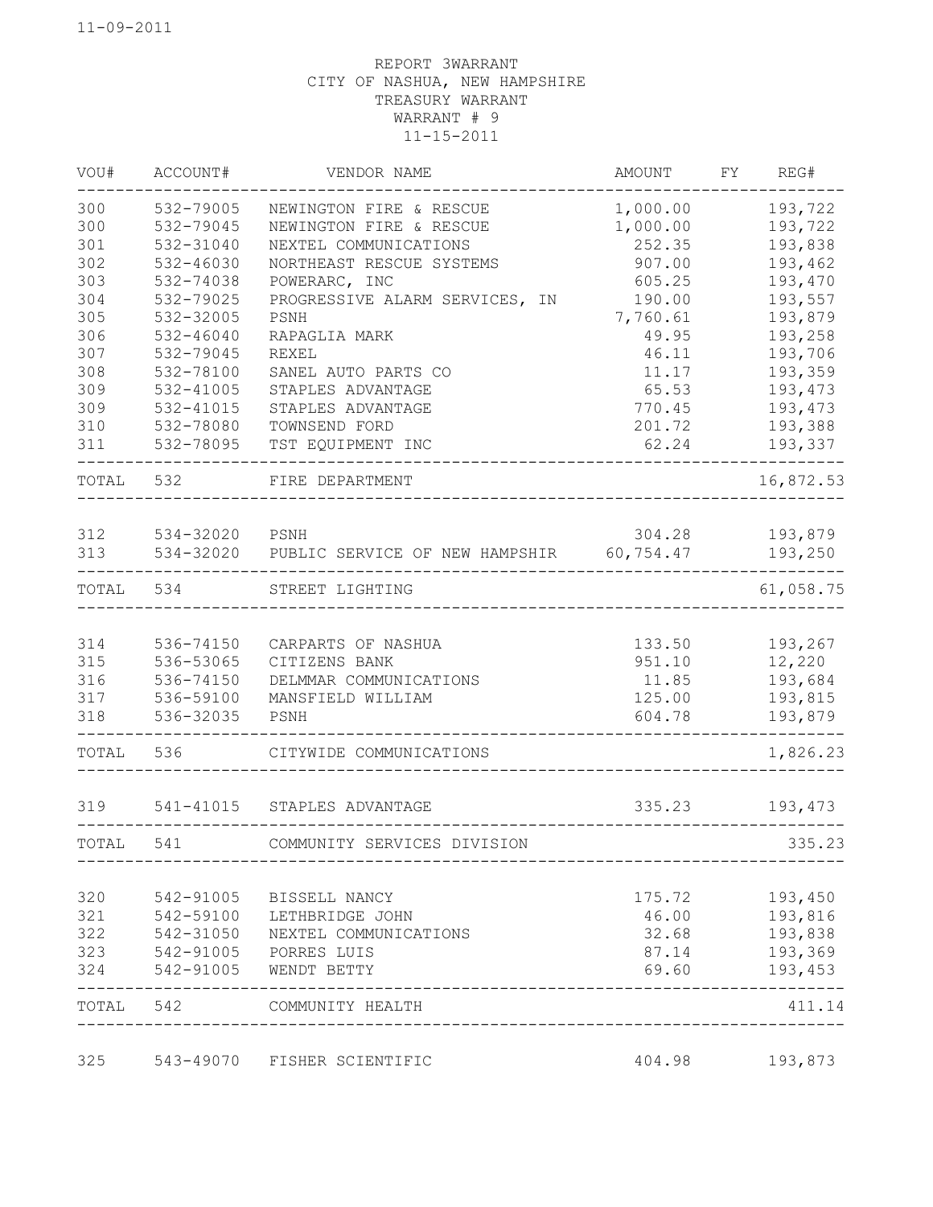11-09-2011

REPORT 3WARRANT
CITY OF NASHUA, NEW HAMPSHIRE
TREASURY WARRANT
WARRANT # 9
11-15-2011

| VOU# | ACCOUNT# | VENDOR NAME | AMOUNT | FY | REG# |
|---|---|---|---|---|---|
| 300 | 532-79005 | NEWINGTON FIRE & RESCUE | 1,000.00 | | 193,722 |
| 300 | 532-79045 | NEWINGTON FIRE & RESCUE | 1,000.00 | | 193,722 |
| 301 | 532-31040 | NEXTEL COMMUNICATIONS | 252.35 | | 193,838 |
| 302 | 532-46030 | NORTHEAST RESCUE SYSTEMS | 907.00 | | 193,462 |
| 303 | 532-74038 | POWERARC, INC | 605.25 | | 193,470 |
| 304 | 532-79025 | PROGRESSIVE ALARM SERVICES, IN | 190.00 | | 193,557 |
| 305 | 532-32005 | PSNH | 7,760.61 | | 193,879 |
| 306 | 532-46040 | RAPAGLIA MARK | 49.95 | | 193,258 |
| 307 | 532-79045 | REXEL | 46.11 | | 193,706 |
| 308 | 532-78100 | SANEL AUTO PARTS CO | 11.17 | | 193,359 |
| 309 | 532-41005 | STAPLES ADVANTAGE | 65.53 | | 193,473 |
| 309 | 532-41015 | STAPLES ADVANTAGE | 770.45 | | 193,473 |
| 310 | 532-78080 | TOWNSEND FORD | 201.72 | | 193,388 |
| 311 | 532-78095 | TST EQUIPMENT INC | 62.24 | | 193,337 |
| TOTAL | 532 | FIRE DEPARTMENT | | | 16,872.53 |
| 312 | 534-32020 | PSNH | 304.28 | | 193,879 |
| 313 | 534-32020 | PUBLIC SERVICE OF NEW HAMPSHIR | 60,754.47 | | 193,250 |
| TOTAL | 534 | STREET LIGHTING | | | 61,058.75 |
| 314 | 536-74150 | CARPARTS OF NASHUA | 133.50 | | 193,267 |
| 315 | 536-53065 | CITIZENS BANK | 951.10 | | 12,220 |
| 316 | 536-74150 | DELMMAR COMMUNICATIONS | 11.85 | | 193,684 |
| 317 | 536-59100 | MANSFIELD WILLIAM | 125.00 | | 193,815 |
| 318 | 536-32035 | PSNH | 604.78 | | 193,879 |
| TOTAL | 536 | CITYWIDE COMMUNICATIONS | | | 1,826.23 |
| 319 | 541-41015 | STAPLES ADVANTAGE | 335.23 | | 193,473 |
| TOTAL | 541 | COMMUNITY SERVICES DIVISION | | | 335.23 |
| 320 | 542-91005 | BISSELL NANCY | 175.72 | | 193,450 |
| 321 | 542-59100 | LETHBRIDGE JOHN | 46.00 | | 193,816 |
| 322 | 542-31050 | NEXTEL COMMUNICATIONS | 32.68 | | 193,838 |
| 323 | 542-91005 | PORRES LUIS | 87.14 | | 193,369 |
| 324 | 542-91005 | WENDT BETTY | 69.60 | | 193,453 |
| TOTAL | 542 | COMMUNITY HEALTH | | | 411.14 |
| 325 | 543-49070 | FISHER SCIENTIFIC | 404.98 | | 193,873 |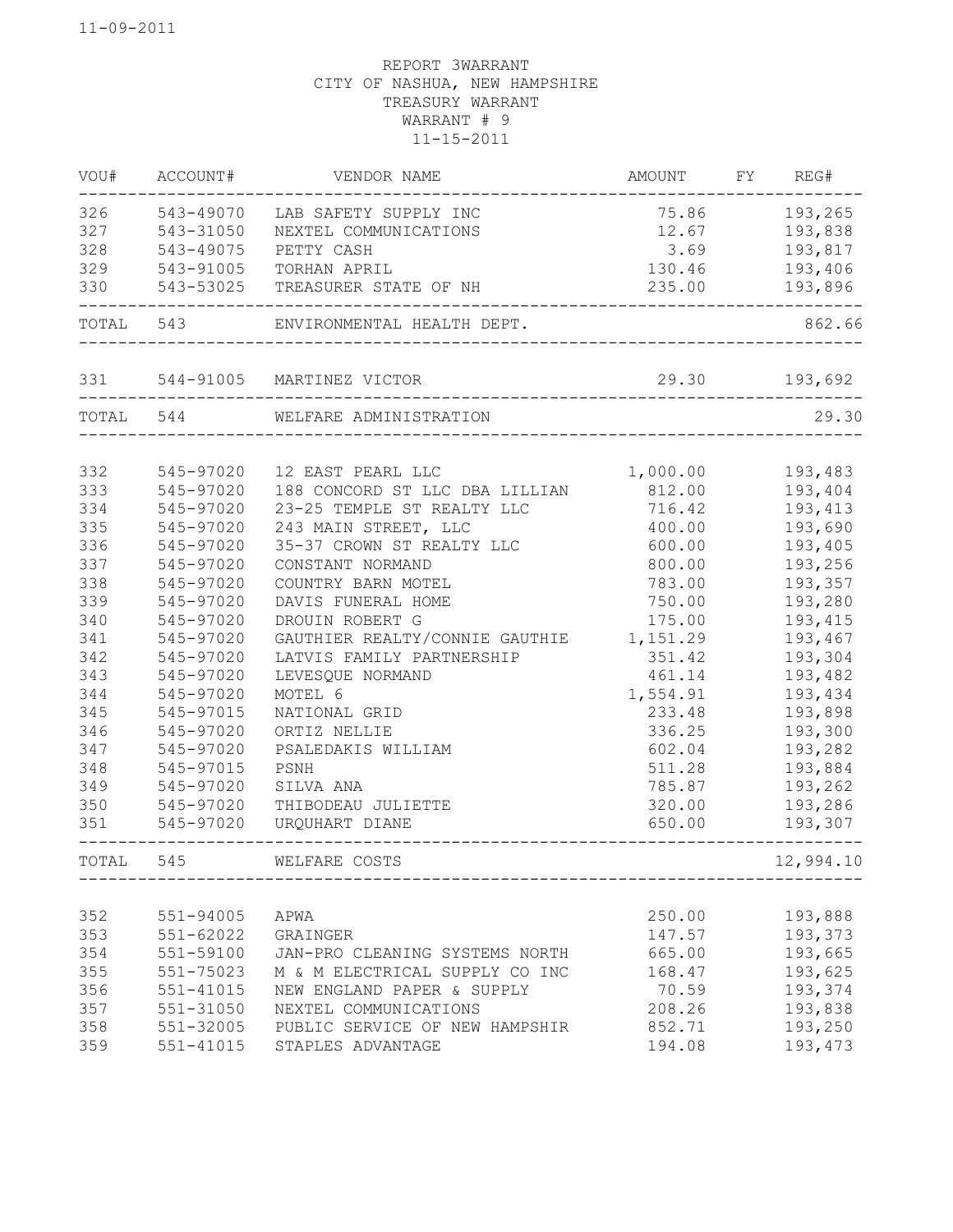11-09-2011

REPORT 3WARRANT
CITY OF NASHUA, NEW HAMPSHIRE
TREASURY WARRANT
WARRANT # 9
11-15-2011

| VOU# | ACCOUNT# | VENDOR NAME | AMOUNT | FY | REG# |
|---|---|---|---|---|---|
| 326 | 543-49070 | LAB SAFETY SUPPLY INC | 75.86 | | 193,265 |
| 327 | 543-31050 | NEXTEL COMMUNICATIONS | 12.67 | | 193,838 |
| 328 | 543-49075 | PETTY CASH | 3.69 | | 193,817 |
| 329 | 543-91005 | TORHAN APRIL | 130.46 | | 193,406 |
| 330 | 543-53025 | TREASURER STATE OF NH | 235.00 | | 193,896 |
| TOTAL | 543 | ENVIRONMENTAL HEALTH DEPT. | | | 862.66 |
| 331 | 544-91005 | MARTINEZ VICTOR | 29.30 | | 193,692 |
| TOTAL | 544 | WELFARE ADMINISTRATION | | | 29.30 |
| 332 | 545-97020 | 12 EAST PEARL LLC | 1,000.00 | | 193,483 |
| 333 | 545-97020 | 188 CONCORD ST LLC DBA LILLIAN | 812.00 | | 193,404 |
| 334 | 545-97020 | 23-25 TEMPLE ST REALTY LLC | 716.42 | | 193,413 |
| 335 | 545-97020 | 243 MAIN STREET, LLC | 400.00 | | 193,690 |
| 336 | 545-97020 | 35-37 CROWN ST REALTY LLC | 600.00 | | 193,405 |
| 337 | 545-97020 | CONSTANT NORMAND | 800.00 | | 193,256 |
| 338 | 545-97020 | COUNTRY BARN MOTEL | 783.00 | | 193,357 |
| 339 | 545-97020 | DAVIS FUNERAL HOME | 750.00 | | 193,280 |
| 340 | 545-97020 | DROUIN ROBERT G | 175.00 | | 193,415 |
| 341 | 545-97020 | GAUTHIER REALTY/CONNIE GAUTHIE | 1,151.29 | | 193,467 |
| 342 | 545-97020 | LATVIS FAMILY PARTNERSHIP | 351.42 | | 193,304 |
| 343 | 545-97020 | LEVESQUE NORMAND | 461.14 | | 193,482 |
| 344 | 545-97020 | MOTEL 6 | 1,554.91 | | 193,434 |
| 345 | 545-97015 | NATIONAL GRID | 233.48 | | 193,898 |
| 346 | 545-97020 | ORTIZ NELLIE | 336.25 | | 193,300 |
| 347 | 545-97020 | PSALEDAKIS WILLIAM | 602.04 | | 193,282 |
| 348 | 545-97015 | PSNH | 511.28 | | 193,884 |
| 349 | 545-97020 | SILVA ANA | 785.87 | | 193,262 |
| 350 | 545-97020 | THIBODEAU JULIETTE | 320.00 | | 193,286 |
| 351 | 545-97020 | URQUHART DIANE | 650.00 | | 193,307 |
| TOTAL | 545 | WELFARE COSTS | | | 12,994.10 |
| 352 | 551-94005 | APWA | 250.00 | | 193,888 |
| 353 | 551-62022 | GRAINGER | 147.57 | | 193,373 |
| 354 | 551-59100 | JAN-PRO CLEANING SYSTEMS NORTH | 665.00 | | 193,665 |
| 355 | 551-75023 | M & M ELECTRICAL SUPPLY CO INC | 168.47 | | 193,625 |
| 356 | 551-41015 | NEW ENGLAND PAPER & SUPPLY | 70.59 | | 193,374 |
| 357 | 551-31050 | NEXTEL COMMUNICATIONS | 208.26 | | 193,838 |
| 358 | 551-32005 | PUBLIC SERVICE OF NEW HAMPSHIR | 852.71 | | 193,250 |
| 359 | 551-41015 | STAPLES ADVANTAGE | 194.08 | | 193,473 |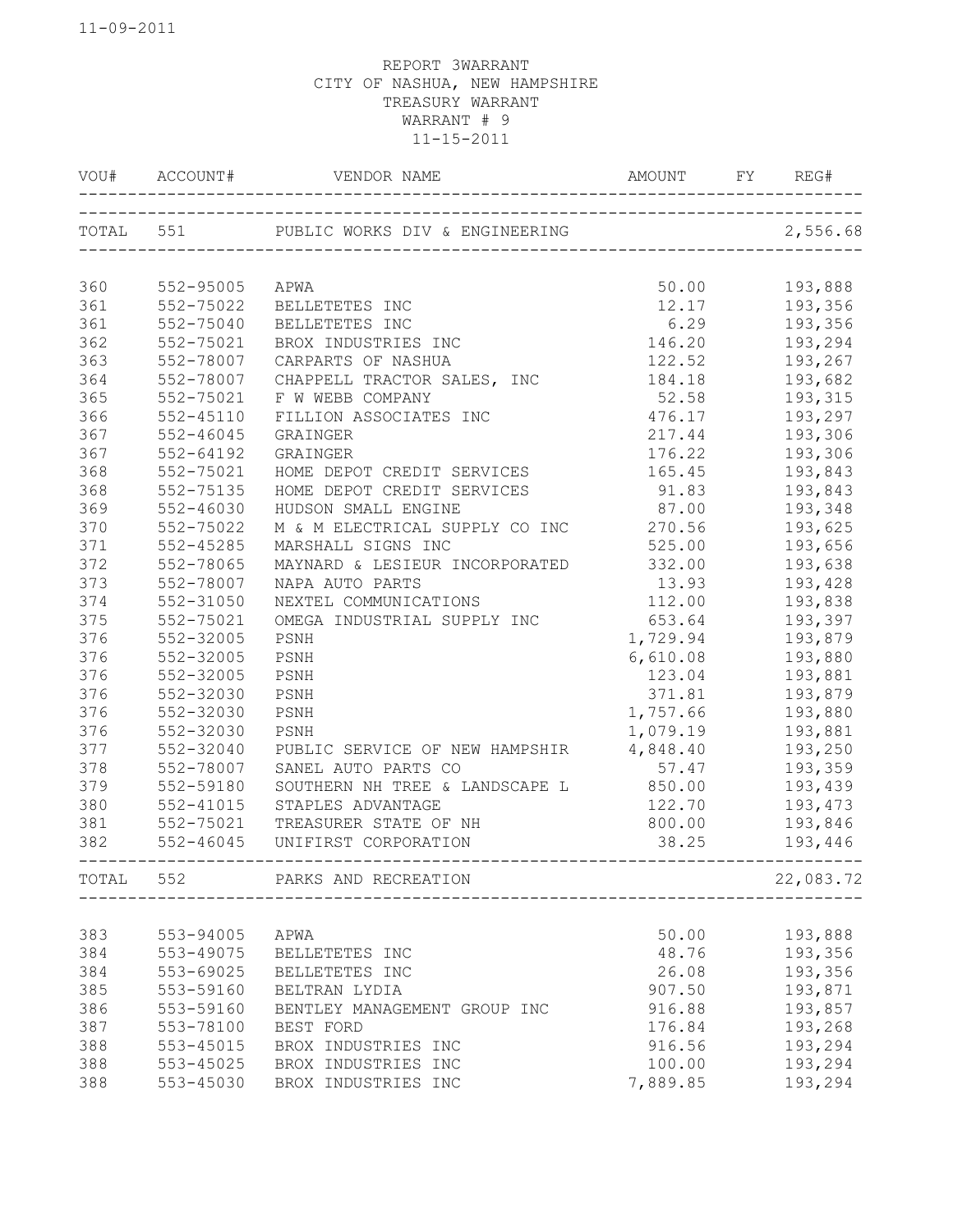11-09-2011

REPORT 3WARRANT
CITY OF NASHUA, NEW HAMPSHIRE
TREASURY WARRANT
WARRANT # 9
11-15-2011

| VOU# | ACCOUNT# | VENDOR NAME | AMOUNT | FY | REG# |
|---|---|---|---|---|---|
| TOTAL | 551 | PUBLIC WORKS DIV & ENGINEERING | | | 2,556.68 |
| 360 | 552-95005 | APWA | 50.00 | | 193,888 |
| 361 | 552-75022 | BELLETETES INC | 12.17 | | 193,356 |
| 361 | 552-75040 | BELLETETES INC | 6.29 | | 193,356 |
| 362 | 552-75021 | BROX INDUSTRIES INC | 146.20 | | 193,294 |
| 363 | 552-78007 | CARPARTS OF NASHUA | 122.52 | | 193,267 |
| 364 | 552-78007 | CHAPPELL TRACTOR SALES, INC | 184.18 | | 193,682 |
| 365 | 552-75021 | F W WEBB COMPANY | 52.58 | | 193,315 |
| 366 | 552-45110 | FILLION ASSOCIATES INC | 476.17 | | 193,297 |
| 367 | 552-46045 | GRAINGER | 217.44 | | 193,306 |
| 367 | 552-64192 | GRAINGER | 176.22 | | 193,306 |
| 368 | 552-75021 | HOME DEPOT CREDIT SERVICES | 165.45 | | 193,843 |
| 368 | 552-75135 | HOME DEPOT CREDIT SERVICES | 91.83 | | 193,843 |
| 369 | 552-46030 | HUDSON SMALL ENGINE | 87.00 | | 193,348 |
| 370 | 552-75022 | M & M ELECTRICAL SUPPLY CO INC | 270.56 | | 193,625 |
| 371 | 552-45285 | MARSHALL SIGNS INC | 525.00 | | 193,656 |
| 372 | 552-78065 | MAYNARD & LESIEUR INCORPORATED | 332.00 | | 193,638 |
| 373 | 552-78007 | NAPA AUTO PARTS | 13.93 | | 193,428 |
| 374 | 552-31050 | NEXTEL COMMUNICATIONS | 112.00 | | 193,838 |
| 375 | 552-75021 | OMEGA INDUSTRIAL SUPPLY INC | 653.64 | | 193,397 |
| 376 | 552-32005 | PSNH | 1,729.94 | | 193,879 |
| 376 | 552-32005 | PSNH | 6,610.08 | | 193,880 |
| 376 | 552-32005 | PSNH | 123.04 | | 193,881 |
| 376 | 552-32030 | PSNH | 371.81 | | 193,879 |
| 376 | 552-32030 | PSNH | 1,757.66 | | 193,880 |
| 376 | 552-32030 | PSNH | 1,079.19 | | 193,881 |
| 377 | 552-32040 | PUBLIC SERVICE OF NEW HAMPSHIR | 4,848.40 | | 193,250 |
| 378 | 552-78007 | SANEL AUTO PARTS CO | 57.47 | | 193,359 |
| 379 | 552-59180 | SOUTHERN NH TREE & LANDSCAPE L | 850.00 | | 193,439 |
| 380 | 552-41015 | STAPLES ADVANTAGE | 122.70 | | 193,473 |
| 381 | 552-75021 | TREASURER STATE OF NH | 800.00 | | 193,846 |
| 382 | 552-46045 | UNIFIRST CORPORATION | 38.25 | | 193,446 |
| TOTAL | 552 | PARKS AND RECREATION | | | 22,083.72 |
| 383 | 553-94005 | APWA | 50.00 | | 193,888 |
| 384 | 553-49075 | BELLETETES INC | 48.76 | | 193,356 |
| 384 | 553-69025 | BELLETETES INC | 26.08 | | 193,356 |
| 385 | 553-59160 | BELTRAN LYDIA | 907.50 | | 193,871 |
| 386 | 553-59160 | BENTLEY MANAGEMENT GROUP INC | 916.88 | | 193,857 |
| 387 | 553-78100 | BEST FORD | 176.84 | | 193,268 |
| 388 | 553-45015 | BROX INDUSTRIES INC | 916.56 | | 193,294 |
| 388 | 553-45025 | BROX INDUSTRIES INC | 100.00 | | 193,294 |
| 388 | 553-45030 | BROX INDUSTRIES INC | 7,889.85 | | 193,294 |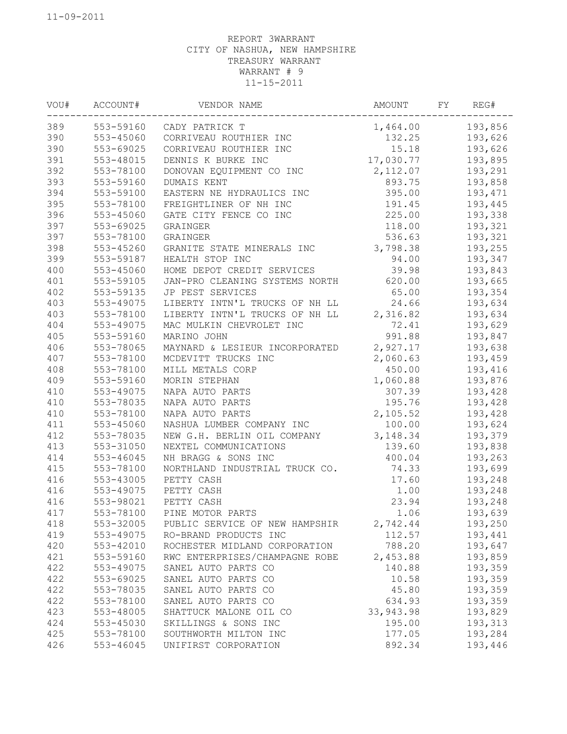11-09-2011

REPORT 3WARRANT
CITY OF NASHUA, NEW HAMPSHIRE
TREASURY WARRANT
WARRANT # 9
11-15-2011

| VOU# | ACCOUNT# | VENDOR NAME | AMOUNT | FY | REG# |
|---|---|---|---|---|---|
| 389 | 553-59160 | CADY PATRICK T | 1,464.00 | | 193,856 |
| 390 | 553-45060 | CORRIVEAU ROUTHIER INC | 132.25 | | 193,626 |
| 390 | 553-69025 | CORRIVEAU ROUTHIER INC | 15.18 | | 193,626 |
| 391 | 553-48015 | DENNIS K BURKE INC | 17,030.77 | | 193,895 |
| 392 | 553-78100 | DONOVAN EQUIPMENT CO INC | 2,112.07 | | 193,291 |
| 393 | 553-59160 | DUMAIS KENT | 893.75 | | 193,858 |
| 394 | 553-59100 | EASTERN NE HYDRAULICS INC | 395.00 | | 193,471 |
| 395 | 553-78100 | FREIGHTLINER OF NH INC | 191.45 | | 193,445 |
| 396 | 553-45060 | GATE CITY FENCE CO INC | 225.00 | | 193,338 |
| 397 | 553-69025 | GRAINGER | 118.00 | | 193,321 |
| 397 | 553-78100 | GRAINGER | 536.63 | | 193,321 |
| 398 | 553-45260 | GRANITE STATE MINERALS INC | 3,798.38 | | 193,255 |
| 399 | 553-59187 | HEALTH STOP INC | 94.00 | | 193,347 |
| 400 | 553-45060 | HOME DEPOT CREDIT SERVICES | 39.98 | | 193,843 |
| 401 | 553-59105 | JAN-PRO CLEANING SYSTEMS NORTH | 620.00 | | 193,665 |
| 402 | 553-59135 | JP PEST SERVICES | 65.00 | | 193,354 |
| 403 | 553-49075 | LIBERTY INTN'L TRUCKS OF NH LL | 24.66 | | 193,634 |
| 403 | 553-78100 | LIBERTY INTN'L TRUCKS OF NH LL | 2,316.82 | | 193,634 |
| 404 | 553-49075 | MAC MULKIN CHEVROLET INC | 72.41 | | 193,629 |
| 405 | 553-59160 | MARINO JOHN | 991.88 | | 193,847 |
| 406 | 553-78065 | MAYNARD & LESIEUR INCORPORATED | 2,927.17 | | 193,638 |
| 407 | 553-78100 | MCDEVITT TRUCKS INC | 2,060.63 | | 193,459 |
| 408 | 553-78100 | MILL METALS CORP | 450.00 | | 193,416 |
| 409 | 553-59160 | MORIN STEPHAN | 1,060.88 | | 193,876 |
| 410 | 553-49075 | NAPA AUTO PARTS | 307.39 | | 193,428 |
| 410 | 553-78035 | NAPA AUTO PARTS | 195.76 | | 193,428 |
| 410 | 553-78100 | NAPA AUTO PARTS | 2,105.52 | | 193,428 |
| 411 | 553-45060 | NASHUA LUMBER COMPANY INC | 100.00 | | 193,624 |
| 412 | 553-78035 | NEW G.H. BERLIN OIL COMPANY | 3,148.34 | | 193,379 |
| 413 | 553-31050 | NEXTEL COMMUNICATIONS | 139.60 | | 193,838 |
| 414 | 553-46045 | NH BRAGG & SONS INC | 400.04 | | 193,263 |
| 415 | 553-78100 | NORTHLAND INDUSTRIAL TRUCK CO. | 74.33 | | 193,699 |
| 416 | 553-43005 | PETTY CASH | 17.60 | | 193,248 |
| 416 | 553-49075 | PETTY CASH | 1.00 | | 193,248 |
| 416 | 553-98021 | PETTY CASH | 23.94 | | 193,248 |
| 417 | 553-78100 | PINE MOTOR PARTS | 1.06 | | 193,639 |
| 418 | 553-32005 | PUBLIC SERVICE OF NEW HAMPSHIR | 2,742.44 | | 193,250 |
| 419 | 553-49075 | RO-BRAND PRODUCTS INC | 112.57 | | 193,441 |
| 420 | 553-42010 | ROCHESTER MIDLAND CORPORATION | 788.20 | | 193,647 |
| 421 | 553-59160 | RWC ENTERPRISES/CHAMPAGNE ROBE | 2,453.88 | | 193,859 |
| 422 | 553-49075 | SANEL AUTO PARTS CO | 140.88 | | 193,359 |
| 422 | 553-69025 | SANEL AUTO PARTS CO | 10.58 | | 193,359 |
| 422 | 553-78035 | SANEL AUTO PARTS CO | 45.80 | | 193,359 |
| 422 | 553-78100 | SANEL AUTO PARTS CO | 634.93 | | 193,359 |
| 423 | 553-48005 | SHATTUCK MALONE OIL CO | 33,943.98 | | 193,829 |
| 424 | 553-45030 | SKILLINGS & SONS INC | 195.00 | | 193,313 |
| 425 | 553-78100 | SOUTHWORTH MILTON INC | 177.05 | | 193,284 |
| 426 | 553-46045 | UNIFIRST CORPORATION | 892.34 | | 193,446 |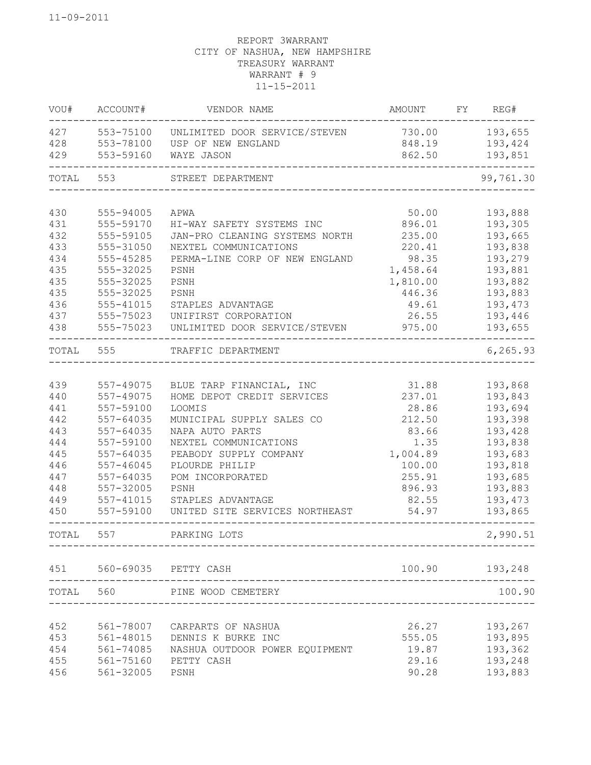11-09-2011

REPORT 3WARRANT
CITY OF NASHUA, NEW HAMPSHIRE
TREASURY WARRANT
WARRANT # 9
11-15-2011

| VOU# | ACCOUNT# | VENDOR NAME | AMOUNT | FY | REG# |
|---|---|---|---|---|---|
| 427 | 553-75100 | UNLIMITED DOOR SERVICE/STEVEN | 730.00 | | 193,655 |
| 428 | 553-78100 | USP OF NEW ENGLAND | 848.19 | | 193,424 |
| 429 | 553-59160 | WAYE JASON | 862.50 | | 193,851 |
| TOTAL | 553 | STREET DEPARTMENT | | | 99,761.30 |
| 430 | 555-94005 | APWA | 50.00 | | 193,888 |
| 431 | 555-59170 | HI-WAY SAFETY SYSTEMS INC | 896.01 | | 193,305 |
| 432 | 555-59105 | JAN-PRO CLEANING SYSTEMS NORTH | 235.00 | | 193,665 |
| 433 | 555-31050 | NEXTEL COMMUNICATIONS | 220.41 | | 193,838 |
| 434 | 555-45285 | PERMA-LINE CORP OF NEW ENGLAND | 98.35 | | 193,279 |
| 435 | 555-32025 | PSNH | 1,458.64 | | 193,881 |
| 435 | 555-32025 | PSNH | 1,810.00 | | 193,882 |
| 435 | 555-32025 | PSNH | 446.36 | | 193,883 |
| 436 | 555-41015 | STAPLES ADVANTAGE | 49.61 | | 193,473 |
| 437 | 555-75023 | UNIFIRST CORPORATION | 26.55 | | 193,446 |
| 438 | 555-75023 | UNLIMITED DOOR SERVICE/STEVEN | 975.00 | | 193,655 |
| TOTAL | 555 | TRAFFIC DEPARTMENT | | | 6,265.93 |
| 439 | 557-49075 | BLUE TARP FINANCIAL, INC | 31.88 | | 193,868 |
| 440 | 557-49075 | HOME DEPOT CREDIT SERVICES | 237.01 | | 193,843 |
| 441 | 557-59100 | LOOMIS | 28.86 | | 193,694 |
| 442 | 557-64035 | MUNICIPAL SUPPLY SALES CO | 212.50 | | 193,398 |
| 443 | 557-64035 | NAPA AUTO PARTS | 83.66 | | 193,428 |
| 444 | 557-59100 | NEXTEL COMMUNICATIONS | 1.35 | | 193,838 |
| 445 | 557-64035 | PEABODY SUPPLY COMPANY | 1,004.89 | | 193,683 |
| 446 | 557-46045 | PLOURDE PHILIP | 100.00 | | 193,818 |
| 447 | 557-64035 | POM INCORPORATED | 255.91 | | 193,685 |
| 448 | 557-32005 | PSNH | 896.93 | | 193,883 |
| 449 | 557-41015 | STAPLES ADVANTAGE | 82.55 | | 193,473 |
| 450 | 557-59100 | UNITED SITE SERVICES NORTHEAST | 54.97 | | 193,865 |
| TOTAL | 557 | PARKING LOTS | | | 2,990.51 |
| 451 | 560-69035 | PETTY CASH | 100.90 | | 193,248 |
| TOTAL | 560 | PINE WOOD CEMETERY | | | 100.90 |
| 452 | 561-78007 | CARPARTS OF NASHUA | 26.27 | | 193,267 |
| 453 | 561-48015 | DENNIS K BURKE INC | 555.05 | | 193,895 |
| 454 | 561-74085 | NASHUA OUTDOOR POWER EQUIPMENT | 19.87 | | 193,362 |
| 455 | 561-75160 | PETTY CASH | 29.16 | | 193,248 |
| 456 | 561-32005 | PSNH | 90.28 | | 193,883 |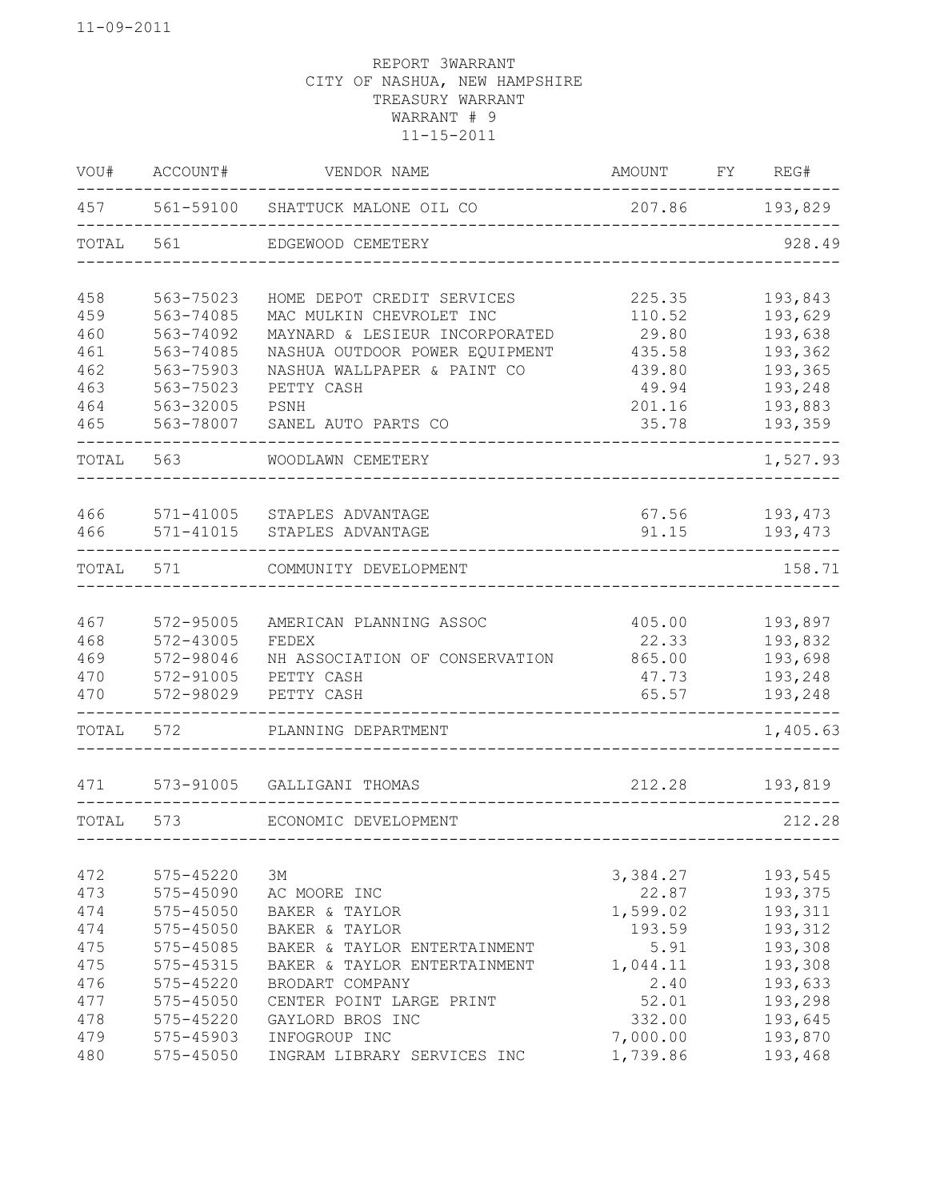11-09-2011

REPORT 3WARRANT
CITY OF NASHUA, NEW HAMPSHIRE
TREASURY WARRANT
WARRANT # 9
11-15-2011

| VOU# | ACCOUNT# | VENDOR NAME | AMOUNT | FY | REG# |
|---|---|---|---|---|---|
| 457 | 561-59100 | SHATTUCK MALONE OIL CO | 207.86 | | 193,829 |
| TOTAL | 561 | EDGEWOOD CEMETERY | | | 928.49 |
| 458 | 563-75023 | HOME DEPOT CREDIT SERVICES | 225.35 | | 193,843 |
| 459 | 563-74085 | MAC MULKIN CHEVROLET INC | 110.52 | | 193,629 |
| 460 | 563-74092 | MAYNARD & LESIEUR INCORPORATED | 29.80 | | 193,638 |
| 461 | 563-74085 | NASHUA OUTDOOR POWER EQUIPMENT | 435.58 | | 193,362 |
| 462 | 563-75903 | NASHUA WALLPAPER & PAINT CO | 439.80 | | 193,365 |
| 463 | 563-75023 | PETTY CASH | 49.94 | | 193,248 |
| 464 | 563-32005 | PSNH | 201.16 | | 193,883 |
| 465 | 563-78007 | SANEL AUTO PARTS CO | 35.78 | | 193,359 |
| TOTAL | 563 | WOODLAWN CEMETERY | | | 1,527.93 |
| 466 | 571-41005 | STAPLES ADVANTAGE | 67.56 | | 193,473 |
| 466 | 571-41015 | STAPLES ADVANTAGE | 91.15 | | 193,473 |
| TOTAL | 571 | COMMUNITY DEVELOPMENT | | | 158.71 |
| 467 | 572-95005 | AMERICAN PLANNING ASSOC | 405.00 | | 193,897 |
| 468 | 572-43005 | FEDEX | 22.33 | | 193,832 |
| 469 | 572-98046 | NH ASSOCIATION OF CONSERVATION | 865.00 | | 193,698 |
| 470 | 572-91005 | PETTY CASH | 47.73 | | 193,248 |
| 470 | 572-98029 | PETTY CASH | 65.57 | | 193,248 |
| TOTAL | 572 | PLANNING DEPARTMENT | | | 1,405.63 |
| 471 | 573-91005 | GALLIGANI THOMAS | 212.28 | | 193,819 |
| TOTAL | 573 | ECONOMIC DEVELOPMENT | | | 212.28 |
| 472 | 575-45220 | 3M | 3,384.27 | | 193,545 |
| 473 | 575-45090 | AC MOORE INC | 22.87 | | 193,375 |
| 474 | 575-45050 | BAKER & TAYLOR | 1,599.02 | | 193,311 |
| 474 | 575-45050 | BAKER & TAYLOR | 193.59 | | 193,312 |
| 475 | 575-45085 | BAKER & TAYLOR ENTERTAINMENT | 5.91 | | 193,308 |
| 475 | 575-45315 | BAKER & TAYLOR ENTERTAINMENT | 1,044.11 | | 193,308 |
| 476 | 575-45220 | BRODART COMPANY | 2.40 | | 193,633 |
| 477 | 575-45050 | CENTER POINT LARGE PRINT | 52.01 | | 193,298 |
| 478 | 575-45220 | GAYLORD BROS INC | 332.00 | | 193,645 |
| 479 | 575-45903 | INFOGROUP INC | 7,000.00 | | 193,870 |
| 480 | 575-45050 | INGRAM LIBRARY SERVICES INC | 1,739.86 | | 193,468 |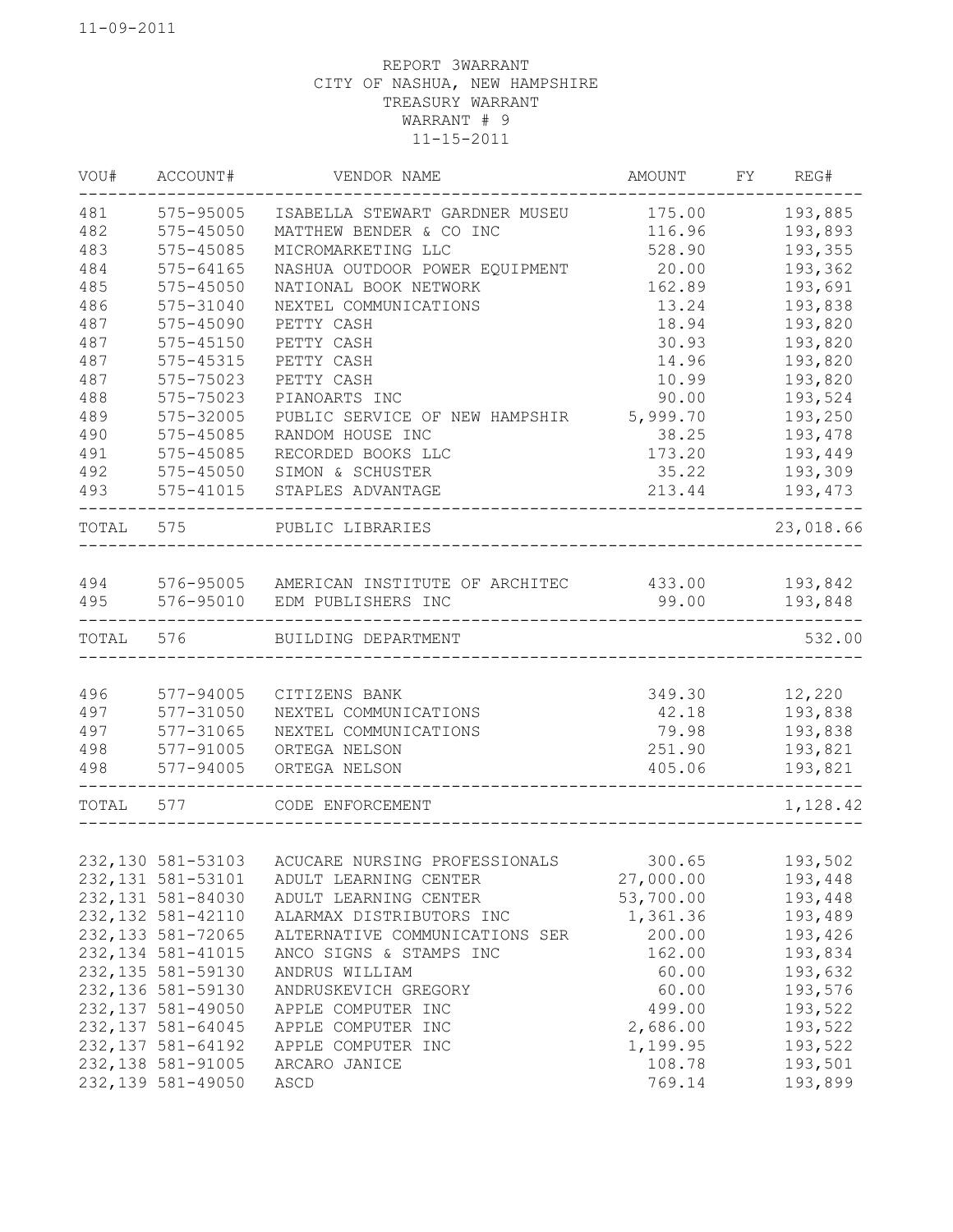11-09-2011

REPORT 3WARRANT
CITY OF NASHUA, NEW HAMPSHIRE
TREASURY WARRANT
WARRANT # 9
11-15-2011

| VOU# | ACCOUNT# | VENDOR NAME | AMOUNT | FY | REG# |
|---|---|---|---|---|---|
| 481 | 575-95005 | ISABELLA STEWART GARDNER MUSEU | 175.00 | | 193,885 |
| 482 | 575-45050 | MATTHEW BENDER & CO INC | 116.96 | | 193,893 |
| 483 | 575-45085 | MICROMARKETING LLC | 528.90 | | 193,355 |
| 484 | 575-64165 | NASHUA OUTDOOR POWER EQUIPMENT | 20.00 | | 193,362 |
| 485 | 575-45050 | NATIONAL BOOK NETWORK | 162.89 | | 193,691 |
| 486 | 575-31040 | NEXTEL COMMUNICATIONS | 13.24 | | 193,838 |
| 487 | 575-45090 | PETTY CASH | 18.94 | | 193,820 |
| 487 | 575-45150 | PETTY CASH | 30.93 | | 193,820 |
| 487 | 575-45315 | PETTY CASH | 14.96 | | 193,820 |
| 487 | 575-75023 | PETTY CASH | 10.99 | | 193,820 |
| 488 | 575-75023 | PIANOARTS INC | 90.00 | | 193,524 |
| 489 | 575-32005 | PUBLIC SERVICE OF NEW HAMPSHIR | 5,999.70 | | 193,250 |
| 490 | 575-45085 | RANDOM HOUSE INC | 38.25 | | 193,478 |
| 491 | 575-45085 | RECORDED BOOKS LLC | 173.20 | | 193,449 |
| 492 | 575-45050 | SIMON & SCHUSTER | 35.22 | | 193,309 |
| 493 | 575-41015 | STAPLES ADVANTAGE | 213.44 | | 193,473 |
| TOTAL | 575 | PUBLIC LIBRARIES | | | 23,018.66 |
| 494 | 576-95005 | AMERICAN INSTITUTE OF ARCHITEC | 433.00 | | 193,842 |
| 495 | 576-95010 | EDM PUBLISHERS INC | 99.00 | | 193,848 |
| TOTAL | 576 | BUILDING DEPARTMENT | | | 532.00 |
| 496 | 577-94005 | CITIZENS BANK | 349.30 | | 12,220 |
| 497 | 577-31050 | NEXTEL COMMUNICATIONS | 42.18 | | 193,838 |
| 497 | 577-31065 | NEXTEL COMMUNICATIONS | 79.98 | | 193,838 |
| 498 | 577-91005 | ORTEGA NELSON | 251.90 | | 193,821 |
| 498 | 577-94005 | ORTEGA NELSON | 405.06 | | 193,821 |
| TOTAL | 577 | CODE ENFORCEMENT | | | 1,128.42 |
| 232,130 | 581-53103 | ACUCARE NURSING PROFESSIONALS | 300.65 | | 193,502 |
| 232,131 | 581-53101 | ADULT LEARNING CENTER | 27,000.00 | | 193,448 |
| 232,131 | 581-84030 | ADULT LEARNING CENTER | 53,700.00 | | 193,448 |
| 232,132 | 581-42110 | ALARMAX DISTRIBUTORS INC | 1,361.36 | | 193,489 |
| 232,133 | 581-72065 | ALTERNATIVE COMMUNICATIONS SER | 200.00 | | 193,426 |
| 232,134 | 581-41015 | ANCO SIGNS & STAMPS INC | 162.00 | | 193,834 |
| 232,135 | 581-59130 | ANDRUS WILLIAM | 60.00 | | 193,632 |
| 232,136 | 581-59130 | ANDRUSKEVICH GREGORY | 60.00 | | 193,576 |
| 232,137 | 581-49050 | APPLE COMPUTER INC | 499.00 | | 193,522 |
| 232,137 | 581-64045 | APPLE COMPUTER INC | 2,686.00 | | 193,522 |
| 232,137 | 581-64192 | APPLE COMPUTER INC | 1,199.95 | | 193,522 |
| 232,138 | 581-91005 | ARCARO JANICE | 108.78 | | 193,501 |
| 232,139 | 581-49050 | ASCD | 769.14 | | 193,899 |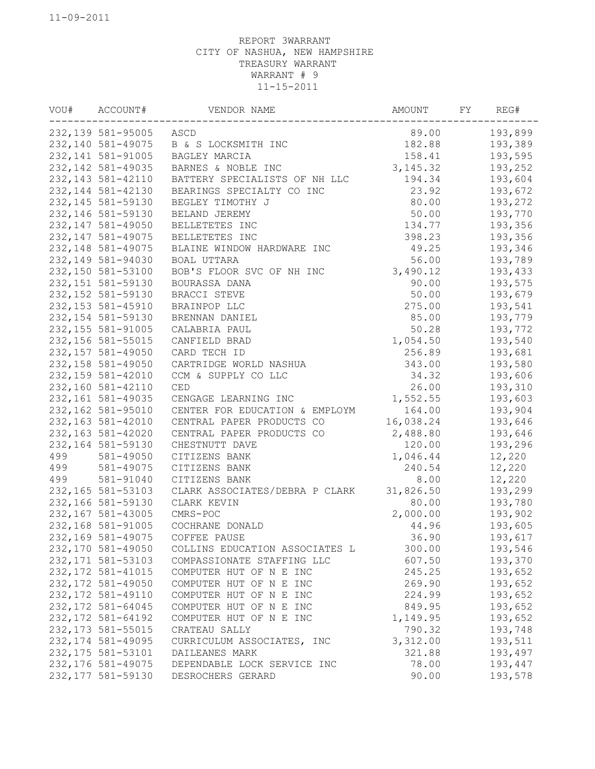11-09-2011

REPORT 3WARRANT
CITY OF NASHUA, NEW HAMPSHIRE
TREASURY WARRANT
WARRANT # 9
11-15-2011

| VOU# | ACCOUNT# | VENDOR NAME | AMOUNT | FY | REG# |
|---|---|---|---|---|---|
| 232,139 | 581-95005 | ASCD | 89.00 | | 193,899 |
| 232,140 | 581-49075 | B & S LOCKSMITH INC | 182.88 | | 193,389 |
| 232,141 | 581-91005 | BAGLEY MARCIA | 158.41 | | 193,595 |
| 232,142 | 581-49035 | BARNES & NOBLE INC | 3,145.32 | | 193,252 |
| 232,143 | 581-42110 | BATTERY SPECIALISTS OF NH LLC | 194.34 | | 193,604 |
| 232,144 | 581-42130 | BEARINGS SPECIALTY CO INC | 23.92 | | 193,672 |
| 232,145 | 581-59130 | BEGLEY TIMOTHY J | 80.00 | | 193,272 |
| 232,146 | 581-59130 | BELAND JEREMY | 50.00 | | 193,770 |
| 232,147 | 581-49050 | BELLETETES INC | 134.77 | | 193,356 |
| 232,147 | 581-49075 | BELLETETES INC | 398.23 | | 193,356 |
| 232,148 | 581-49075 | BLAINE WINDOW HARDWARE INC | 49.25 | | 193,346 |
| 232,149 | 581-94030 | BOAL UTTARA | 56.00 | | 193,789 |
| 232,150 | 581-53100 | BOB'S FLOOR SVC OF NH INC | 3,490.12 | | 193,433 |
| 232,151 | 581-59130 | BOURASSA DANA | 90.00 | | 193,575 |
| 232,152 | 581-59130 | BRACCI STEVE | 50.00 | | 193,679 |
| 232,153 | 581-45910 | BRAINPOP LLC | 275.00 | | 193,541 |
| 232,154 | 581-59130 | BRENNAN DANIEL | 85.00 | | 193,779 |
| 232,155 | 581-91005 | CALABRIA PAUL | 50.28 | | 193,772 |
| 232,156 | 581-55015 | CANFIELD BRAD | 1,054.50 | | 193,540 |
| 232,157 | 581-49050 | CARD TECH ID | 256.89 | | 193,681 |
| 232,158 | 581-49050 | CARTRIDGE WORLD NASHUA | 343.00 | | 193,580 |
| 232,159 | 581-42010 | CCM & SUPPLY CO LLC | 34.32 | | 193,606 |
| 232,160 | 581-42110 | CED | 26.00 | | 193,310 |
| 232,161 | 581-49035 | CENGAGE LEARNING INC | 1,552.55 | | 193,603 |
| 232,162 | 581-95010 | CENTER FOR EDUCATION & EMPLOYM | 164.00 | | 193,904 |
| 232,163 | 581-42010 | CENTRAL PAPER PRODUCTS CO | 16,038.24 | | 193,646 |
| 232,163 | 581-42020 | CENTRAL PAPER PRODUCTS CO | 2,488.80 | | 193,646 |
| 232,164 | 581-59130 | CHESTNUTT DAVE | 120.00 | | 193,296 |
| 499 | 581-49050 | CITIZENS BANK | 1,046.44 | | 12,220 |
| 499 | 581-49075 | CITIZENS BANK | 240.54 | | 12,220 |
| 499 | 581-91040 | CITIZENS BANK | 8.00 | | 12,220 |
| 232,165 | 581-53103 | CLARK ASSOCIATES/DEBRA P CLARK | 31,826.50 | | 193,299 |
| 232,166 | 581-59130 | CLARK KEVIN | 80.00 | | 193,780 |
| 232,167 | 581-43005 | CMRS-POC | 2,000.00 | | 193,902 |
| 232,168 | 581-91005 | COCHRANE DONALD | 44.96 | | 193,605 |
| 232,169 | 581-49075 | COFFEE PAUSE | 36.90 | | 193,617 |
| 232,170 | 581-49050 | COLLINS EDUCATION ASSOCIATES L | 300.00 | | 193,546 |
| 232,171 | 581-53103 | COMPASSIONATE STAFFING LLC | 607.50 | | 193,370 |
| 232,172 | 581-41015 | COMPUTER HUT OF N E INC | 245.25 | | 193,652 |
| 232,172 | 581-49050 | COMPUTER HUT OF N E INC | 269.90 | | 193,652 |
| 232,172 | 581-49110 | COMPUTER HUT OF N E INC | 224.99 | | 193,652 |
| 232,172 | 581-64045 | COMPUTER HUT OF N E INC | 849.95 | | 193,652 |
| 232,172 | 581-64192 | COMPUTER HUT OF N E INC | 1,149.95 | | 193,652 |
| 232,173 | 581-55015 | CRATEAU SALLY | 790.32 | | 193,748 |
| 232,174 | 581-49095 | CURRICULUM ASSOCIATES, INC | 3,312.00 | | 193,511 |
| 232,175 | 581-53101 | DAILEANES MARK | 321.88 | | 193,497 |
| 232,176 | 581-49075 | DEPENDABLE LOCK SERVICE INC | 78.00 | | 193,447 |
| 232,177 | 581-59130 | DESROCHERS GERARD | 90.00 | | 193,578 |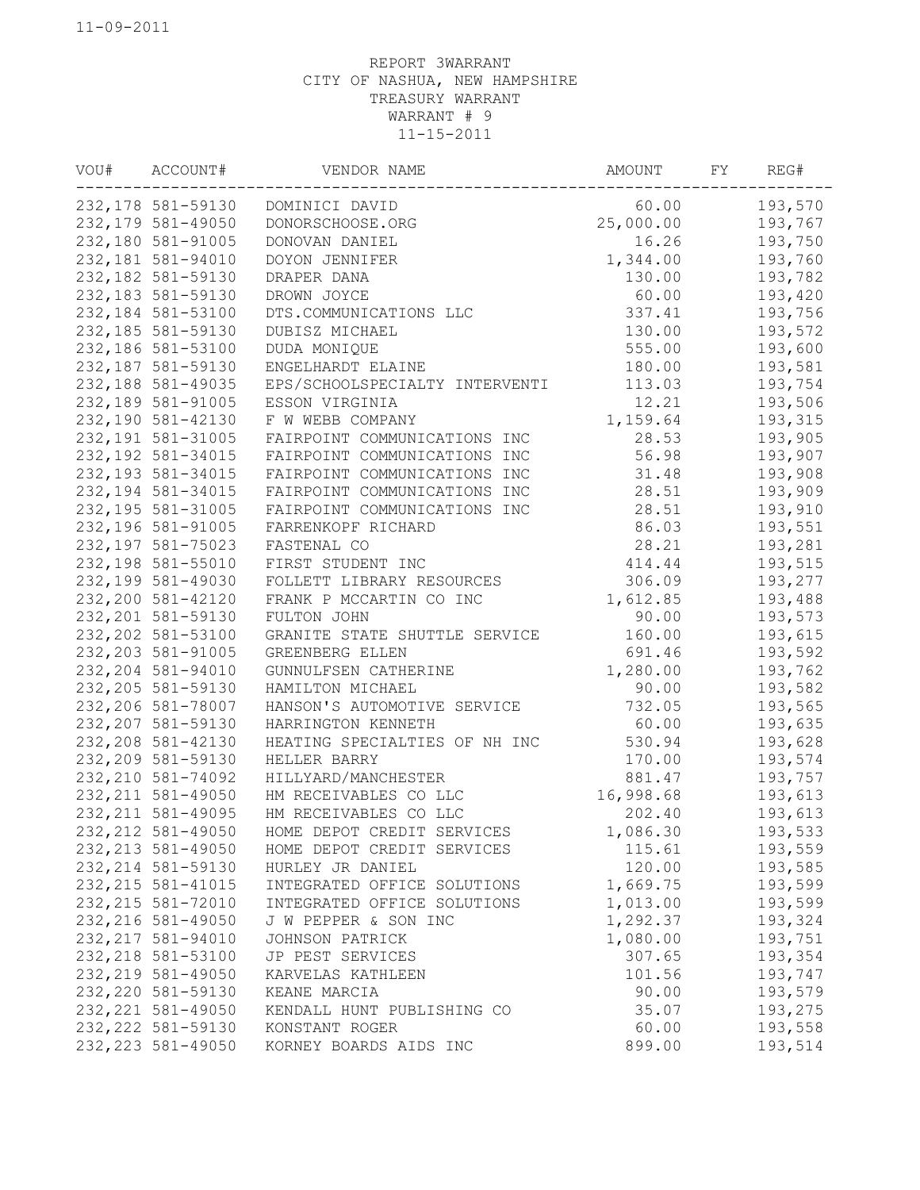11-09-2011

REPORT 3WARRANT
CITY OF NASHUA, NEW HAMPSHIRE
TREASURY WARRANT
WARRANT # 9
11-15-2011

| VOU# | ACCOUNT# | VENDOR NAME | AMOUNT | FY | REG# |
|---|---|---|---|---|---|
| 232,178 | 581-59130 | DOMINICI DAVID | 60.00 | | 193,570 |
| 232,179 | 581-49050 | DONORSCHOOSE.ORG | 25,000.00 | | 193,767 |
| 232,180 | 581-91005 | DONOVAN DANIEL | 16.26 | | 193,750 |
| 232,181 | 581-94010 | DOYON JENNIFER | 1,344.00 | | 193,760 |
| 232,182 | 581-59130 | DRAPER DANA | 130.00 | | 193,782 |
| 232,183 | 581-59130 | DROWN JOYCE | 60.00 | | 193,420 |
| 232,184 | 581-53100 | DTS.COMMUNICATIONS LLC | 337.41 | | 193,756 |
| 232,185 | 581-59130 | DUBISZ MICHAEL | 130.00 | | 193,572 |
| 232,186 | 581-53100 | DUDA MONIQUE | 555.00 | | 193,600 |
| 232,187 | 581-59130 | ENGELHARDT ELAINE | 180.00 | | 193,581 |
| 232,188 | 581-49035 | EPS/SCHOOLSPECIALTY INTERVENTI | 113.03 | | 193,754 |
| 232,189 | 581-91005 | ESSON VIRGINIA | 12.21 | | 193,506 |
| 232,190 | 581-42130 | F W WEBB COMPANY | 1,159.64 | | 193,315 |
| 232,191 | 581-31005 | FAIRPOINT COMMUNICATIONS INC | 28.53 | | 193,905 |
| 232,192 | 581-34015 | FAIRPOINT COMMUNICATIONS INC | 56.98 | | 193,907 |
| 232,193 | 581-34015 | FAIRPOINT COMMUNICATIONS INC | 31.48 | | 193,908 |
| 232,194 | 581-34015 | FAIRPOINT COMMUNICATIONS INC | 28.51 | | 193,909 |
| 232,195 | 581-31005 | FAIRPOINT COMMUNICATIONS INC | 28.51 | | 193,910 |
| 232,196 | 581-91005 | FARRENKOPF RICHARD | 86.03 | | 193,551 |
| 232,197 | 581-75023 | FASTENAL CO | 28.21 | | 193,281 |
| 232,198 | 581-55010 | FIRST STUDENT INC | 414.44 | | 193,515 |
| 232,199 | 581-49030 | FOLLETT LIBRARY RESOURCES | 306.09 | | 193,277 |
| 232,200 | 581-42120 | FRANK P MCCARTIN CO INC | 1,612.85 | | 193,488 |
| 232,201 | 581-59130 | FULTON JOHN | 90.00 | | 193,573 |
| 232,202 | 581-53100 | GRANITE STATE SHUTTLE SERVICE | 160.00 | | 193,615 |
| 232,203 | 581-91005 | GREENBERG ELLEN | 691.46 | | 193,592 |
| 232,204 | 581-94010 | GUNNULFSEN CATHERINE | 1,280.00 | | 193,762 |
| 232,205 | 581-59130 | HAMILTON MICHAEL | 90.00 | | 193,582 |
| 232,206 | 581-78007 | HANSON'S AUTOMOTIVE SERVICE | 732.05 | | 193,565 |
| 232,207 | 581-59130 | HARRINGTON KENNETH | 60.00 | | 193,635 |
| 232,208 | 581-42130 | HEATING SPECIALTIES OF NH INC | 530.94 | | 193,628 |
| 232,209 | 581-59130 | HELLER BARRY | 170.00 | | 193,574 |
| 232,210 | 581-74092 | HILLYARD/MANCHESTER | 881.47 | | 193,757 |
| 232,211 | 581-49050 | HM RECEIVABLES CO LLC | 16,998.68 | | 193,613 |
| 232,211 | 581-49095 | HM RECEIVABLES CO LLC | 202.40 | | 193,613 |
| 232,212 | 581-49050 | HOME DEPOT CREDIT SERVICES | 1,086.30 | | 193,533 |
| 232,213 | 581-49050 | HOME DEPOT CREDIT SERVICES | 115.61 | | 193,559 |
| 232,214 | 581-59130 | HURLEY JR DANIEL | 120.00 | | 193,585 |
| 232,215 | 581-41015 | INTEGRATED OFFICE SOLUTIONS | 1,669.75 | | 193,599 |
| 232,215 | 581-72010 | INTEGRATED OFFICE SOLUTIONS | 1,013.00 | | 193,599 |
| 232,216 | 581-49050 | J W PEPPER & SON INC | 1,292.37 | | 193,324 |
| 232,217 | 581-94010 | JOHNSON PATRICK | 1,080.00 | | 193,751 |
| 232,218 | 581-53100 | JP PEST SERVICES | 307.65 | | 193,354 |
| 232,219 | 581-49050 | KARVELAS KATHLEEN | 101.56 | | 193,747 |
| 232,220 | 581-59130 | KEANE MARCIA | 90.00 | | 193,579 |
| 232,221 | 581-49050 | KENDALL HUNT PUBLISHING CO | 35.07 | | 193,275 |
| 232,222 | 581-59130 | KONSTANT ROGER | 60.00 | | 193,558 |
| 232,223 | 581-49050 | KORNEY BOARDS AIDS INC | 899.00 | | 193,514 |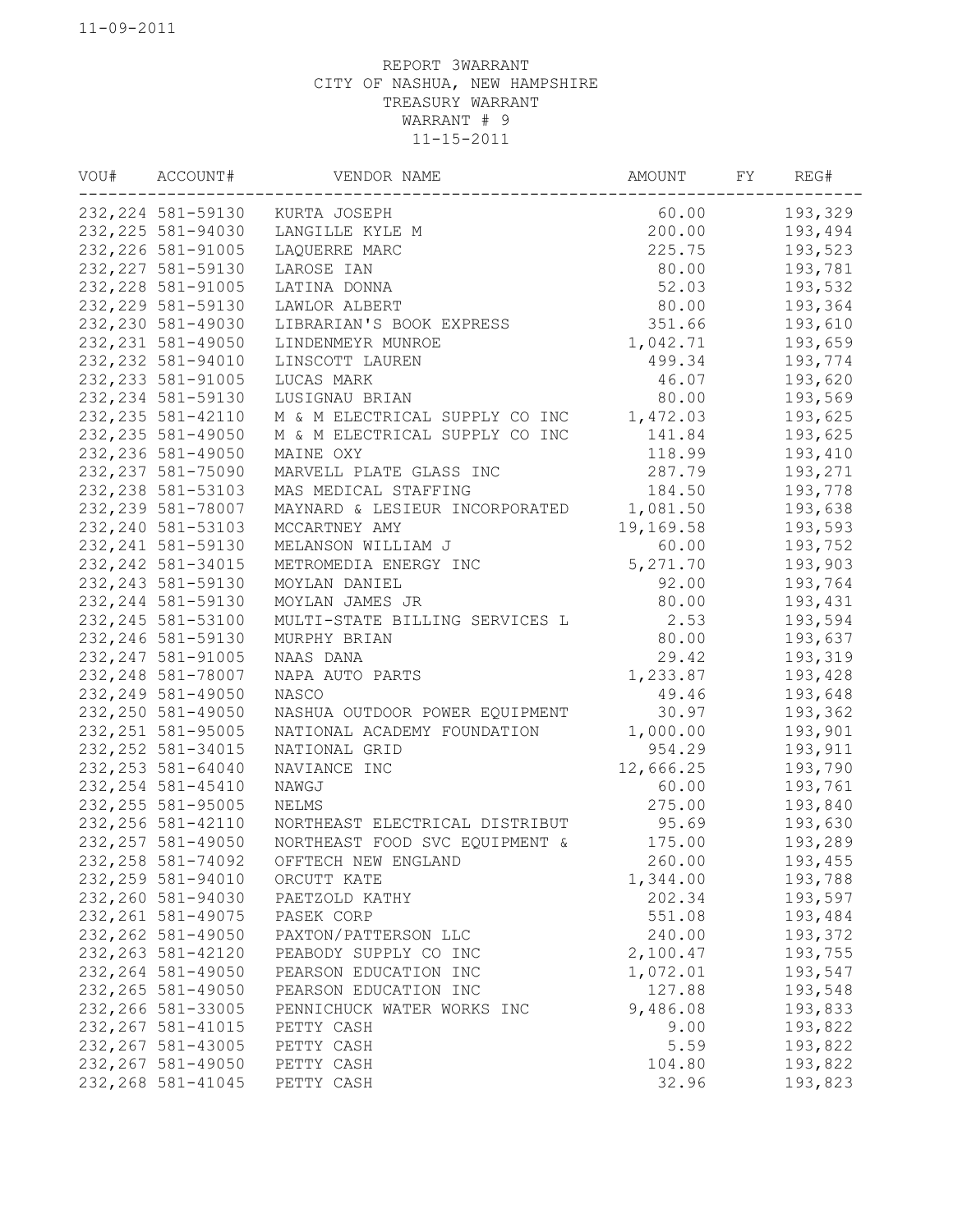11-09-2011

REPORT 3WARRANT
CITY OF NASHUA, NEW HAMPSHIRE
TREASURY WARRANT
WARRANT # 9
11-15-2011

| VOU# | ACCOUNT# | VENDOR NAME | AMOUNT | FY | REG# |
|---|---|---|---|---|---|
| 232,224 | 581-59130 | KURTA JOSEPH | 60.00 | | 193,329 |
| 232,225 | 581-94030 | LANGILLE KYLE M | 200.00 | | 193,494 |
| 232,226 | 581-91005 | LAQUERRE MARC | 225.75 | | 193,523 |
| 232,227 | 581-59130 | LAROSE IAN | 80.00 | | 193,781 |
| 232,228 | 581-91005 | LATINA DONNA | 52.03 | | 193,532 |
| 232,229 | 581-59130 | LAWLOR ALBERT | 80.00 | | 193,364 |
| 232,230 | 581-49030 | LIBRARIAN'S BOOK EXPRESS | 351.66 | | 193,610 |
| 232,231 | 581-49050 | LINDENMEYR MUNROE | 1,042.71 | | 193,659 |
| 232,232 | 581-94010 | LINSCOTT LAUREN | 499.34 | | 193,774 |
| 232,233 | 581-91005 | LUCAS MARK | 46.07 | | 193,620 |
| 232,234 | 581-59130 | LUSIGNAU BRIAN | 80.00 | | 193,569 |
| 232,235 | 581-42110 | M & M ELECTRICAL SUPPLY CO INC | 1,472.03 | | 193,625 |
| 232,235 | 581-49050 | M & M ELECTRICAL SUPPLY CO INC | 141.84 | | 193,625 |
| 232,236 | 581-49050 | MAINE OXY | 118.99 | | 193,410 |
| 232,237 | 581-75090 | MARVELL PLATE GLASS INC | 287.79 | | 193,271 |
| 232,238 | 581-53103 | MAS MEDICAL STAFFING | 184.50 | | 193,778 |
| 232,239 | 581-78007 | MAYNARD & LESIEUR INCORPORATED | 1,081.50 | | 193,638 |
| 232,240 | 581-53103 | MCCARTNEY AMY | 19,169.58 | | 193,593 |
| 232,241 | 581-59130 | MELANSON WILLIAM J | 60.00 | | 193,752 |
| 232,242 | 581-34015 | METROMEDIA ENERGY INC | 5,271.70 | | 193,903 |
| 232,243 | 581-59130 | MOYLAN DANIEL | 92.00 | | 193,764 |
| 232,244 | 581-59130 | MOYLAN JAMES JR | 80.00 | | 193,431 |
| 232,245 | 581-53100 | MULTI-STATE BILLING SERVICES L | 2.53 | | 193,594 |
| 232,246 | 581-59130 | MURPHY BRIAN | 80.00 | | 193,637 |
| 232,247 | 581-91005 | NAAS DANA | 29.42 | | 193,319 |
| 232,248 | 581-78007 | NAPA AUTO PARTS | 1,233.87 | | 193,428 |
| 232,249 | 581-49050 | NASCO | 49.46 | | 193,648 |
| 232,250 | 581-49050 | NASHUA OUTDOOR POWER EQUIPMENT | 30.97 | | 193,362 |
| 232,251 | 581-95005 | NATIONAL ACADEMY FOUNDATION | 1,000.00 | | 193,901 |
| 232,252 | 581-34015 | NATIONAL GRID | 954.29 | | 193,911 |
| 232,253 | 581-64040 | NAVIANCE INC | 12,666.25 | | 193,790 |
| 232,254 | 581-45410 | NAWGJ | 60.00 | | 193,761 |
| 232,255 | 581-95005 | NELMS | 275.00 | | 193,840 |
| 232,256 | 581-42110 | NORTHEAST ELECTRICAL DISTRIBUT | 95.69 | | 193,630 |
| 232,257 | 581-49050 | NORTHEAST FOOD SVC EQUIPMENT & | 175.00 | | 193,289 |
| 232,258 | 581-74092 | OFFTECH NEW ENGLAND | 260.00 | | 193,455 |
| 232,259 | 581-94010 | ORCUTT KATE | 1,344.00 | | 193,788 |
| 232,260 | 581-94030 | PAETZOLD KATHY | 202.34 | | 193,597 |
| 232,261 | 581-49075 | PASEK CORP | 551.08 | | 193,484 |
| 232,262 | 581-49050 | PAXTON/PATTERSON LLC | 240.00 | | 193,372 |
| 232,263 | 581-42120 | PEABODY SUPPLY CO INC | 2,100.47 | | 193,755 |
| 232,264 | 581-49050 | PEARSON EDUCATION INC | 1,072.01 | | 193,547 |
| 232,265 | 581-49050 | PEARSON EDUCATION INC | 127.88 | | 193,548 |
| 232,266 | 581-33005 | PENNICHUCK WATER WORKS INC | 9,486.08 | | 193,833 |
| 232,267 | 581-41015 | PETTY CASH | 9.00 | | 193,822 |
| 232,267 | 581-43005 | PETTY CASH | 5.59 | | 193,822 |
| 232,267 | 581-49050 | PETTY CASH | 104.80 | | 193,822 |
| 232,268 | 581-41045 | PETTY CASH | 32.96 | | 193,823 |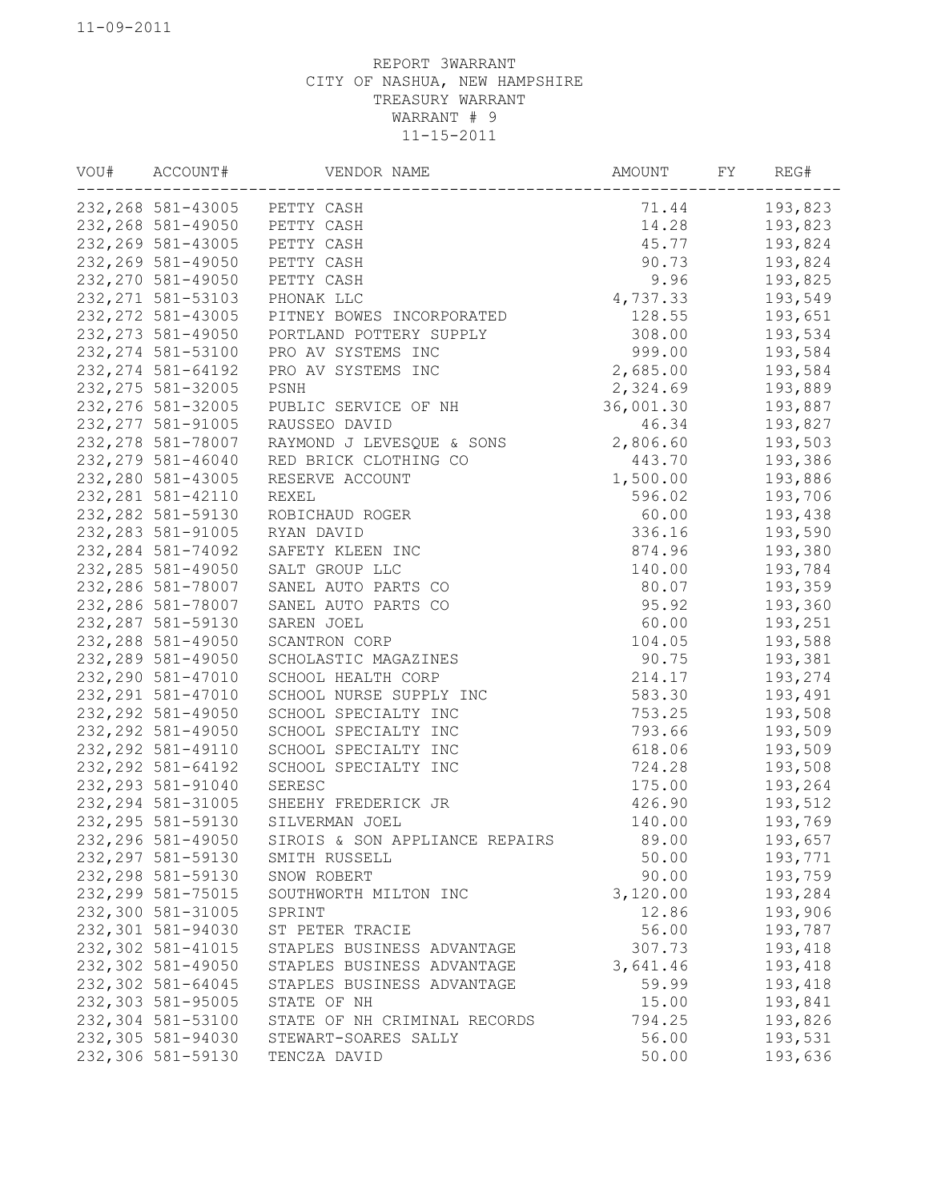11-09-2011

REPORT 3WARRANT
CITY OF NASHUA, NEW HAMPSHIRE
TREASURY WARRANT
WARRANT # 9
11-15-2011

| VOU# | ACCOUNT# | VENDOR NAME | AMOUNT | FY | REG# |
|---|---|---|---|---|---|
| 232,268 | 581-43005 | PETTY CASH | 71.44 | | 193,823 |
| 232,268 | 581-49050 | PETTY CASH | 14.28 | | 193,823 |
| 232,269 | 581-43005 | PETTY CASH | 45.77 | | 193,824 |
| 232,269 | 581-49050 | PETTY CASH | 90.73 | | 193,824 |
| 232,270 | 581-49050 | PETTY CASH | 9.96 | | 193,825 |
| 232,271 | 581-53103 | PHONAK LLC | 4,737.33 | | 193,549 |
| 232,272 | 581-43005 | PITNEY BOWES INCORPORATED | 128.55 | | 193,651 |
| 232,273 | 581-49050 | PORTLAND POTTERY SUPPLY | 308.00 | | 193,534 |
| 232,274 | 581-53100 | PRO AV SYSTEMS INC | 999.00 | | 193,584 |
| 232,274 | 581-64192 | PRO AV SYSTEMS INC | 2,685.00 | | 193,584 |
| 232,275 | 581-32005 | PSNH | 2,324.69 | | 193,889 |
| 232,276 | 581-32005 | PUBLIC SERVICE OF NH | 36,001.30 | | 193,887 |
| 232,277 | 581-91005 | RAUSSEO DAVID | 46.34 | | 193,827 |
| 232,278 | 581-78007 | RAYMOND J LEVESQUE & SONS | 2,806.60 | | 193,503 |
| 232,279 | 581-46040 | RED BRICK CLOTHING CO | 443.70 | | 193,386 |
| 232,280 | 581-43005 | RESERVE ACCOUNT | 1,500.00 | | 193,886 |
| 232,281 | 581-42110 | REXEL | 596.02 | | 193,706 |
| 232,282 | 581-59130 | ROBICHAUD ROGER | 60.00 | | 193,438 |
| 232,283 | 581-91005 | RYAN DAVID | 336.16 | | 193,590 |
| 232,284 | 581-74092 | SAFETY KLEEN INC | 874.96 | | 193,380 |
| 232,285 | 581-49050 | SALT GROUP LLC | 140.00 | | 193,784 |
| 232,286 | 581-78007 | SANEL AUTO PARTS CO | 80.07 | | 193,359 |
| 232,286 | 581-78007 | SANEL AUTO PARTS CO | 95.92 | | 193,360 |
| 232,287 | 581-59130 | SAREN JOEL | 60.00 | | 193,251 |
| 232,288 | 581-49050 | SCANTRON CORP | 104.05 | | 193,588 |
| 232,289 | 581-49050 | SCHOLASTIC MAGAZINES | 90.75 | | 193,381 |
| 232,290 | 581-47010 | SCHOOL HEALTH CORP | 214.17 | | 193,274 |
| 232,291 | 581-47010 | SCHOOL NURSE SUPPLY INC | 583.30 | | 193,491 |
| 232,292 | 581-49050 | SCHOOL SPECIALTY INC | 753.25 | | 193,508 |
| 232,292 | 581-49050 | SCHOOL SPECIALTY INC | 793.66 | | 193,509 |
| 232,292 | 581-49110 | SCHOOL SPECIALTY INC | 618.06 | | 193,509 |
| 232,292 | 581-64192 | SCHOOL SPECIALTY INC | 724.28 | | 193,508 |
| 232,293 | 581-91040 | SERESC | 175.00 | | 193,264 |
| 232,294 | 581-31005 | SHEEHY FREDERICK JR | 426.90 | | 193,512 |
| 232,295 | 581-59130 | SILVERMAN JOEL | 140.00 | | 193,769 |
| 232,296 | 581-49050 | SIROIS & SON APPLIANCE REPAIRS | 89.00 | | 193,657 |
| 232,297 | 581-59130 | SMITH RUSSELL | 50.00 | | 193,771 |
| 232,298 | 581-59130 | SNOW ROBERT | 90.00 | | 193,759 |
| 232,299 | 581-75015 | SOUTHWORTH MILTON INC | 3,120.00 | | 193,284 |
| 232,300 | 581-31005 | SPRINT | 12.86 | | 193,906 |
| 232,301 | 581-94030 | ST PETER TRACIE | 56.00 | | 193,787 |
| 232,302 | 581-41015 | STAPLES BUSINESS ADVANTAGE | 307.73 | | 193,418 |
| 232,302 | 581-49050 | STAPLES BUSINESS ADVANTAGE | 3,641.46 | | 193,418 |
| 232,302 | 581-64045 | STAPLES BUSINESS ADVANTAGE | 59.99 | | 193,418 |
| 232,303 | 581-95005 | STATE OF NH | 15.00 | | 193,841 |
| 232,304 | 581-53100 | STATE OF NH CRIMINAL RECORDS | 794.25 | | 193,826 |
| 232,305 | 581-94030 | STEWART-SOARES SALLY | 56.00 | | 193,531 |
| 232,306 | 581-59130 | TENCZA DAVID | 50.00 | | 193,636 |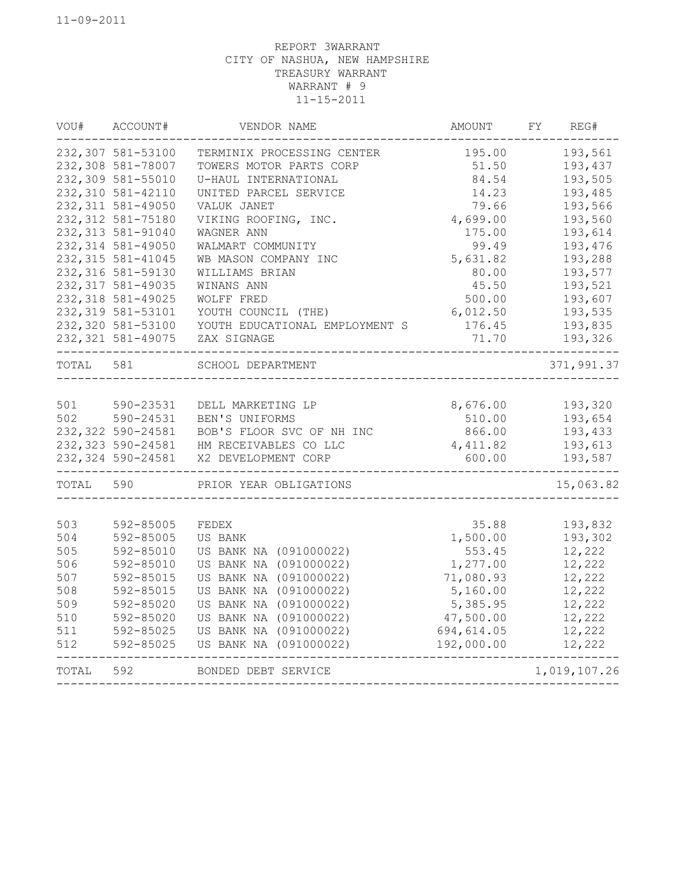REPORT 3WARRANT
CITY OF NASHUA, NEW HAMPSHIRE
TREASURY WARRANT
WARRANT # 9
11-15-2011

| VOU# | ACCOUNT# | VENDOR NAME | AMOUNT | FY | REG# |
|---|---|---|---|---|---|
| 232,307 | 581-53100 | TERMINIX PROCESSING CENTER | 195.00 | | 193,561 |
| 232,308 | 581-78007 | TOWERS MOTOR PARTS CORP | 51.50 | | 193,437 |
| 232,309 | 581-55010 | U-HAUL INTERNATIONAL | 84.54 | | 193,505 |
| 232,310 | 581-42110 | UNITED PARCEL SERVICE | 14.23 | | 193,485 |
| 232,311 | 581-49050 | VALUK JANET | 79.66 | | 193,566 |
| 232,312 | 581-75180 | VIKING ROOFING, INC. | 4,699.00 | | 193,560 |
| 232,313 | 581-91040 | WAGNER ANN | 175.00 | | 193,614 |
| 232,314 | 581-49050 | WALMART COMMUNITY | 99.49 | | 193,476 |
| 232,315 | 581-41045 | WB MASON COMPANY INC | 5,631.82 | | 193,288 |
| 232,316 | 581-59130 | WILLIAMS BRIAN | 80.00 | | 193,577 |
| 232,317 | 581-49035 | WINANS ANN | 45.50 | | 193,521 |
| 232,318 | 581-49025 | WOLFF FRED | 500.00 | | 193,607 |
| 232,319 | 581-53101 | YOUTH COUNCIL (THE) | 6,012.50 | | 193,535 |
| 232,320 | 581-53100 | YOUTH EDUCATIONAL EMPLOYMENT S | 176.45 | | 193,835 |
| 232,321 | 581-49075 | ZAX SIGNAGE | 71.70 | | 193,326 |
| TOTAL | 581 | SCHOOL DEPARTMENT | | | 371,991.37 |
| 501 | 590-23531 | DELL MARKETING LP | 8,676.00 | | 193,320 |
| 502 | 590-24531 | BEN'S UNIFORMS | 510.00 | | 193,654 |
| 232,322 | 590-24581 | BOB'S FLOOR SVC OF NH INC | 866.00 | | 193,433 |
| 232,323 | 590-24581 | HM RECEIVABLES CO LLC | 4,411.82 | | 193,613 |
| 232,324 | 590-24581 | X2 DEVELOPMENT CORP | 600.00 | | 193,587 |
| TOTAL | 590 | PRIOR YEAR OBLIGATIONS | | | 15,063.82 |
| 503 | 592-85005 | FEDEX | 35.88 | | 193,832 |
| 504 | 592-85005 | US BANK | 1,500.00 | | 193,302 |
| 505 | 592-85010 | US BANK NA (091000022) | 553.45 | | 12,222 |
| 506 | 592-85010 | US BANK NA (091000022) | 1,277.00 | | 12,222 |
| 507 | 592-85015 | US BANK NA (091000022) | 71,080.93 | | 12,222 |
| 508 | 592-85015 | US BANK NA (091000022) | 5,160.00 | | 12,222 |
| 509 | 592-85020 | US BANK NA (091000022) | 5,385.95 | | 12,222 |
| 510 | 592-85020 | US BANK NA (091000022) | 47,500.00 | | 12,222 |
| 511 | 592-85025 | US BANK NA (091000022) | 694,614.05 | | 12,222 |
| 512 | 592-85025 | US BANK NA (091000022) | 192,000.00 | | 12,222 |
| TOTAL | 592 | BONDED DEBT SERVICE | | | 1,019,107.26 |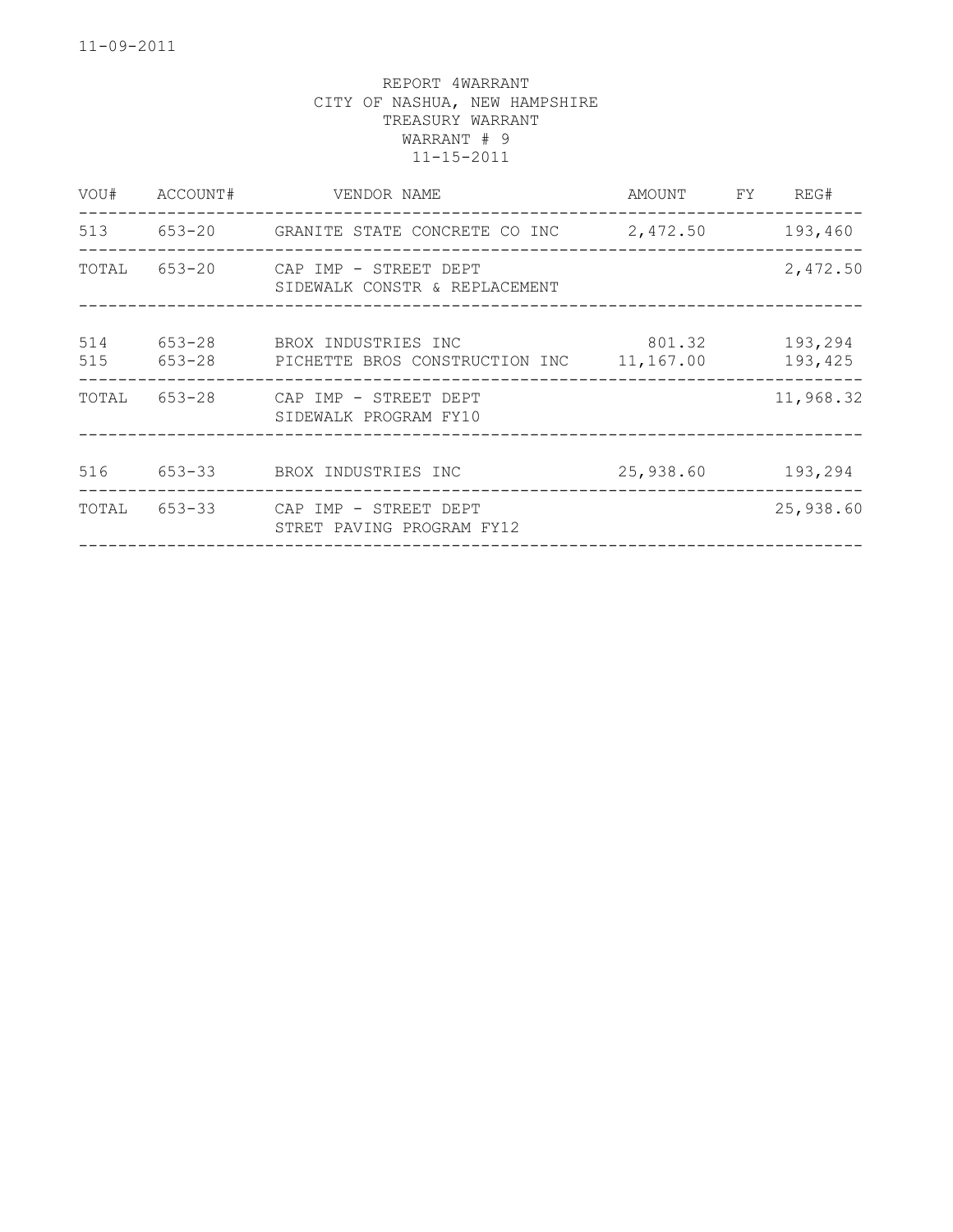11-09-2011

REPORT 4WARRANT
CITY OF NASHUA, NEW HAMPSHIRE
TREASURY WARRANT
WARRANT # 9
11-15-2011

| VOU# | ACCOUNT# | VENDOR NAME | AMOUNT | FY | REG# |
|---|---|---|---|---|---|
| 513 | 653-20 | GRANITE STATE CONCRETE CO INC | 2,472.50 | | 193,460 |
| TOTAL | 653-20 | CAP IMP - STREET DEPT<br>SIDEWALK CONSTR & REPLACEMENT | | | 2,472.50 |
| 514 | 653-28 | BROX INDUSTRIES INC | 801.32 | | 193,294 |
| 515 | 653-28 | PICHETTE BROS CONSTRUCTION INC | 11,167.00 | | 193,425 |
| TOTAL | 653-28 | CAP IMP - STREET DEPT<br>SIDEWALK PROGRAM FY10 | | | 11,968.32 |
| 516 | 653-33 | BROX INDUSTRIES INC | 25,938.60 | | 193,294 |
| TOTAL | 653-33 | CAP IMP - STREET DEPT<br>STRET PAVING PROGRAM FY12 | | | 25,938.60 |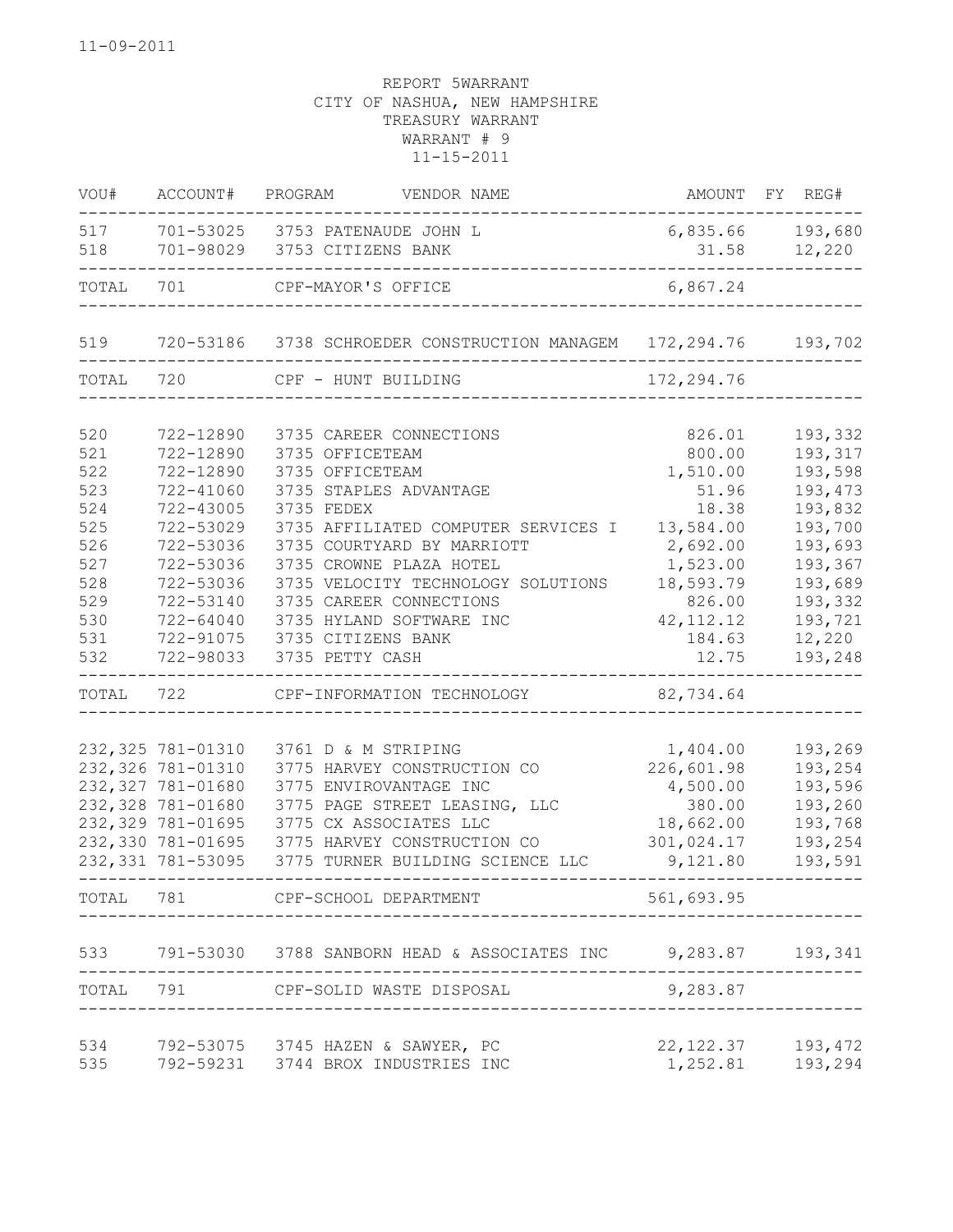11-09-2011

REPORT 5WARRANT
CITY OF NASHUA, NEW HAMPSHIRE
TREASURY WARRANT
WARRANT # 9
11-15-2011

| VOU# | ACCOUNT# | PROGRAM | VENDOR NAME | AMOUNT | FY | REG# |
|---|---|---|---|---|---|---|
| 517 | 701-53025 | 3753 | PATENAUDE JOHN L | 6,835.66 | | 193,680 |
| 518 | 701-98029 | 3753 | CITIZENS BANK | 31.58 | | 12,220 |
| TOTAL | 701 | | CPF-MAYOR'S OFFICE | 6,867.24 | | |
| 519 | 720-53186 | 3738 | SCHROEDER CONSTRUCTION MANAGEM | 172,294.76 | | 193,702 |
| TOTAL | 720 | | CPF - HUNT BUILDING | 172,294.76 | | |
| 520 | 722-12890 | 3735 | CAREER CONNECTIONS | 826.01 | | 193,332 |
| 521 | 722-12890 | 3735 | OFFICETEAM | 800.00 | | 193,317 |
| 522 | 722-12890 | 3735 | OFFICETEAM | 1,510.00 | | 193,598 |
| 523 | 722-41060 | 3735 | STAPLES ADVANTAGE | 51.96 | | 193,473 |
| 524 | 722-43005 | 3735 | FEDEX | 18.38 | | 193,832 |
| 525 | 722-53029 | 3735 | AFFILIATED COMPUTER SERVICES I | 13,584.00 | | 193,700 |
| 526 | 722-53036 | 3735 | COURTYARD BY MARRIOTT | 2,692.00 | | 193,693 |
| 527 | 722-53036 | 3735 | CROWNE PLAZA HOTEL | 1,523.00 | | 193,367 |
| 528 | 722-53036 | 3735 | VELOCITY TECHNOLOGY SOLUTIONS | 18,593.79 | | 193,689 |
| 529 | 722-53140 | 3735 | CAREER CONNECTIONS | 826.00 | | 193,332 |
| 530 | 722-64040 | 3735 | HYLAND SOFTWARE INC | 42,112.12 | | 193,721 |
| 531 | 722-91075 | 3735 | CITIZENS BANK | 184.63 | | 12,220 |
| 532 | 722-98033 | 3735 | PETTY CASH | 12.75 | | 193,248 |
| TOTAL | 722 | | CPF-INFORMATION TECHNOLOGY | 82,734.64 | | |
| 232,325 | 781-01310 | 3761 | D & M STRIPING | 1,404.00 | | 193,269 |
| 232,326 | 781-01310 | 3775 | HARVEY CONSTRUCTION CO | 226,601.98 | | 193,254 |
| 232,327 | 781-01680 | 3775 | ENVIROVANTAGE INC | 4,500.00 | | 193,596 |
| 232,328 | 781-01680 | 3775 | PAGE STREET LEASING, LLC | 380.00 | | 193,260 |
| 232,329 | 781-01695 | 3775 | CX ASSOCIATES LLC | 18,662.00 | | 193,768 |
| 232,330 | 781-01695 | 3775 | HARVEY CONSTRUCTION CO | 301,024.17 | | 193,254 |
| 232,331 | 781-53095 | 3775 | TURNER BUILDING SCIENCE LLC | 9,121.80 | | 193,591 |
| TOTAL | 781 | | CPF-SCHOOL DEPARTMENT | 561,693.95 | | |
| 533 | 791-53030 | 3788 | SANBORN HEAD & ASSOCIATES INC | 9,283.87 | | 193,341 |
| TOTAL | 791 | | CPF-SOLID WASTE DISPOSAL | 9,283.87 | | |
| 534 | 792-53075 | 3745 | HAZEN & SAWYER, PC | 22,122.37 | | 193,472 |
| 535 | 792-59231 | 3744 | BROX INDUSTRIES INC | 1,252.81 | | 193,294 |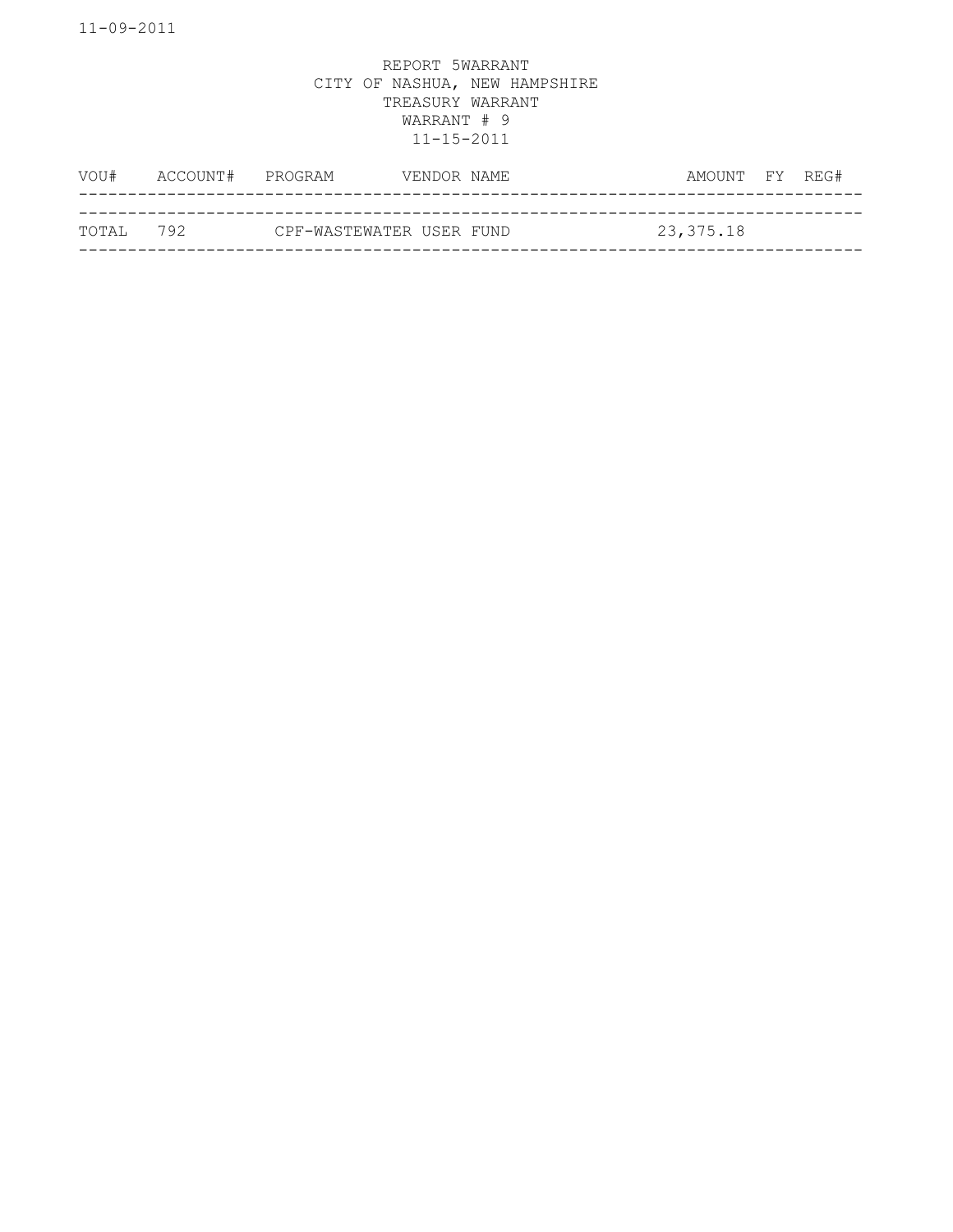11-09-2011

REPORT 5WARRANT
CITY OF NASHUA, NEW HAMPSHIRE
TREASURY WARRANT
WARRANT # 9
11-15-2011

| VOU# | ACCOUNT# | PROGRAM | VENDOR NAME | AMOUNT | FY | REG# |
|---|---|---|---|---|---|---|
| TOTAL | 792 | CPF-WASTEWATER USER FUND | | 23,375.18 | | |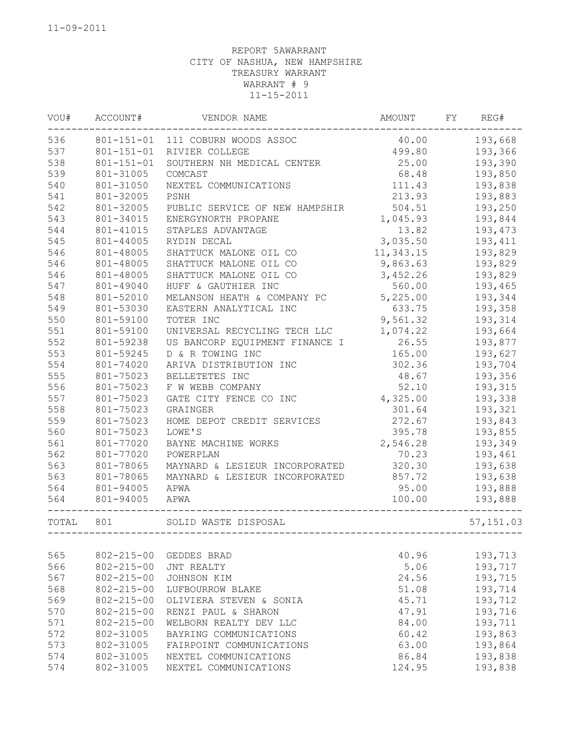11-09-2011

REPORT 5AWARRANT
CITY OF NASHUA, NEW HAMPSHIRE
TREASURY WARRANT
WARRANT # 9
11-15-2011

| VOU# | ACCOUNT# | VENDOR NAME | AMOUNT | FY | REG# |
|---|---|---|---|---|---|
| 536 | 801-151-01 | 111 COBURN WOODS ASSOC | 40.00 | | 193,668 |
| 537 | 801-151-01 | RIVIER COLLEGE | 499.80 | | 193,366 |
| 538 | 801-151-01 | SOUTHERN NH MEDICAL CENTER | 25.00 | | 193,390 |
| 539 | 801-31005 | COMCAST | 68.48 | | 193,850 |
| 540 | 801-31050 | NEXTEL COMMUNICATIONS | 111.43 | | 193,838 |
| 541 | 801-32005 | PSNH | 213.93 | | 193,883 |
| 542 | 801-32005 | PUBLIC SERVICE OF NEW HAMPSHIR | 504.51 | | 193,250 |
| 543 | 801-34015 | ENERGYNORTH PROPANE | 1,045.93 | | 193,844 |
| 544 | 801-41015 | STAPLES ADVANTAGE | 13.82 | | 193,473 |
| 545 | 801-44005 | RYDIN DECAL | 3,035.50 | | 193,411 |
| 546 | 801-48005 | SHATTUCK MALONE OIL CO | 11,343.15 | | 193,829 |
| 546 | 801-48005 | SHATTUCK MALONE OIL CO | 9,863.63 | | 193,829 |
| 546 | 801-48005 | SHATTUCK MALONE OIL CO | 3,452.26 | | 193,829 |
| 547 | 801-49040 | HUFF & GAUTHIER INC | 560.00 | | 193,465 |
| 548 | 801-52010 | MELANSON HEATH & COMPANY PC | 5,225.00 | | 193,344 |
| 549 | 801-53030 | EASTERN ANALYTICAL INC | 633.75 | | 193,358 |
| 550 | 801-59100 | TOTER INC | 9,561.32 | | 193,314 |
| 551 | 801-59100 | UNIVERSAL RECYCLING TECH LLC | 1,074.22 | | 193,664 |
| 552 | 801-59238 | US BANCORP EQUIPMENT FINANCE I | 26.55 | | 193,877 |
| 553 | 801-59245 | D & R TOWING INC | 165.00 | | 193,627 |
| 554 | 801-74020 | ARIVA DISTRIBUTION INC | 302.36 | | 193,704 |
| 555 | 801-75023 | BELLETETES INC | 48.67 | | 193,356 |
| 556 | 801-75023 | F W WEBB COMPANY | 52.10 | | 193,315 |
| 557 | 801-75023 | GATE CITY FENCE CO INC | 4,325.00 | | 193,338 |
| 558 | 801-75023 | GRAINGER | 301.64 | | 193,321 |
| 559 | 801-75023 | HOME DEPOT CREDIT SERVICES | 272.67 | | 193,843 |
| 560 | 801-75023 | LOWE'S | 395.78 | | 193,855 |
| 561 | 801-77020 | BAYNE MACHINE WORKS | 2,546.28 | | 193,349 |
| 562 | 801-77020 | POWERPLAN | 70.23 | | 193,461 |
| 563 | 801-78065 | MAYNARD & LESIEUR INCORPORATED | 320.30 | | 193,638 |
| 563 | 801-78065 | MAYNARD & LESIEUR INCORPORATED | 857.72 | | 193,638 |
| 564 | 801-94005 | APWA | 95.00 | | 193,888 |
| 564 | 801-94005 | APWA | 100.00 | | 193,888 |
| TOTAL | 801 | SOLID WASTE DISPOSAL | | | 57,151.03 |
| 565 | 802-215-00 | GEDDES BRAD | 40.96 | | 193,713 |
| 566 | 802-215-00 | JNT REALTY | 5.06 | | 193,717 |
| 567 | 802-215-00 | JOHNSON KIM | 24.56 | | 193,715 |
| 568 | 802-215-00 | LUFBOURROW BLAKE | 51.08 | | 193,714 |
| 569 | 802-215-00 | OLIVIERA STEVEN & SONIA | 45.71 | | 193,712 |
| 570 | 802-215-00 | RENZI PAUL & SHARON | 47.91 | | 193,716 |
| 571 | 802-215-00 | WELBORN REALTY DEV LLC | 84.00 | | 193,711 |
| 572 | 802-31005 | BAYRING COMMUNICATIONS | 60.42 | | 193,863 |
| 573 | 802-31005 | FAIRPOINT COMMUNICATIONS | 63.00 | | 193,864 |
| 574 | 802-31005 | NEXTEL COMMUNICATIONS | 86.84 | | 193,838 |
| 574 | 802-31005 | NEXTEL COMMUNICATIONS | 124.95 | | 193,838 |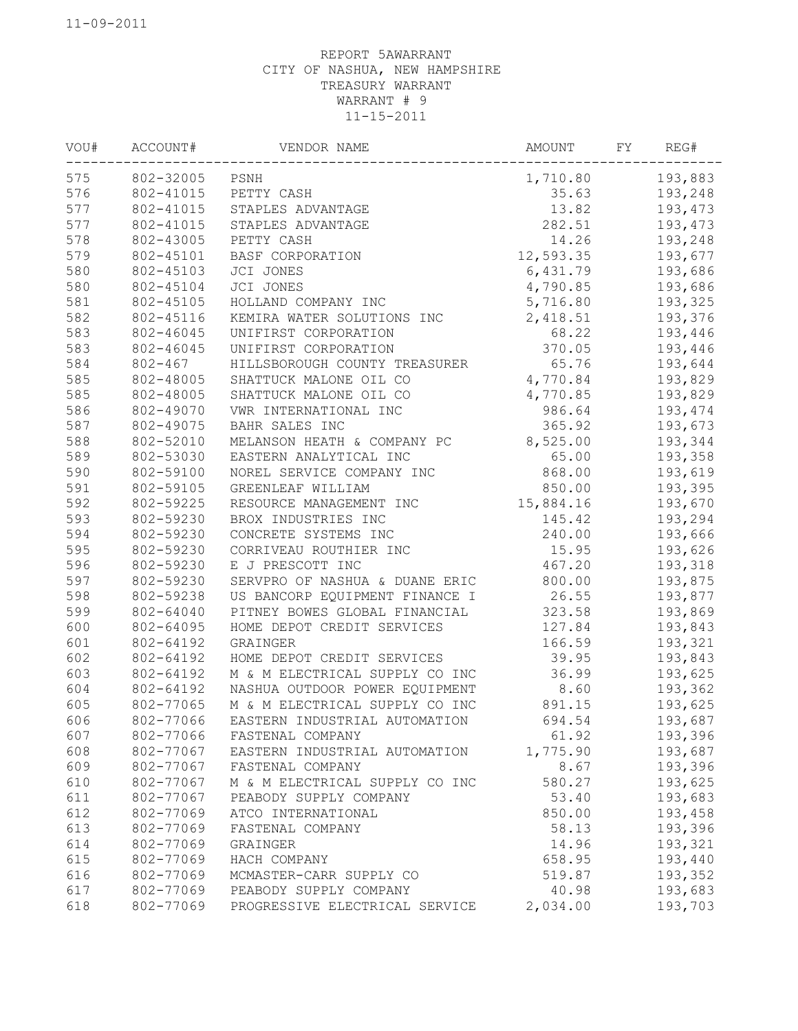11-09-2011

REPORT 5AWARRANT
CITY OF NASHUA, NEW HAMPSHIRE
TREASURY WARRANT
WARRANT # 9
11-15-2011

| VOU# | ACCOUNT# | VENDOR NAME | AMOUNT | FY | REG# |
|---|---|---|---|---|---|
| 575 | 802-32005 | PSNH | 1,710.80 | | 193,883 |
| 576 | 802-41015 | PETTY CASH | 35.63 | | 193,248 |
| 577 | 802-41015 | STAPLES ADVANTAGE | 13.82 | | 193,473 |
| 577 | 802-41015 | STAPLES ADVANTAGE | 282.51 | | 193,473 |
| 578 | 802-43005 | PETTY CASH | 14.26 | | 193,248 |
| 579 | 802-45101 | BASF CORPORATION | 12,593.35 | | 193,677 |
| 580 | 802-45103 | JCI JONES | 6,431.79 | | 193,686 |
| 580 | 802-45104 | JCI JONES | 4,790.85 | | 193,686 |
| 581 | 802-45105 | HOLLAND COMPANY INC | 5,716.80 | | 193,325 |
| 582 | 802-45116 | KEMIRA WATER SOLUTIONS INC | 2,418.51 | | 193,376 |
| 583 | 802-46045 | UNIFIRST CORPORATION | 68.22 | | 193,446 |
| 583 | 802-46045 | UNIFIRST CORPORATION | 370.05 | | 193,446 |
| 584 | 802-467 | HILLSBOROUGH COUNTY TREASURER | 65.76 | | 193,644 |
| 585 | 802-48005 | SHATTUCK MALONE OIL CO | 4,770.84 | | 193,829 |
| 585 | 802-48005 | SHATTUCK MALONE OIL CO | 4,770.85 | | 193,829 |
| 586 | 802-49070 | VWR INTERNATIONAL INC | 986.64 | | 193,474 |
| 587 | 802-49075 | BAHR SALES INC | 365.92 | | 193,673 |
| 588 | 802-52010 | MELANSON HEATH & COMPANY PC | 8,525.00 | | 193,344 |
| 589 | 802-53030 | EASTERN ANALYTICAL INC | 65.00 | | 193,358 |
| 590 | 802-59100 | NOREL SERVICE COMPANY INC | 868.00 | | 193,619 |
| 591 | 802-59105 | GREENLEAF WILLIAM | 850.00 | | 193,395 |
| 592 | 802-59225 | RESOURCE MANAGEMENT INC | 15,884.16 | | 193,670 |
| 593 | 802-59230 | BROX INDUSTRIES INC | 145.42 | | 193,294 |
| 594 | 802-59230 | CONCRETE SYSTEMS INC | 240.00 | | 193,666 |
| 595 | 802-59230 | CORRIVEAU ROUTHIER INC | 15.95 | | 193,626 |
| 596 | 802-59230 | E J PRESCOTT INC | 467.20 | | 193,318 |
| 597 | 802-59230 | SERVPRO OF NASHUA & DUANE ERIC | 800.00 | | 193,875 |
| 598 | 802-59238 | US BANCORP EQUIPMENT FINANCE I | 26.55 | | 193,877 |
| 599 | 802-64040 | PITNEY BOWES GLOBAL FINANCIAL | 323.58 | | 193,869 |
| 600 | 802-64095 | HOME DEPOT CREDIT SERVICES | 127.84 | | 193,843 |
| 601 | 802-64192 | GRAINGER | 166.59 | | 193,321 |
| 602 | 802-64192 | HOME DEPOT CREDIT SERVICES | 39.95 | | 193,843 |
| 603 | 802-64192 | M & M ELECTRICAL SUPPLY CO INC | 36.99 | | 193,625 |
| 604 | 802-64192 | NASHUA OUTDOOR POWER EQUIPMENT | 8.60 | | 193,362 |
| 605 | 802-77065 | M & M ELECTRICAL SUPPLY CO INC | 891.15 | | 193,625 |
| 606 | 802-77066 | EASTERN INDUSTRIAL AUTOMATION | 694.54 | | 193,687 |
| 607 | 802-77066 | FASTENAL COMPANY | 61.92 | | 193,396 |
| 608 | 802-77067 | EASTERN INDUSTRIAL AUTOMATION | 1,775.90 | | 193,687 |
| 609 | 802-77067 | FASTENAL COMPANY | 8.67 | | 193,396 |
| 610 | 802-77067 | M & M ELECTRICAL SUPPLY CO INC | 580.27 | | 193,625 |
| 611 | 802-77067 | PEABODY SUPPLY COMPANY | 53.40 | | 193,683 |
| 612 | 802-77069 | ATCO INTERNATIONAL | 850.00 | | 193,458 |
| 613 | 802-77069 | FASTENAL COMPANY | 58.13 | | 193,396 |
| 614 | 802-77069 | GRAINGER | 14.96 | | 193,321 |
| 615 | 802-77069 | HACH COMPANY | 658.95 | | 193,440 |
| 616 | 802-77069 | MCMASTER-CARR SUPPLY CO | 519.87 | | 193,352 |
| 617 | 802-77069 | PEABODY SUPPLY COMPANY | 40.98 | | 193,683 |
| 618 | 802-77069 | PROGRESSIVE ELECTRICAL SERVICE | 2,034.00 | | 193,703 |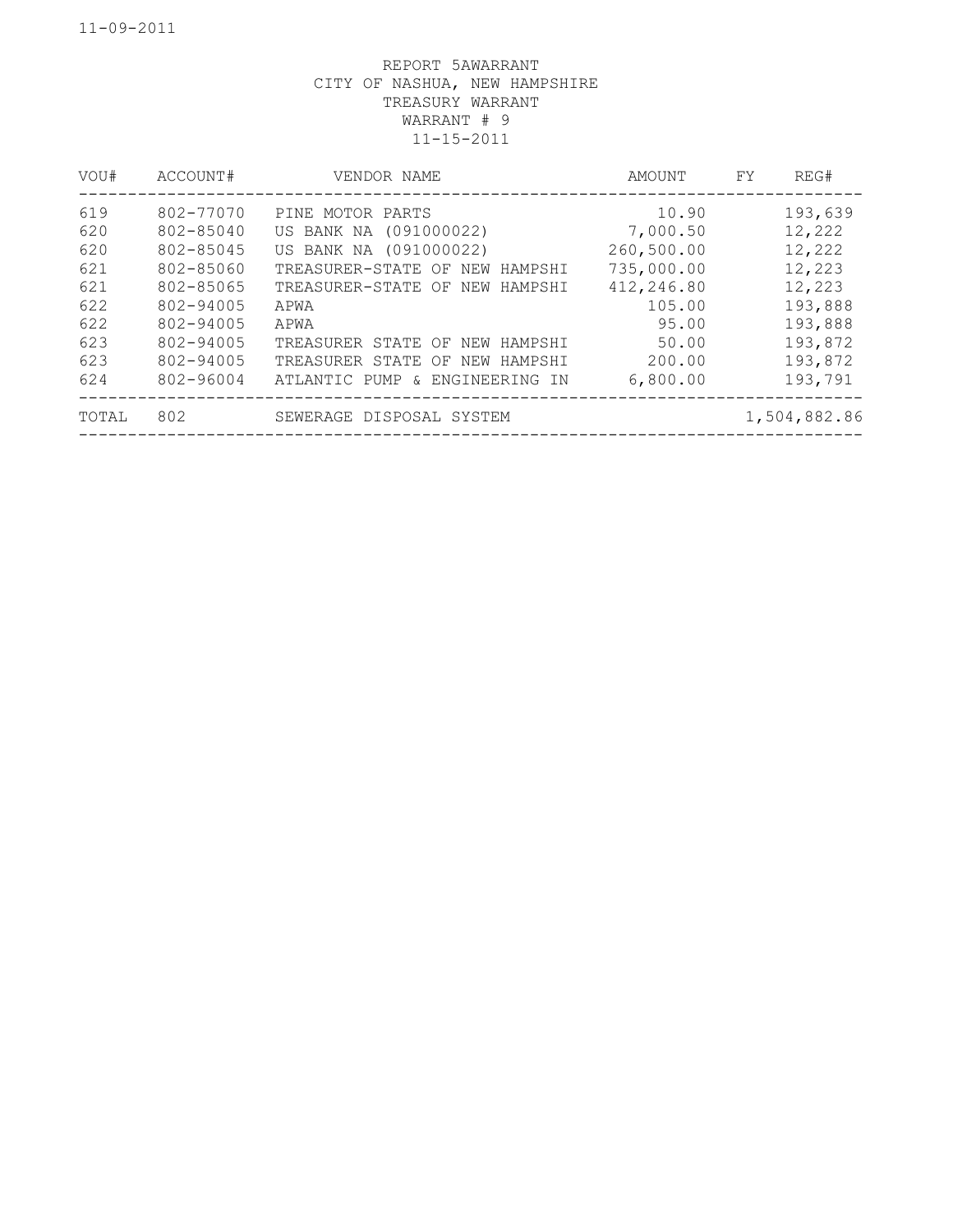REPORT 5AWARRANT
CITY OF NASHUA, NEW HAMPSHIRE
TREASURY WARRANT
WARRANT # 9
11-15-2011

| VOU# | ACCOUNT# | VENDOR NAME | AMOUNT | FY | REG# |
|---|---|---|---|---|---|
| 619 | 802-77070 | PINE MOTOR PARTS | 10.90 | | 193,639 |
| 620 | 802-85040 | US BANK NA (091000022) | 7,000.50 | | 12,222 |
| 620 | 802-85045 | US BANK NA (091000022) | 260,500.00 | | 12,222 |
| 621 | 802-85060 | TREASURER-STATE OF NEW HAMPSHI | 735,000.00 | | 12,223 |
| 621 | 802-85065 | TREASURER-STATE OF NEW HAMPSHI | 412,246.80 | | 12,223 |
| 622 | 802-94005 | APWA | 105.00 | | 193,888 |
| 622 | 802-94005 | APWA | 95.00 | | 193,888 |
| 623 | 802-94005 | TREASURER STATE OF NEW HAMPSHI | 50.00 | | 193,872 |
| 623 | 802-94005 | TREASURER STATE OF NEW HAMPSHI | 200.00 | | 193,872 |
| 624 | 802-96004 | ATLANTIC PUMP & ENGINEERING IN | 6,800.00 | | 193,791 |
| TOTAL | 802 | SEWERAGE DISPOSAL SYSTEM | | | 1,504,882.86 |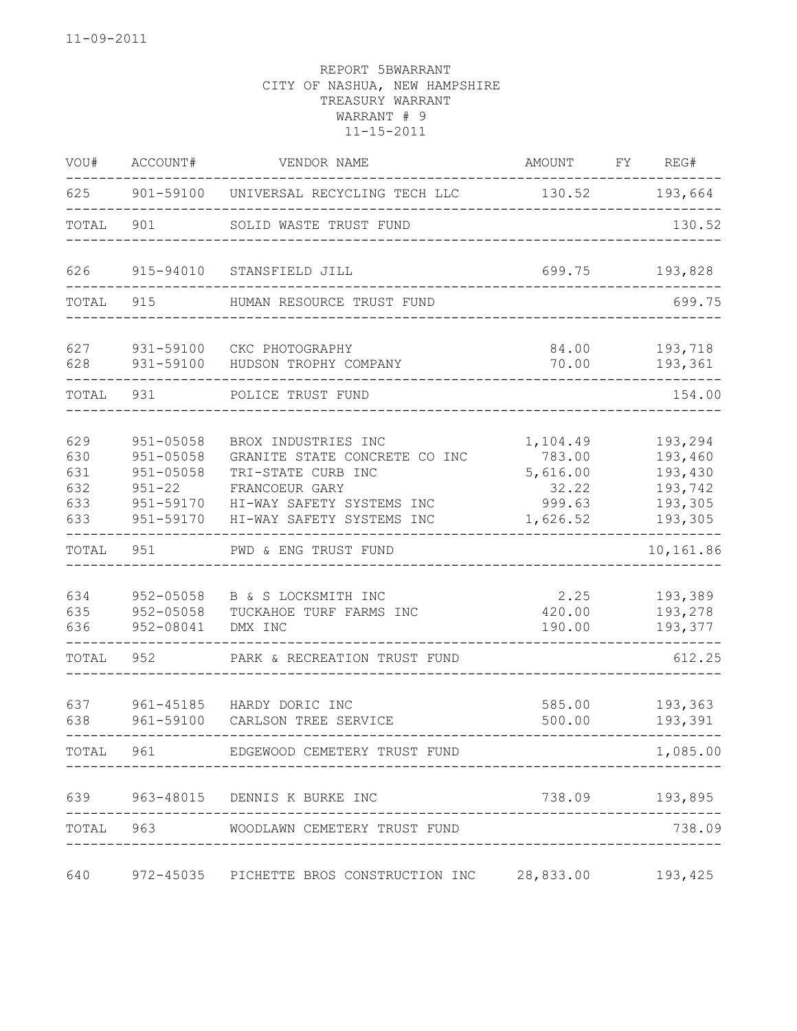11-09-2011

REPORT 5BWARRANT
CITY OF NASHUA, NEW HAMPSHIRE
TREASURY WARRANT
WARRANT # 9
11-15-2011

| VOU# | ACCOUNT# | VENDOR NAME | AMOUNT | FY | REG# |
|---|---|---|---|---|---|
| 625 | 901-59100 | UNIVERSAL RECYCLING TECH LLC | 130.52 | | 193,664 |
| TOTAL | 901 | SOLID WASTE TRUST FUND | | | 130.52 |
| 626 | 915-94010 | STANSFIELD JILL | 699.75 | | 193,828 |
| TOTAL | 915 | HUMAN RESOURCE TRUST FUND | | | 699.75 |
| 627 | 931-59100 | CKC PHOTOGRAPHY | 84.00 | | 193,718 |
| 628 | 931-59100 | HUDSON TROPHY COMPANY | 70.00 | | 193,361 |
| TOTAL | 931 | POLICE TRUST FUND | | | 154.00 |
| 629 | 951-05058 | BROX INDUSTRIES INC | 1,104.49 | | 193,294 |
| 630 | 951-05058 | GRANITE STATE CONCRETE CO INC | 783.00 | | 193,460 |
| 631 | 951-05058 | TRI-STATE CURB INC | 5,616.00 | | 193,430 |
| 632 | 951-22 | FRANCOEUR GARY | 32.22 | | 193,742 |
| 633 | 951-59170 | HI-WAY SAFETY SYSTEMS INC | 999.63 | | 193,305 |
| 633 | 951-59170 | HI-WAY SAFETY SYSTEMS INC | 1,626.52 | | 193,305 |
| TOTAL | 951 | PWD & ENG TRUST FUND | | | 10,161.86 |
| 634 | 952-05058 | B & S LOCKSMITH INC | 2.25 | | 193,389 |
| 635 | 952-05058 | TUCKAHOE TURF FARMS INC | 420.00 | | 193,278 |
| 636 | 952-08041 | DMX INC | 190.00 | | 193,377 |
| TOTAL | 952 | PARK & RECREATION TRUST FUND | | | 612.25 |
| 637 | 961-45185 | HARDY DORIC INC | 585.00 | | 193,363 |
| 638 | 961-59100 | CARLSON TREE SERVICE | 500.00 | | 193,391 |
| TOTAL | 961 | EDGEWOOD CEMETERY TRUST FUND | | | 1,085.00 |
| 639 | 963-48015 | DENNIS K BURKE INC | 738.09 | | 193,895 |
| TOTAL | 963 | WOODLAWN CEMETERY TRUST FUND | | | 738.09 |
| 640 | 972-45035 | PICHETTE BROS CONSTRUCTION INC | 28,833.00 | | 193,425 |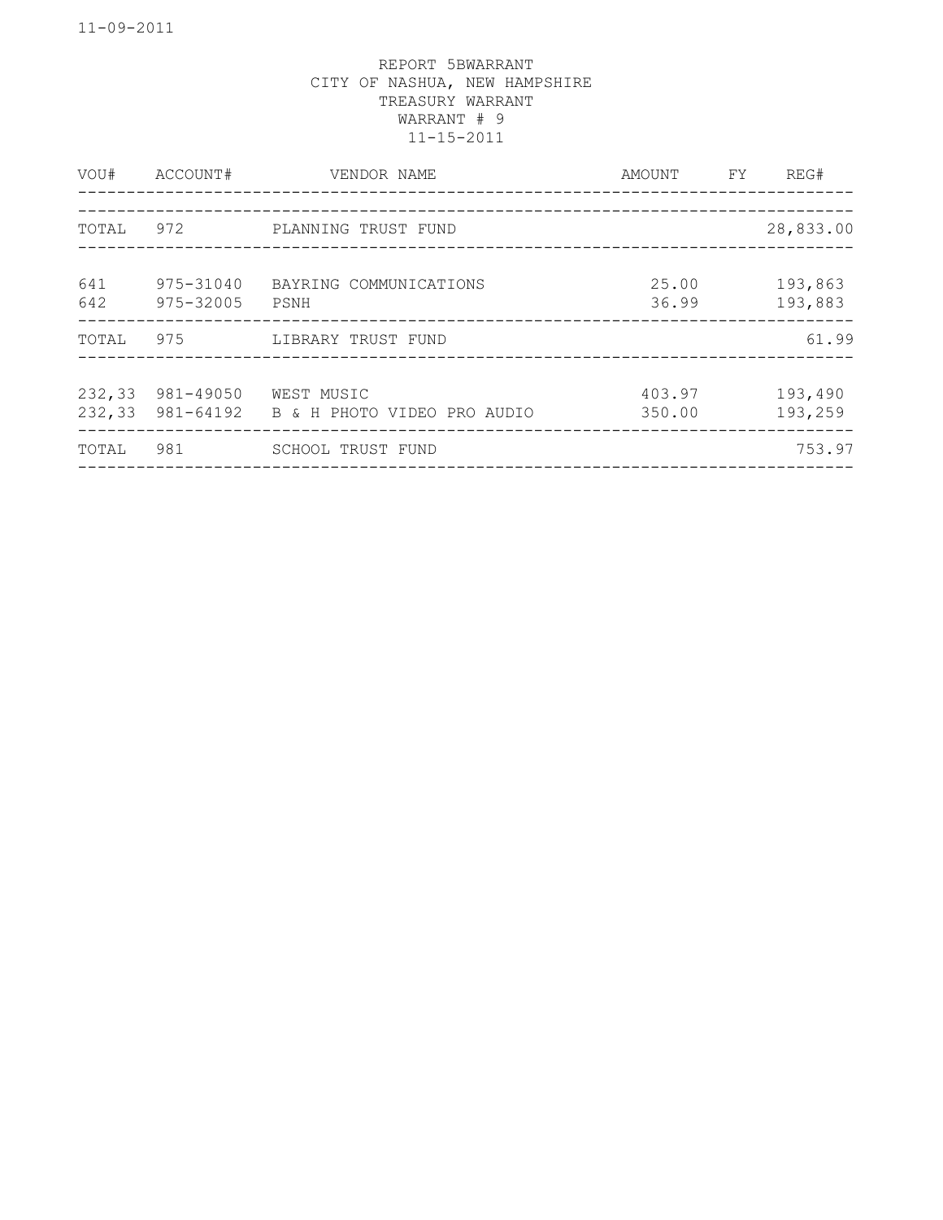REPORT 5BWARRANT
CITY OF NASHUA, NEW HAMPSHIRE
TREASURY WARRANT
WARRANT # 9
11-15-2011

| VOU# | ACCOUNT# | VENDOR NAME | AMOUNT | FY | REG# |
|---|---|---|---|---|---|
| TOTAL | 972 | PLANNING TRUST FUND | | | 28,833.00 |
| 641 | 975-31040 | BAYRING COMMUNICATIONS | 25.00 | | 193,863 |
| 642 | 975-32005 | PSNH | 36.99 | | 193,883 |
| TOTAL | 975 | LIBRARY TRUST FUND | | | 61.99 |
| 232,33 | 981-49050 | WEST MUSIC | 403.97 | | 193,490 |
| 232,33 | 981-64192 | B & H PHOTO VIDEO PRO AUDIO | 350.00 | | 193,259 |
| TOTAL | 981 | SCHOOL TRUST FUND | | | 753.97 |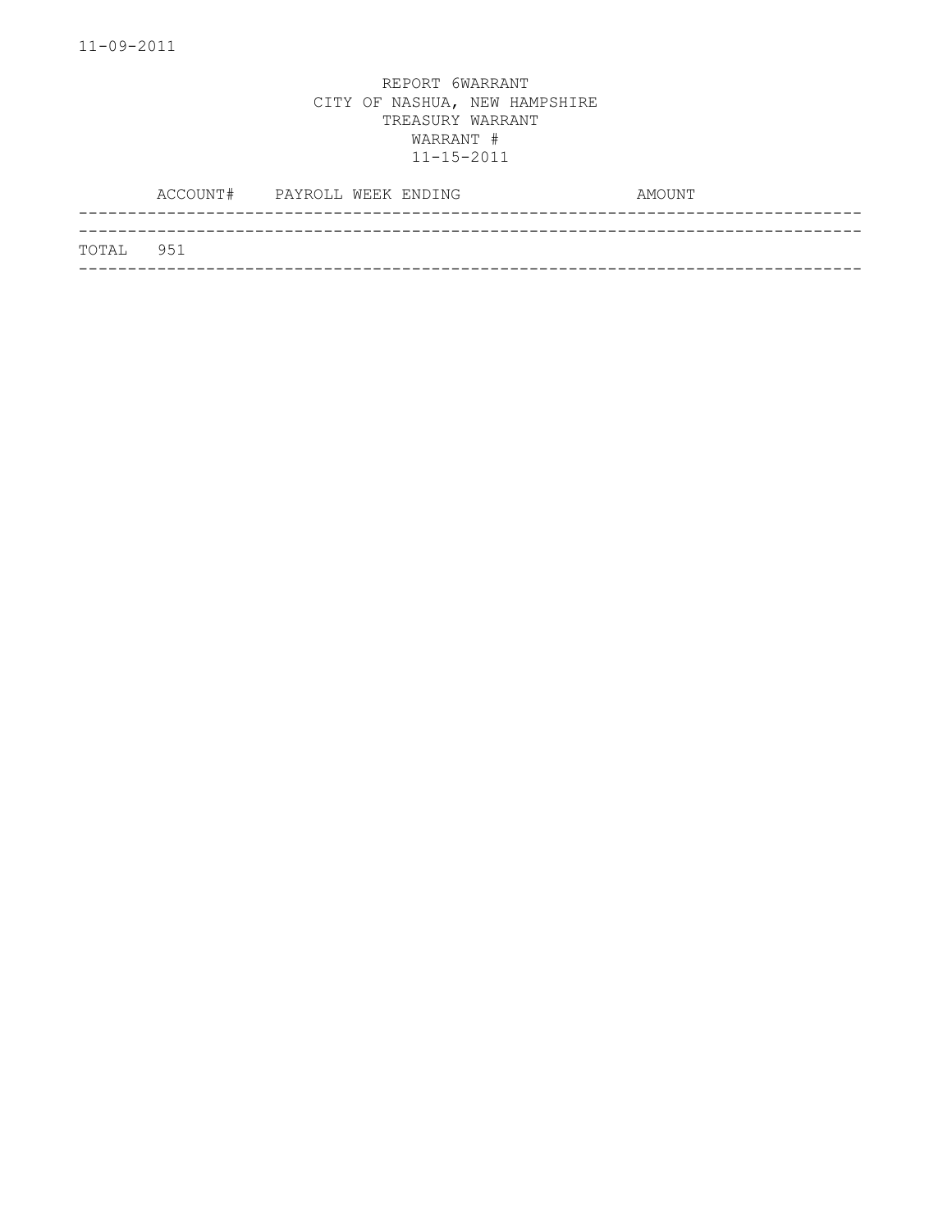11-09-2011

REPORT 6WARRANT
CITY OF NASHUA, NEW HAMPSHIRE
TREASURY WARRANT
WARRANT #
11-15-2011

| ACCOUNT# | PAYROLL WEEK ENDING | AMOUNT |
|---|---|---|
| TOTAL 951 | | |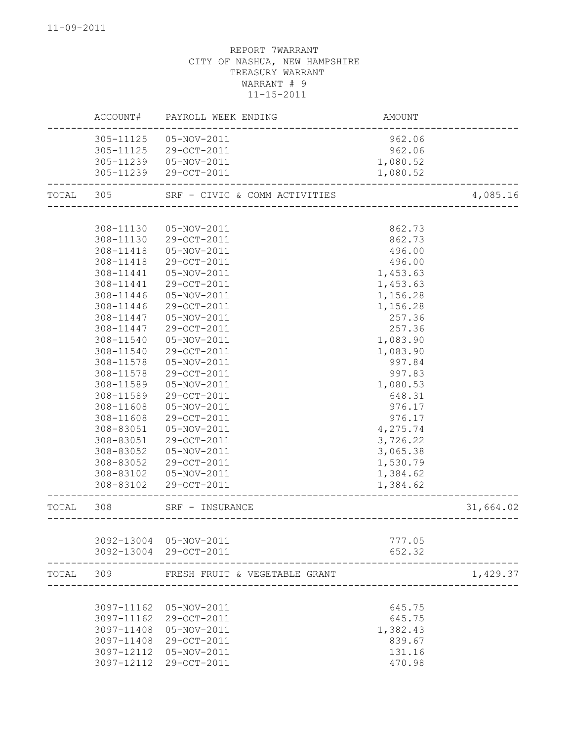11-09-2011

REPORT 7WARRANT
CITY OF NASHUA, NEW HAMPSHIRE
TREASURY WARRANT
WARRANT # 9
11-15-2011

| | ACCOUNT# | PAYROLL WEEK ENDING | AMOUNT | |
|---|---|---|---|---|
| | 305-11125 | 05-NOV-2011 | 962.06 | |
| | 305-11125 | 29-OCT-2011 | 962.06 | |
| | 305-11239 | 05-NOV-2011 | 1,080.52 | |
| | 305-11239 | 29-OCT-2011 | 1,080.52 | |
| TOTAL | 305 | SRF - CIVIC & COMM ACTIVITIES | | 4,085.16 |
| | 308-11130 | 05-NOV-2011 | 862.73 | |
| | 308-11130 | 29-OCT-2011 | 862.73 | |
| | 308-11418 | 05-NOV-2011 | 496.00 | |
| | 308-11418 | 29-OCT-2011 | 496.00 | |
| | 308-11441 | 05-NOV-2011 | 1,453.63 | |
| | 308-11441 | 29-OCT-2011 | 1,453.63 | |
| | 308-11446 | 05-NOV-2011 | 1,156.28 | |
| | 308-11446 | 29-OCT-2011 | 1,156.28 | |
| | 308-11447 | 05-NOV-2011 | 257.36 | |
| | 308-11447 | 29-OCT-2011 | 257.36 | |
| | 308-11540 | 05-NOV-2011 | 1,083.90 | |
| | 308-11540 | 29-OCT-2011 | 1,083.90 | |
| | 308-11578 | 05-NOV-2011 | 997.84 | |
| | 308-11578 | 29-OCT-2011 | 997.83 | |
| | 308-11589 | 05-NOV-2011 | 1,080.53 | |
| | 308-11589 | 29-OCT-2011 | 648.31 | |
| | 308-11608 | 05-NOV-2011 | 976.17 | |
| | 308-11608 | 29-OCT-2011 | 976.17 | |
| | 308-83051 | 05-NOV-2011 | 4,275.74 | |
| | 308-83051 | 29-OCT-2011 | 3,726.22 | |
| | 308-83052 | 05-NOV-2011 | 3,065.38 | |
| | 308-83052 | 29-OCT-2011 | 1,530.79 | |
| | 308-83102 | 05-NOV-2011 | 1,384.62 | |
| | 308-83102 | 29-OCT-2011 | 1,384.62 | |
| TOTAL | 308 | SRF - INSURANCE | | 31,664.02 |
| | 3092-13004 | 05-NOV-2011 | 777.05 | |
| | 3092-13004 | 29-OCT-2011 | 652.32 | |
| TOTAL | 309 | FRESH FRUIT & VEGETABLE GRANT | | 1,429.37 |
| | 3097-11162 | 05-NOV-2011 | 645.75 | |
| | 3097-11162 | 29-OCT-2011 | 645.75 | |
| | 3097-11408 | 05-NOV-2011 | 1,382.43 | |
| | 3097-11408 | 29-OCT-2011 | 839.67 | |
| | 3097-12112 | 05-NOV-2011 | 131.16 | |
| | 3097-12112 | 29-OCT-2011 | 470.98 | |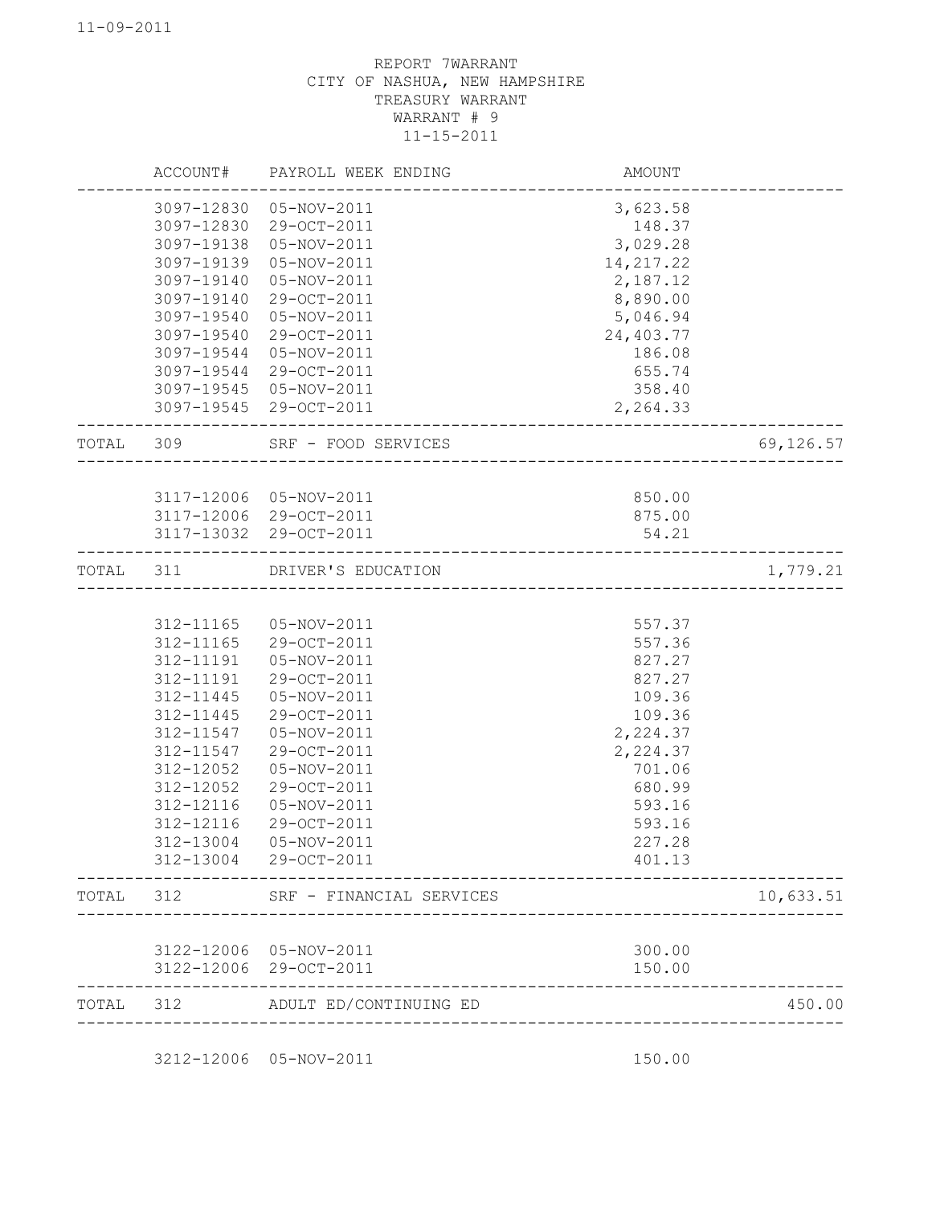11-09-2011

REPORT 7WARRANT
CITY OF NASHUA, NEW HAMPSHIRE
TREASURY WARRANT
WARRANT # 9
11-15-2011

| | ACCOUNT# | PAYROLL WEEK ENDING | AMOUNT | |
|---|---|---|---|---|
| | 3097-12830 | 05-NOV-2011 | 3,623.58 | |
| | 3097-12830 | 29-OCT-2011 | 148.37 | |
| | 3097-19138 | 05-NOV-2011 | 3,029.28 | |
| | 3097-19139 | 05-NOV-2011 | 14,217.22 | |
| | 3097-19140 | 05-NOV-2011 | 2,187.12 | |
| | 3097-19140 | 29-OCT-2011 | 8,890.00 | |
| | 3097-19540 | 05-NOV-2011 | 5,046.94 | |
| | 3097-19540 | 29-OCT-2011 | 24,403.77 | |
| | 3097-19544 | 05-NOV-2011 | 186.08 | |
| | 3097-19544 | 29-OCT-2011 | 655.74 | |
| | 3097-19545 | 05-NOV-2011 | 358.40 | |
| | 3097-19545 | 29-OCT-2011 | 2,264.33 | |
| TOTAL | 309 | SRF - FOOD SERVICES | | 69,126.57 |
| | 3117-12006 | 05-NOV-2011 | 850.00 | |
| | 3117-12006 | 29-OCT-2011 | 875.00 | |
| | 3117-13032 | 29-OCT-2011 | 54.21 | |
| TOTAL | 311 | DRIVER'S EDUCATION | | 1,779.21 |
| | 312-11165 | 05-NOV-2011 | 557.37 | |
| | 312-11165 | 29-OCT-2011 | 557.36 | |
| | 312-11191 | 05-NOV-2011 | 827.27 | |
| | 312-11191 | 29-OCT-2011 | 827.27 | |
| | 312-11445 | 05-NOV-2011 | 109.36 | |
| | 312-11445 | 29-OCT-2011 | 109.36 | |
| | 312-11547 | 05-NOV-2011 | 2,224.37 | |
| | 312-11547 | 29-OCT-2011 | 2,224.37 | |
| | 312-12052 | 05-NOV-2011 | 701.06 | |
| | 312-12052 | 29-OCT-2011 | 680.99 | |
| | 312-12116 | 05-NOV-2011 | 593.16 | |
| | 312-12116 | 29-OCT-2011 | 593.16 | |
| | 312-13004 | 05-NOV-2011 | 227.28 | |
| | 312-13004 | 29-OCT-2011 | 401.13 | |
| TOTAL | 312 | SRF - FINANCIAL SERVICES | | 10,633.51 |
| | 3122-12006 | 05-NOV-2011 | 300.00 | |
| | 3122-12006 | 29-OCT-2011 | 150.00 | |
| TOTAL | 312 | ADULT ED/CONTINUING ED | | 450.00 |
| | 3212-12006 | 05-NOV-2011 | 150.00 | |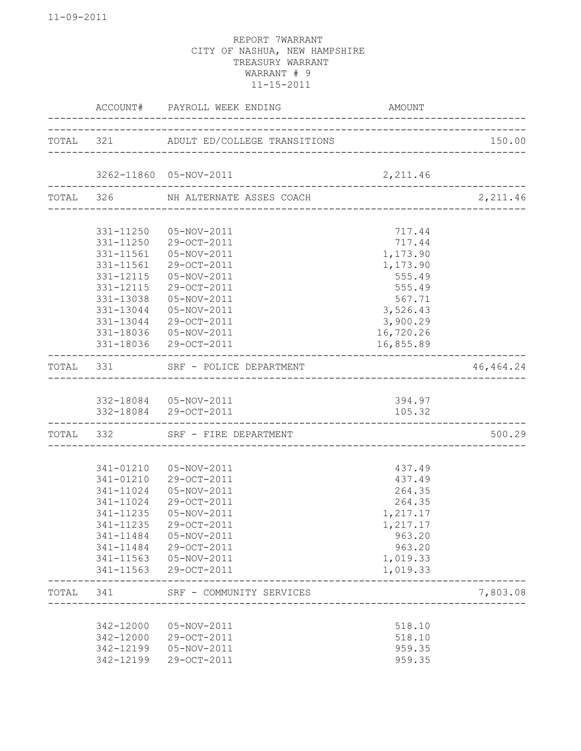REPORT 7WARRANT
CITY OF NASHUA, NEW HAMPSHIRE
TREASURY WARRANT
WARRANT # 9
11-15-2011

| | ACCOUNT# | PAYROLL WEEK ENDING | AMOUNT | |
|---|---|---|---|---|
| TOTAL | 321 | ADULT ED/COLLEGE TRANSITIONS | | 150.00 |
| | 3262-11860 | 05-NOV-2011 | 2,211.46 | |
| TOTAL | 326 | NH ALTERNATE ASSES COACH | | 2,211.46 |
| | 331-11250 | 05-NOV-2011 | 717.44 | |
| | 331-11250 | 29-OCT-2011 | 717.44 | |
| | 331-11561 | 05-NOV-2011 | 1,173.90 | |
| | 331-11561 | 29-OCT-2011 | 1,173.90 | |
| | 331-12115 | 05-NOV-2011 | 555.49 | |
| | 331-12115 | 29-OCT-2011 | 555.49 | |
| | 331-13038 | 05-NOV-2011 | 567.71 | |
| | 331-13044 | 05-NOV-2011 | 3,526.43 | |
| | 331-13044 | 29-OCT-2011 | 3,900.29 | |
| | 331-18036 | 05-NOV-2011 | 16,720.26 | |
| | 331-18036 | 29-OCT-2011 | 16,855.89 | |
| TOTAL | 331 | SRF - POLICE DEPARTMENT | | 46,464.24 |
| | 332-18084 | 05-NOV-2011 | 394.97 | |
| | 332-18084 | 29-OCT-2011 | 105.32 | |
| TOTAL | 332 | SRF - FIRE DEPARTMENT | | 500.29 |
| | 341-01210 | 05-NOV-2011 | 437.49 | |
| | 341-01210 | 29-OCT-2011 | 437.49 | |
| | 341-11024 | 05-NOV-2011 | 264.35 | |
| | 341-11024 | 29-OCT-2011 | 264.35 | |
| | 341-11235 | 05-NOV-2011 | 1,217.17 | |
| | 341-11235 | 29-OCT-2011 | 1,217.17 | |
| | 341-11484 | 05-NOV-2011 | 963.20 | |
| | 341-11484 | 29-OCT-2011 | 963.20 | |
| | 341-11563 | 05-NOV-2011 | 1,019.33 | |
| | 341-11563 | 29-OCT-2011 | 1,019.33 | |
| TOTAL | 341 | SRF - COMMUNITY SERVICES | | 7,803.08 |
| | 342-12000 | 05-NOV-2011 | 518.10 | |
| | 342-12000 | 29-OCT-2011 | 518.10 | |
| | 342-12199 | 05-NOV-2011 | 959.35 | |
| | 342-12199 | 29-OCT-2011 | 959.35 | |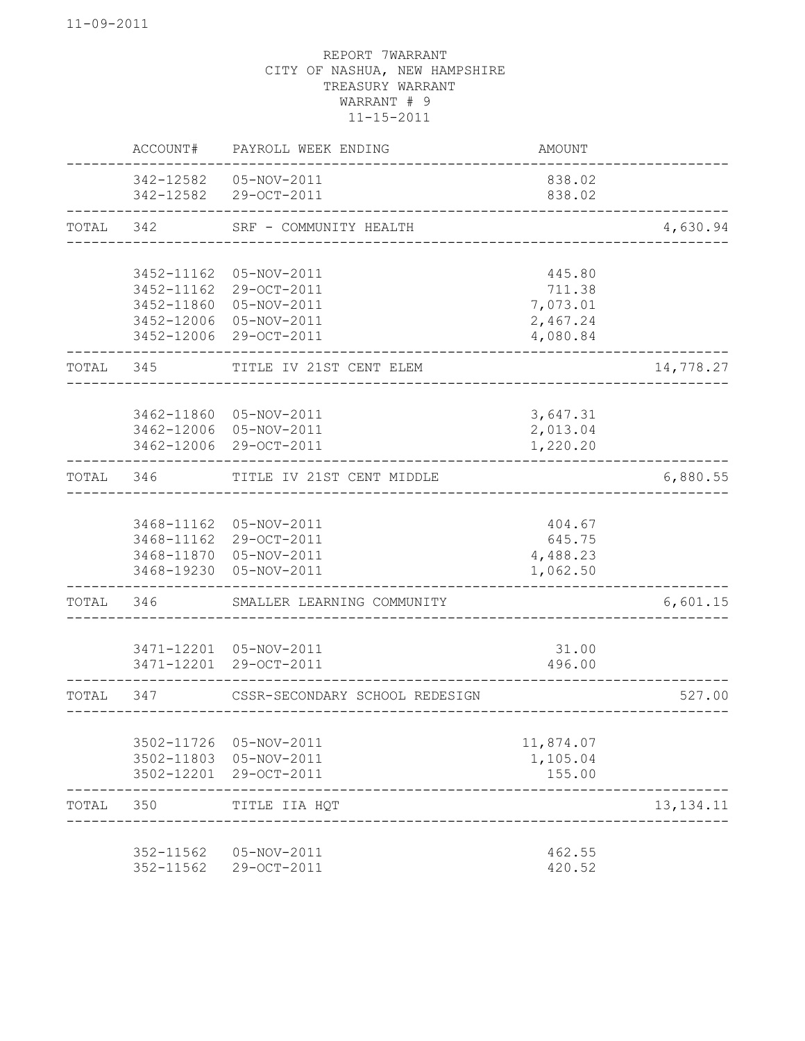REPORT 7WARRANT
CITY OF NASHUA, NEW HAMPSHIRE
TREASURY WARRANT
WARRANT # 9
11-15-2011

| | ACCOUNT# | PAYROLL WEEK ENDING | AMOUNT | |
|---|---|---|---|---|
| | 342-12582 | 05-NOV-2011 | 838.02 | |
| | 342-12582 | 29-OCT-2011 | 838.02 | |
| TOTAL | 342 | SRF - COMMUNITY HEALTH | | 4,630.94 |
| | 3452-11162 | 05-NOV-2011 | 445.80 | |
| | 3452-11162 | 29-OCT-2011 | 711.38 | |
| | 3452-11860 | 05-NOV-2011 | 7,073.01 | |
| | 3452-12006 | 05-NOV-2011 | 2,467.24 | |
| | 3452-12006 | 29-OCT-2011 | 4,080.84 | |
| TOTAL | 345 | TITLE IV 21ST CENT ELEM | | 14,778.27 |
| | 3462-11860 | 05-NOV-2011 | 3,647.31 | |
| | 3462-12006 | 05-NOV-2011 | 2,013.04 | |
| | 3462-12006 | 29-OCT-2011 | 1,220.20 | |
| TOTAL | 346 | TITLE IV 21ST CENT MIDDLE | | 6,880.55 |
| | 3468-11162 | 05-NOV-2011 | 404.67 | |
| | 3468-11162 | 29-OCT-2011 | 645.75 | |
| | 3468-11870 | 05-NOV-2011 | 4,488.23 | |
| | 3468-19230 | 05-NOV-2011 | 1,062.50 | |
| TOTAL | 346 | SMALLER LEARNING COMMUNITY | | 6,601.15 |
| | 3471-12201 | 05-NOV-2011 | 31.00 | |
| | 3471-12201 | 29-OCT-2011 | 496.00 | |
| TOTAL | 347 | CSSR-SECONDARY SCHOOL REDESIGN | | 527.00 |
| | 3502-11726 | 05-NOV-2011 | 11,874.07 | |
| | 3502-11803 | 05-NOV-2011 | 1,105.04 | |
| | 3502-12201 | 29-OCT-2011 | 155.00 | |
| TOTAL | 350 | TITLE IIA HQT | | 13,134.11 |
| | 352-11562 | 05-NOV-2011 | 462.55 | |
| | 352-11562 | 29-OCT-2011 | 420.52 | |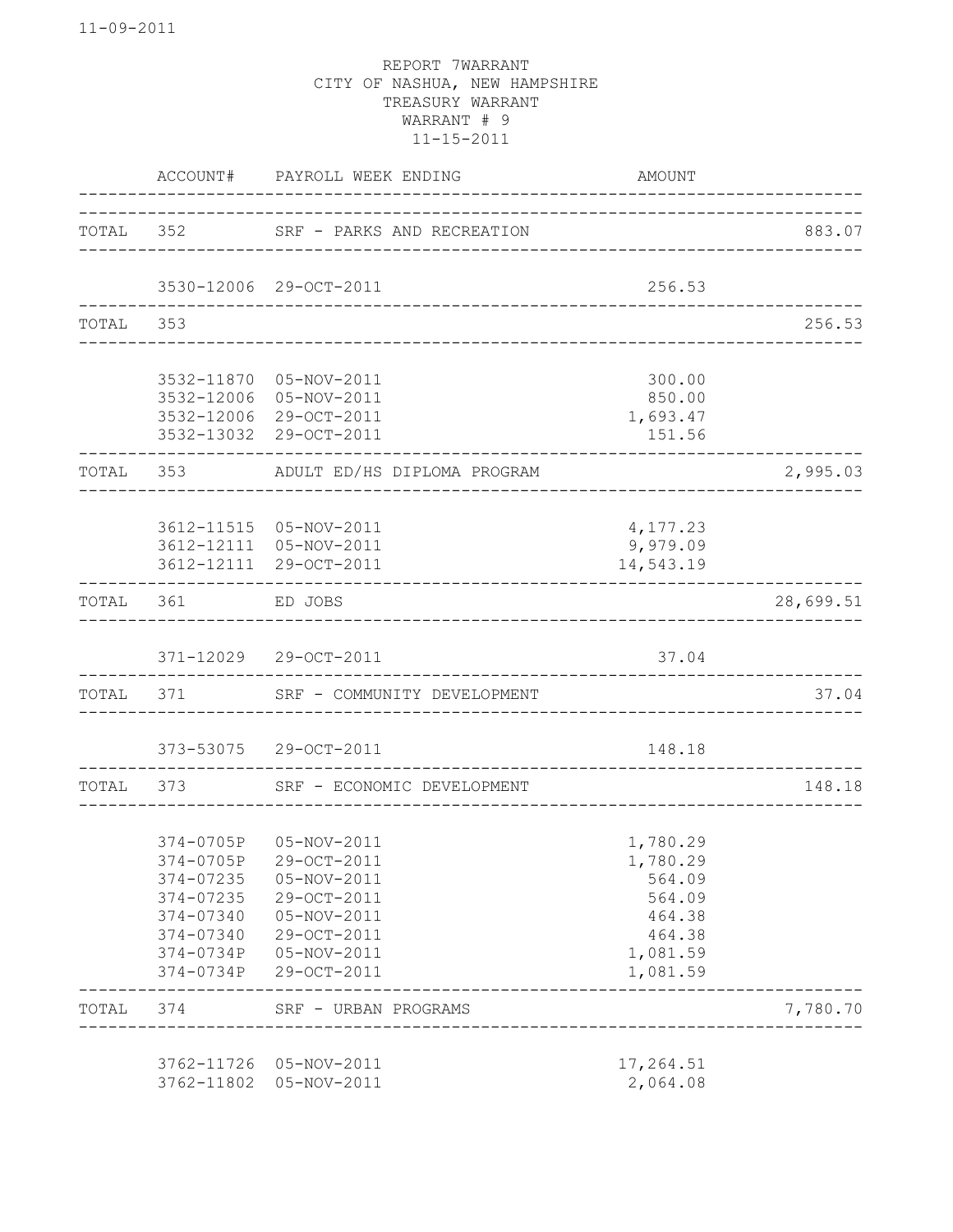REPORT 7WARRANT
CITY OF NASHUA, NEW HAMPSHIRE
TREASURY WARRANT
WARRANT # 9
11-15-2011

| | ACCOUNT# | PAYROLL WEEK ENDING | AMOUNT | |
|---|---|---|---|---|
| TOTAL | 352 | SRF - PARKS AND RECREATION | | 883.07 |
| | 3530-12006 | 29-OCT-2011 | 256.53 | |
| TOTAL | 353 | | | 256.53 |
| | 3532-11870 | 05-NOV-2011 | 300.00 | |
| | 3532-12006 | 05-NOV-2011 | 850.00 | |
| | 3532-12006 | 29-OCT-2011 | 1,693.47 | |
| | 3532-13032 | 29-OCT-2011 | 151.56 | |
| TOTAL | 353 | ADULT ED/HS DIPLOMA PROGRAM | | 2,995.03 |
| | 3612-11515 | 05-NOV-2011 | 4,177.23 | |
| | 3612-12111 | 05-NOV-2011 | 9,979.09 | |
| | 3612-12111 | 29-OCT-2011 | 14,543.19 | |
| TOTAL | 361 | ED JOBS | | 28,699.51 |
| | 371-12029 | 29-OCT-2011 | 37.04 | |
| TOTAL | 371 | SRF - COMMUNITY DEVELOPMENT | | 37.04 |
| | 373-53075 | 29-OCT-2011 | 148.18 | |
| TOTAL | 373 | SRF - ECONOMIC DEVELOPMENT | | 148.18 |
| | 374-0705P | 05-NOV-2011 | 1,780.29 | |
| | 374-0705P | 29-OCT-2011 | 1,780.29 | |
| | 374-07235 | 05-NOV-2011 | 564.09 | |
| | 374-07235 | 29-OCT-2011 | 564.09 | |
| | 374-07340 | 05-NOV-2011 | 464.38 | |
| | 374-07340 | 29-OCT-2011 | 464.38 | |
| | 374-0734P | 05-NOV-2011 | 1,081.59 | |
| | 374-0734P | 29-OCT-2011 | 1,081.59 | |
| TOTAL | 374 | SRF - URBAN PROGRAMS | | 7,780.70 |
| | 3762-11726 | 05-NOV-2011 | 17,264.51 | |
| | 3762-11802 | 05-NOV-2011 | 2,064.08 | |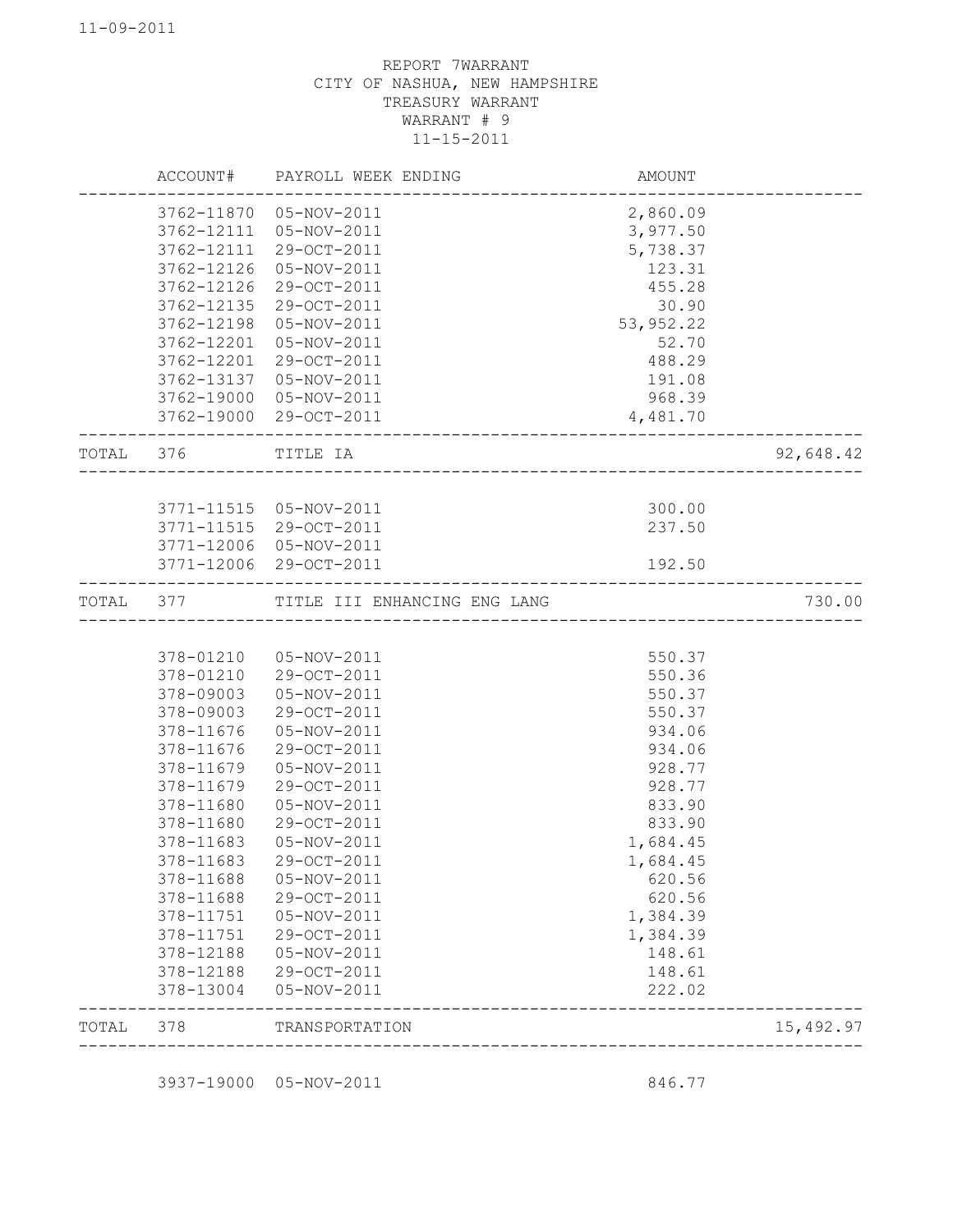11-09-2011

REPORT 7WARRANT
CITY OF NASHUA, NEW HAMPSHIRE
TREASURY WARRANT
WARRANT # 9
11-15-2011

| | ACCOUNT# | PAYROLL WEEK ENDING | AMOUNT | |
|---|---|---|---|---|
| | 3762-11870 | 05-NOV-2011 | 2,860.09 | |
| | 3762-12111 | 05-NOV-2011 | 3,977.50 | |
| | 3762-12111 | 29-OCT-2011 | 5,738.37 | |
| | 3762-12126 | 05-NOV-2011 | 123.31 | |
| | 3762-12126 | 29-OCT-2011 | 455.28 | |
| | 3762-12135 | 29-OCT-2011 | 30.90 | |
| | 3762-12198 | 05-NOV-2011 | 53,952.22 | |
| | 3762-12201 | 05-NOV-2011 | 52.70 | |
| | 3762-12201 | 29-OCT-2011 | 488.29 | |
| | 3762-13137 | 05-NOV-2011 | 191.08 | |
| | 3762-19000 | 05-NOV-2011 | 968.39 | |
| | 3762-19000 | 29-OCT-2011 | 4,481.70 | |
| TOTAL | 376 | TITLE IA | | 92,648.42 |
| | 3771-11515 | 05-NOV-2011 | 300.00 | |
| | 3771-11515 | 29-OCT-2011 | 237.50 | |
| | 3771-12006 | 05-NOV-2011 | | |
| | 3771-12006 | 29-OCT-2011 | 192.50 | |
| TOTAL | 377 | TITLE III ENHANCING ENG LANG | | 730.00 |
| | 378-01210 | 05-NOV-2011 | 550.37 | |
| | 378-01210 | 29-OCT-2011 | 550.36 | |
| | 378-09003 | 05-NOV-2011 | 550.37 | |
| | 378-09003 | 29-OCT-2011 | 550.37 | |
| | 378-11676 | 05-NOV-2011 | 934.06 | |
| | 378-11676 | 29-OCT-2011 | 934.06 | |
| | 378-11679 | 05-NOV-2011 | 928.77 | |
| | 378-11679 | 29-OCT-2011 | 928.77 | |
| | 378-11680 | 05-NOV-2011 | 833.90 | |
| | 378-11680 | 29-OCT-2011 | 833.90 | |
| | 378-11683 | 05-NOV-2011 | 1,684.45 | |
| | 378-11683 | 29-OCT-2011 | 1,684.45 | |
| | 378-11688 | 05-NOV-2011 | 620.56 | |
| | 378-11688 | 29-OCT-2011 | 620.56 | |
| | 378-11751 | 05-NOV-2011 | 1,384.39 | |
| | 378-11751 | 29-OCT-2011 | 1,384.39 | |
| | 378-12188 | 05-NOV-2011 | 148.61 | |
| | 378-12188 | 29-OCT-2011 | 148.61 | |
| | 378-13004 | 05-NOV-2011 | 222.02 | |
| TOTAL | 378 | TRANSPORTATION | | 15,492.97 |
| | 3937-19000 | 05-NOV-2011 | 846.77 | |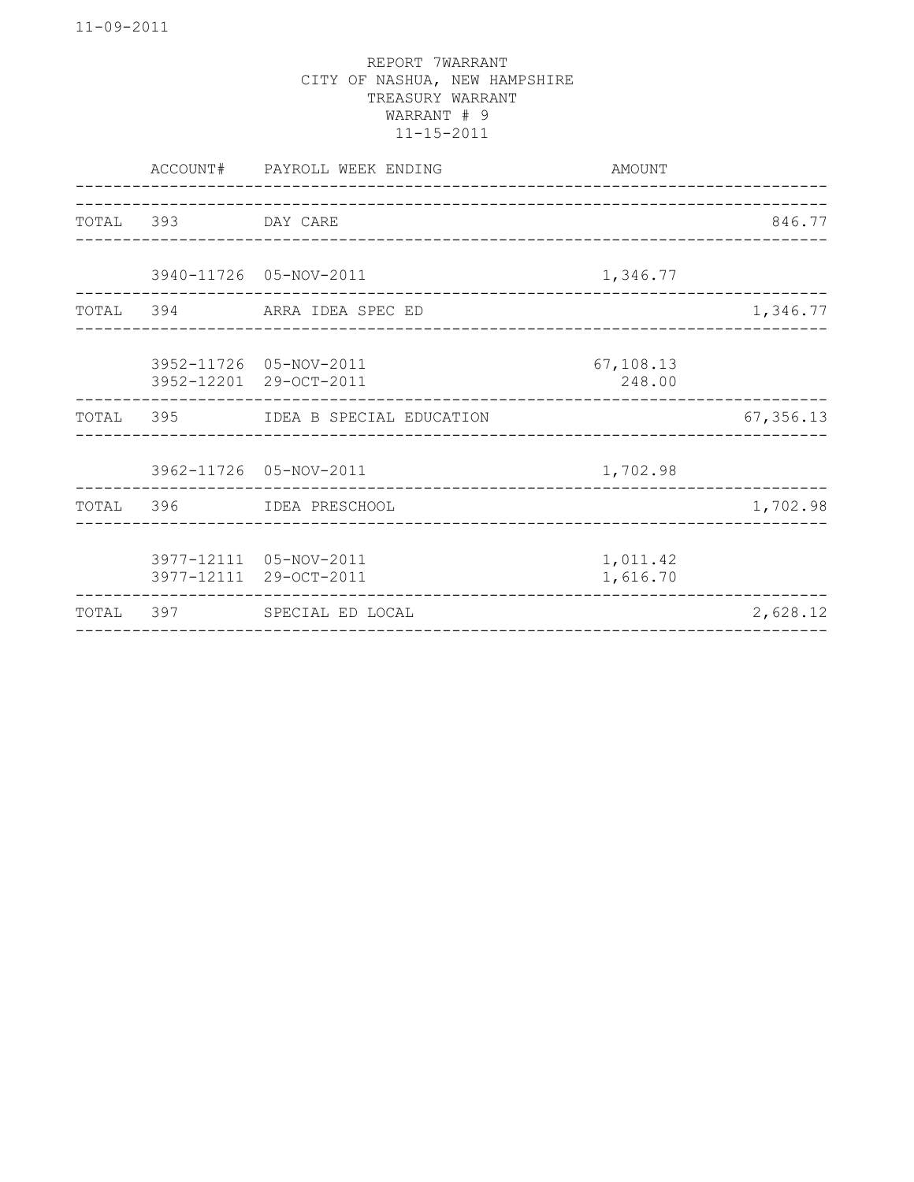REPORT 7WARRANT
CITY OF NASHUA, NEW HAMPSHIRE
TREASURY WARRANT
WARRANT # 9
11-15-2011

| | ACCOUNT# | PAYROLL WEEK ENDING | AMOUNT | |
|---|---|---|---|---|
| TOTAL | 393 | DAY CARE | | 846.77 |
| | 3940-11726 | 05-NOV-2011 | 1,346.77 | |
| TOTAL | 394 | ARRA IDEA SPEC ED | | 1,346.77 |
| | 3952-11726 | 05-NOV-2011 | 67,108.13 | |
| | 3952-12201 | 29-OCT-2011 | 248.00 | |
| TOTAL | 395 | IDEA B SPECIAL EDUCATION | | 67,356.13 |
| | 3962-11726 | 05-NOV-2011 | 1,702.98 | |
| TOTAL | 396 | IDEA PRESCHOOL | | 1,702.98 |
| | 3977-12111 | 05-NOV-2011 | 1,011.42 | |
| | 3977-12111 | 29-OCT-2011 | 1,616.70 | |
| TOTAL | 397 | SPECIAL ED LOCAL | | 2,628.12 |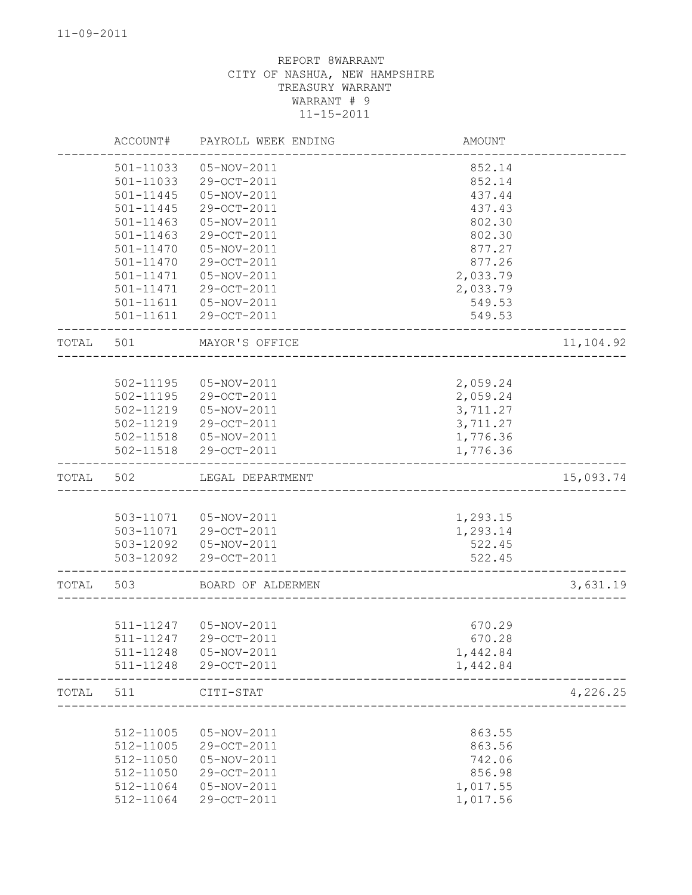11-09-2011

REPORT 8WARRANT
CITY OF NASHUA, NEW HAMPSHIRE
TREASURY WARRANT
WARRANT # 9
11-15-2011

| | ACCOUNT# | PAYROLL WEEK ENDING | AMOUNT | |
|---|---|---|---|---|
| | 501-11033 | 05-NOV-2011 | 852.14 | |
| | 501-11033 | 29-OCT-2011 | 852.14 | |
| | 501-11445 | 05-NOV-2011 | 437.44 | |
| | 501-11445 | 29-OCT-2011 | 437.43 | |
| | 501-11463 | 05-NOV-2011 | 802.30 | |
| | 501-11463 | 29-OCT-2011 | 802.30 | |
| | 501-11470 | 05-NOV-2011 | 877.27 | |
| | 501-11470 | 29-OCT-2011 | 877.26 | |
| | 501-11471 | 05-NOV-2011 | 2,033.79 | |
| | 501-11471 | 29-OCT-2011 | 2,033.79 | |
| | 501-11611 | 05-NOV-2011 | 549.53 | |
| | 501-11611 | 29-OCT-2011 | 549.53 | |
| TOTAL | 501 | MAYOR'S OFFICE | | 11,104.92 |
| | 502-11195 | 05-NOV-2011 | 2,059.24 | |
| | 502-11195 | 29-OCT-2011 | 2,059.24 | |
| | 502-11219 | 05-NOV-2011 | 3,711.27 | |
| | 502-11219 | 29-OCT-2011 | 3,711.27 | |
| | 502-11518 | 05-NOV-2011 | 1,776.36 | |
| | 502-11518 | 29-OCT-2011 | 1,776.36 | |
| TOTAL | 502 | LEGAL DEPARTMENT | | 15,093.74 |
| | 503-11071 | 05-NOV-2011 | 1,293.15 | |
| | 503-11071 | 29-OCT-2011 | 1,293.14 | |
| | 503-12092 | 05-NOV-2011 | 522.45 | |
| | 503-12092 | 29-OCT-2011 | 522.45 | |
| TOTAL | 503 | BOARD OF ALDERMEN | | 3,631.19 |
| | 511-11247 | 05-NOV-2011 | 670.29 | |
| | 511-11247 | 29-OCT-2011 | 670.28 | |
| | 511-11248 | 05-NOV-2011 | 1,442.84 | |
| | 511-11248 | 29-OCT-2011 | 1,442.84 | |
| TOTAL | 511 | CITI-STAT | | 4,226.25 |
| | 512-11005 | 05-NOV-2011 | 863.55 | |
| | 512-11005 | 29-OCT-2011 | 863.56 | |
| | 512-11050 | 05-NOV-2011 | 742.06 | |
| | 512-11050 | 29-OCT-2011 | 856.98 | |
| | 512-11064 | 05-NOV-2011 | 1,017.55 | |
| | 512-11064 | 29-OCT-2011 | 1,017.56 | |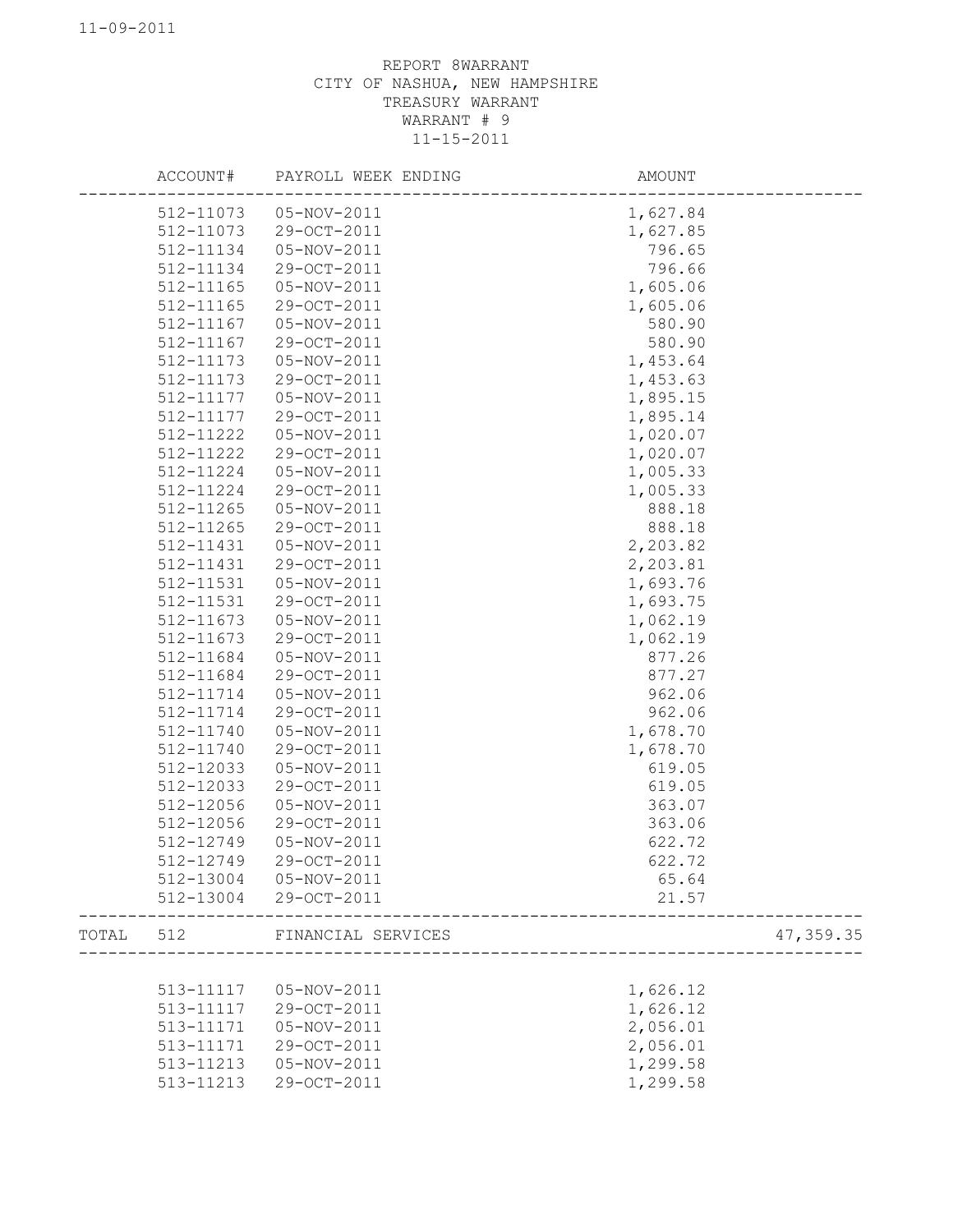11-09-2011

REPORT 8WARRANT
CITY OF NASHUA, NEW HAMPSHIRE
TREASURY WARRANT
WARRANT # 9
11-15-2011

| | ACCOUNT# | PAYROLL WEEK ENDING | AMOUNT | |
|---|---|---|---|---|
| | 512-11073 | 05-NOV-2011 | 1,627.84 | |
| | 512-11073 | 29-OCT-2011 | 1,627.85 | |
| | 512-11134 | 05-NOV-2011 | 796.65 | |
| | 512-11134 | 29-OCT-2011 | 796.66 | |
| | 512-11165 | 05-NOV-2011 | 1,605.06 | |
| | 512-11165 | 29-OCT-2011 | 1,605.06 | |
| | 512-11167 | 05-NOV-2011 | 580.90 | |
| | 512-11167 | 29-OCT-2011 | 580.90 | |
| | 512-11173 | 05-NOV-2011 | 1,453.64 | |
| | 512-11173 | 29-OCT-2011 | 1,453.63 | |
| | 512-11177 | 05-NOV-2011 | 1,895.15 | |
| | 512-11177 | 29-OCT-2011 | 1,895.14 | |
| | 512-11222 | 05-NOV-2011 | 1,020.07 | |
| | 512-11222 | 29-OCT-2011 | 1,020.07 | |
| | 512-11224 | 05-NOV-2011 | 1,005.33 | |
| | 512-11224 | 29-OCT-2011 | 1,005.33 | |
| | 512-11265 | 05-NOV-2011 | 888.18 | |
| | 512-11265 | 29-OCT-2011 | 888.18 | |
| | 512-11431 | 05-NOV-2011 | 2,203.82 | |
| | 512-11431 | 29-OCT-2011 | 2,203.81 | |
| | 512-11531 | 05-NOV-2011 | 1,693.76 | |
| | 512-11531 | 29-OCT-2011 | 1,693.75 | |
| | 512-11673 | 05-NOV-2011 | 1,062.19 | |
| | 512-11673 | 29-OCT-2011 | 1,062.19 | |
| | 512-11684 | 05-NOV-2011 | 877.26 | |
| | 512-11684 | 29-OCT-2011 | 877.27 | |
| | 512-11714 | 05-NOV-2011 | 962.06 | |
| | 512-11714 | 29-OCT-2011 | 962.06 | |
| | 512-11740 | 05-NOV-2011 | 1,678.70 | |
| | 512-11740 | 29-OCT-2011 | 1,678.70 | |
| | 512-12033 | 05-NOV-2011 | 619.05 | |
| | 512-12033 | 29-OCT-2011 | 619.05 | |
| | 512-12056 | 05-NOV-2011 | 363.07 | |
| | 512-12056 | 29-OCT-2011 | 363.06 | |
| | 512-12749 | 05-NOV-2011 | 622.72 | |
| | 512-12749 | 29-OCT-2011 | 622.72 | |
| | 512-13004 | 05-NOV-2011 | 65.64 | |
| | 512-13004 | 29-OCT-2011 | 21.57 | |
| TOTAL | 512 | FINANCIAL SERVICES | | 47,359.35 |
| | 513-11117 | 05-NOV-2011 | 1,626.12 | |
| | 513-11117 | 29-OCT-2011 | 1,626.12 | |
| | 513-11171 | 05-NOV-2011 | 2,056.01 | |
| | 513-11171 | 29-OCT-2011 | 2,056.01 | |
| | 513-11213 | 05-NOV-2011 | 1,299.58 | |
| | 513-11213 | 29-OCT-2011 | 1,299.58 | |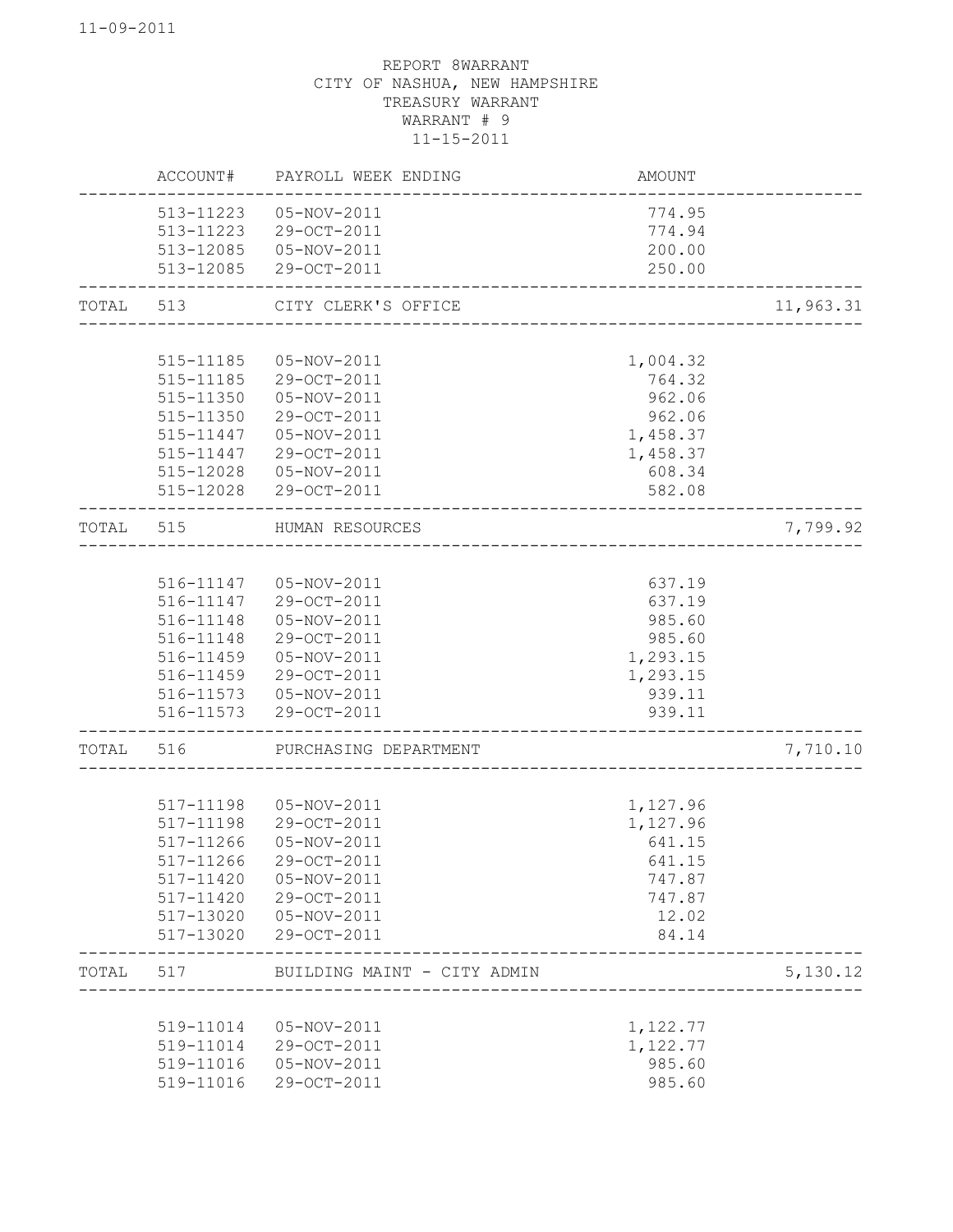11-09-2011

REPORT 8WARRANT
CITY OF NASHUA, NEW HAMPSHIRE
TREASURY WARRANT
WARRANT # 9
11-15-2011

| | ACCOUNT# | PAYROLL WEEK ENDING | AMOUNT | |
|---|---|---|---|---|
| | 513-11223 | 05-NOV-2011 | 774.95 | |
| | 513-11223 | 29-OCT-2011 | 774.94 | |
| | 513-12085 | 05-NOV-2011 | 200.00 | |
| | 513-12085 | 29-OCT-2011 | 250.00 | |
| TOTAL | 513 | CITY CLERK'S OFFICE | | 11,963.31 |
| | 515-11185 | 05-NOV-2011 | 1,004.32 | |
| | 515-11185 | 29-OCT-2011 | 764.32 | |
| | 515-11350 | 05-NOV-2011 | 962.06 | |
| | 515-11350 | 29-OCT-2011 | 962.06 | |
| | 515-11447 | 05-NOV-2011 | 1,458.37 | |
| | 515-11447 | 29-OCT-2011 | 1,458.37 | |
| | 515-12028 | 05-NOV-2011 | 608.34 | |
| | 515-12028 | 29-OCT-2011 | 582.08 | |
| TOTAL | 515 | HUMAN RESOURCES | | 7,799.92 |
| | 516-11147 | 05-NOV-2011 | 637.19 | |
| | 516-11147 | 29-OCT-2011 | 637.19 | |
| | 516-11148 | 05-NOV-2011 | 985.60 | |
| | 516-11148 | 29-OCT-2011 | 985.60 | |
| | 516-11459 | 05-NOV-2011 | 1,293.15 | |
| | 516-11459 | 29-OCT-2011 | 1,293.15 | |
| | 516-11573 | 05-NOV-2011 | 939.11 | |
| | 516-11573 | 29-OCT-2011 | 939.11 | |
| TOTAL | 516 | PURCHASING DEPARTMENT | | 7,710.10 |
| | 517-11198 | 05-NOV-2011 | 1,127.96 | |
| | 517-11198 | 29-OCT-2011 | 1,127.96 | |
| | 517-11266 | 05-NOV-2011 | 641.15 | |
| | 517-11266 | 29-OCT-2011 | 641.15 | |
| | 517-11420 | 05-NOV-2011 | 747.87 | |
| | 517-11420 | 29-OCT-2011 | 747.87 | |
| | 517-13020 | 05-NOV-2011 | 12.02 | |
| | 517-13020 | 29-OCT-2011 | 84.14 | |
| TOTAL | 517 | BUILDING MAINT - CITY ADMIN | | 5,130.12 |
| | 519-11014 | 05-NOV-2011 | 1,122.77 | |
| | 519-11014 | 29-OCT-2011 | 1,122.77 | |
| | 519-11016 | 05-NOV-2011 | 985.60 | |
| | 519-11016 | 29-OCT-2011 | 985.60 | |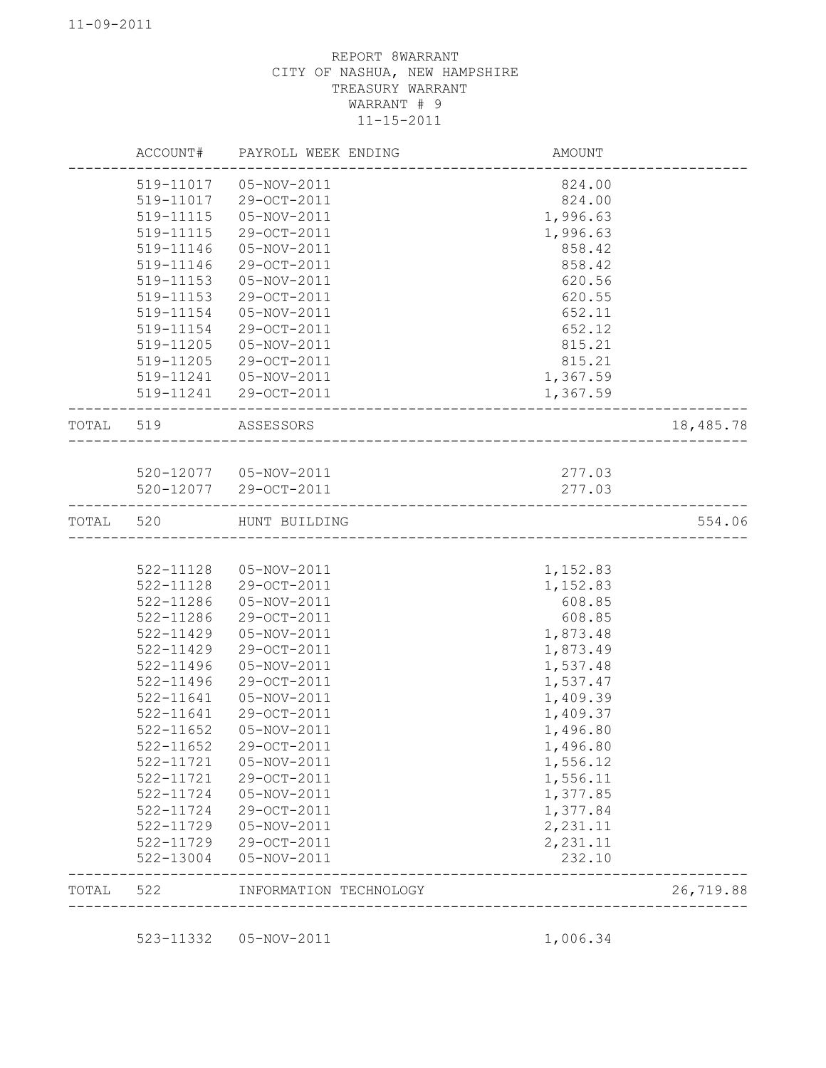REPORT 8WARRANT
CITY OF NASHUA, NEW HAMPSHIRE
TREASURY WARRANT
WARRANT # 9
11-15-2011

| | ACCOUNT# | PAYROLL WEEK ENDING | AMOUNT | |
|---|---|---|---|---|
| | 519-11017 | 05-NOV-2011 | 824.00 | |
| | 519-11017 | 29-OCT-2011 | 824.00 | |
| | 519-11115 | 05-NOV-2011 | 1,996.63 | |
| | 519-11115 | 29-OCT-2011 | 1,996.63 | |
| | 519-11146 | 05-NOV-2011 | 858.42 | |
| | 519-11146 | 29-OCT-2011 | 858.42 | |
| | 519-11153 | 05-NOV-2011 | 620.56 | |
| | 519-11153 | 29-OCT-2011 | 620.55 | |
| | 519-11154 | 05-NOV-2011 | 652.11 | |
| | 519-11154 | 29-OCT-2011 | 652.12 | |
| | 519-11205 | 05-NOV-2011 | 815.21 | |
| | 519-11205 | 29-OCT-2011 | 815.21 | |
| | 519-11241 | 05-NOV-2011 | 1,367.59 | |
| | 519-11241 | 29-OCT-2011 | 1,367.59 | |
| TOTAL | 519 | ASSESSORS | | 18,485.78 |
| | 520-12077 | 05-NOV-2011 | 277.03 | |
| | 520-12077 | 29-OCT-2011 | 277.03 | |
| TOTAL | 520 | HUNT BUILDING | | 554.06 |
| | 522-11128 | 05-NOV-2011 | 1,152.83 | |
| | 522-11128 | 29-OCT-2011 | 1,152.83 | |
| | 522-11286 | 05-NOV-2011 | 608.85 | |
| | 522-11286 | 29-OCT-2011 | 608.85 | |
| | 522-11429 | 05-NOV-2011 | 1,873.48 | |
| | 522-11429 | 29-OCT-2011 | 1,873.49 | |
| | 522-11496 | 05-NOV-2011 | 1,537.48 | |
| | 522-11496 | 29-OCT-2011 | 1,537.47 | |
| | 522-11641 | 05-NOV-2011 | 1,409.39 | |
| | 522-11641 | 29-OCT-2011 | 1,409.37 | |
| | 522-11652 | 05-NOV-2011 | 1,496.80 | |
| | 522-11652 | 29-OCT-2011 | 1,496.80 | |
| | 522-11721 | 05-NOV-2011 | 1,556.12 | |
| | 522-11721 | 29-OCT-2011 | 1,556.11 | |
| | 522-11724 | 05-NOV-2011 | 1,377.85 | |
| | 522-11724 | 29-OCT-2011 | 1,377.84 | |
| | 522-11729 | 05-NOV-2011 | 2,231.11 | |
| | 522-11729 | 29-OCT-2011 | 2,231.11 | |
| | 522-13004 | 05-NOV-2011 | 232.10 | |
| TOTAL | 522 | INFORMATION TECHNOLOGY | | 26,719.88 |
| | 523-11332 | 05-NOV-2011 | 1,006.34 | |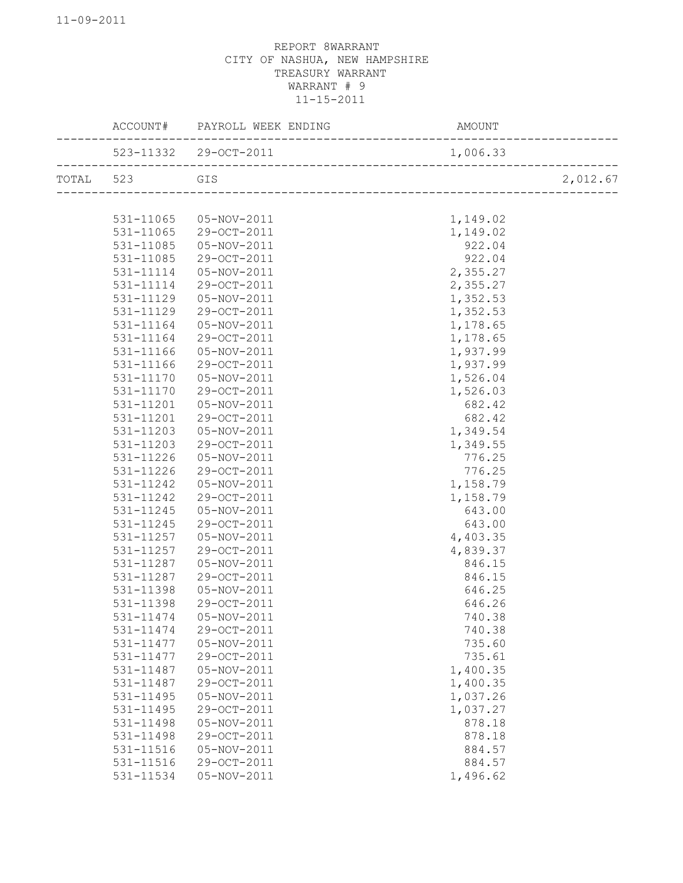REPORT 8WARRANT
CITY OF NASHUA, NEW HAMPSHIRE
TREASURY WARRANT
WARRANT # 9
11-15-2011

| | ACCOUNT# | PAYROLL WEEK ENDING | AMOUNT | |
|---|---|---|---|---|
| | 523-11332 | 29-OCT-2011 | 1,006.33 | |
| TOTAL | 523 | GIS | | 2,012.67 |
| | 531-11065 | 05-NOV-2011 | 1,149.02 | |
| | 531-11065 | 29-OCT-2011 | 1,149.02 | |
| | 531-11085 | 05-NOV-2011 | 922.04 | |
| | 531-11085 | 29-OCT-2011 | 922.04 | |
| | 531-11114 | 05-NOV-2011 | 2,355.27 | |
| | 531-11114 | 29-OCT-2011 | 2,355.27 | |
| | 531-11129 | 05-NOV-2011 | 1,352.53 | |
| | 531-11129 | 29-OCT-2011 | 1,352.53 | |
| | 531-11164 | 05-NOV-2011 | 1,178.65 | |
| | 531-11164 | 29-OCT-2011 | 1,178.65 | |
| | 531-11166 | 05-NOV-2011 | 1,937.99 | |
| | 531-11166 | 29-OCT-2011 | 1,937.99 | |
| | 531-11170 | 05-NOV-2011 | 1,526.04 | |
| | 531-11170 | 29-OCT-2011 | 1,526.03 | |
| | 531-11201 | 05-NOV-2011 | 682.42 | |
| | 531-11201 | 29-OCT-2011 | 682.42 | |
| | 531-11203 | 05-NOV-2011 | 1,349.54 | |
| | 531-11203 | 29-OCT-2011 | 1,349.55 | |
| | 531-11226 | 05-NOV-2011 | 776.25 | |
| | 531-11226 | 29-OCT-2011 | 776.25 | |
| | 531-11242 | 05-NOV-2011 | 1,158.79 | |
| | 531-11242 | 29-OCT-2011 | 1,158.79 | |
| | 531-11245 | 05-NOV-2011 | 643.00 | |
| | 531-11245 | 29-OCT-2011 | 643.00 | |
| | 531-11257 | 05-NOV-2011 | 4,403.35 | |
| | 531-11257 | 29-OCT-2011 | 4,839.37 | |
| | 531-11287 | 05-NOV-2011 | 846.15 | |
| | 531-11287 | 29-OCT-2011 | 846.15 | |
| | 531-11398 | 05-NOV-2011 | 646.25 | |
| | 531-11398 | 29-OCT-2011 | 646.26 | |
| | 531-11474 | 05-NOV-2011 | 740.38 | |
| | 531-11474 | 29-OCT-2011 | 740.38 | |
| | 531-11477 | 05-NOV-2011 | 735.60 | |
| | 531-11477 | 29-OCT-2011 | 735.61 | |
| | 531-11487 | 05-NOV-2011 | 1,400.35 | |
| | 531-11487 | 29-OCT-2011 | 1,400.35 | |
| | 531-11495 | 05-NOV-2011 | 1,037.26 | |
| | 531-11495 | 29-OCT-2011 | 1,037.27 | |
| | 531-11498 | 05-NOV-2011 | 878.18 | |
| | 531-11498 | 29-OCT-2011 | 878.18 | |
| | 531-11516 | 05-NOV-2011 | 884.57 | |
| | 531-11516 | 29-OCT-2011 | 884.57 | |
| | 531-11534 | 05-NOV-2011 | 1,496.62 | |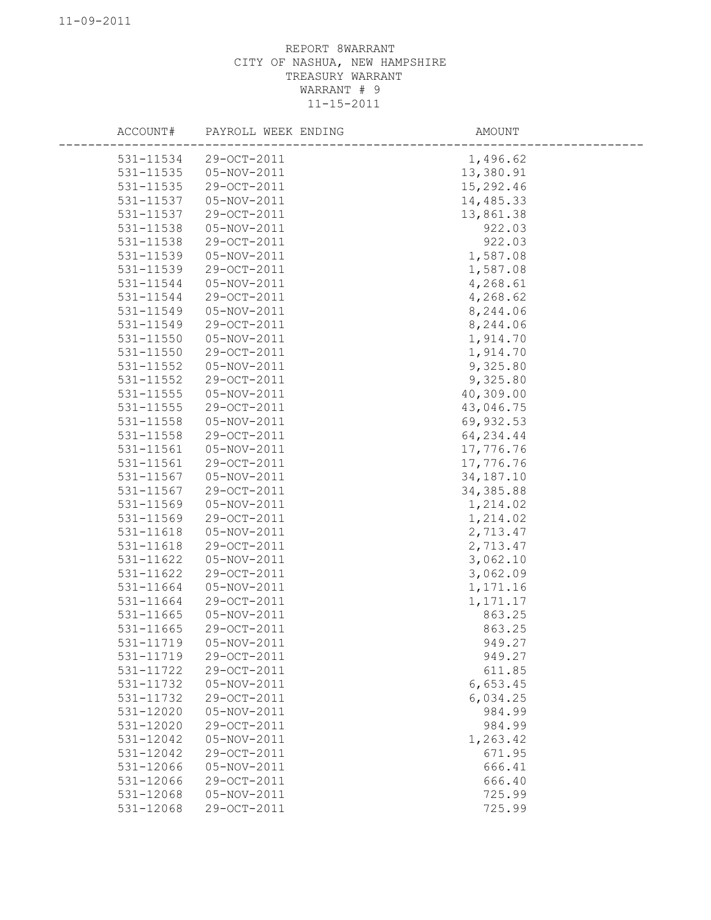REPORT 8WARRANT
CITY OF NASHUA, NEW HAMPSHIRE
TREASURY WARRANT
WARRANT # 9
11-15-2011

| ACCOUNT# | PAYROLL WEEK ENDING | AMOUNT |
|---|---|---|
| 531-11534 | 29-OCT-2011 | 1,496.62 |
| 531-11535 | 05-NOV-2011 | 13,380.91 |
| 531-11535 | 29-OCT-2011 | 15,292.46 |
| 531-11537 | 05-NOV-2011 | 14,485.33 |
| 531-11537 | 29-OCT-2011 | 13,861.38 |
| 531-11538 | 05-NOV-2011 | 922.03 |
| 531-11538 | 29-OCT-2011 | 922.03 |
| 531-11539 | 05-NOV-2011 | 1,587.08 |
| 531-11539 | 29-OCT-2011 | 1,587.08 |
| 531-11544 | 05-NOV-2011 | 4,268.61 |
| 531-11544 | 29-OCT-2011 | 4,268.62 |
| 531-11549 | 05-NOV-2011 | 8,244.06 |
| 531-11549 | 29-OCT-2011 | 8,244.06 |
| 531-11550 | 05-NOV-2011 | 1,914.70 |
| 531-11550 | 29-OCT-2011 | 1,914.70 |
| 531-11552 | 05-NOV-2011 | 9,325.80 |
| 531-11552 | 29-OCT-2011 | 9,325.80 |
| 531-11555 | 05-NOV-2011 | 40,309.00 |
| 531-11555 | 29-OCT-2011 | 43,046.75 |
| 531-11558 | 05-NOV-2011 | 69,932.53 |
| 531-11558 | 29-OCT-2011 | 64,234.44 |
| 531-11561 | 05-NOV-2011 | 17,776.76 |
| 531-11561 | 29-OCT-2011 | 17,776.76 |
| 531-11567 | 05-NOV-2011 | 34,187.10 |
| 531-11567 | 29-OCT-2011 | 34,385.88 |
| 531-11569 | 05-NOV-2011 | 1,214.02 |
| 531-11569 | 29-OCT-2011 | 1,214.02 |
| 531-11618 | 05-NOV-2011 | 2,713.47 |
| 531-11618 | 29-OCT-2011 | 2,713.47 |
| 531-11622 | 05-NOV-2011 | 3,062.10 |
| 531-11622 | 29-OCT-2011 | 3,062.09 |
| 531-11664 | 05-NOV-2011 | 1,171.16 |
| 531-11664 | 29-OCT-2011 | 1,171.17 |
| 531-11665 | 05-NOV-2011 | 863.25 |
| 531-11665 | 29-OCT-2011 | 863.25 |
| 531-11719 | 05-NOV-2011 | 949.27 |
| 531-11719 | 29-OCT-2011 | 949.27 |
| 531-11722 | 29-OCT-2011 | 611.85 |
| 531-11732 | 05-NOV-2011 | 6,653.45 |
| 531-11732 | 29-OCT-2011 | 6,034.25 |
| 531-12020 | 05-NOV-2011 | 984.99 |
| 531-12020 | 29-OCT-2011 | 984.99 |
| 531-12042 | 05-NOV-2011 | 1,263.42 |
| 531-12042 | 29-OCT-2011 | 671.95 |
| 531-12066 | 05-NOV-2011 | 666.41 |
| 531-12066 | 29-OCT-2011 | 666.40 |
| 531-12068 | 05-NOV-2011 | 725.99 |
| 531-12068 | 29-OCT-2011 | 725.99 |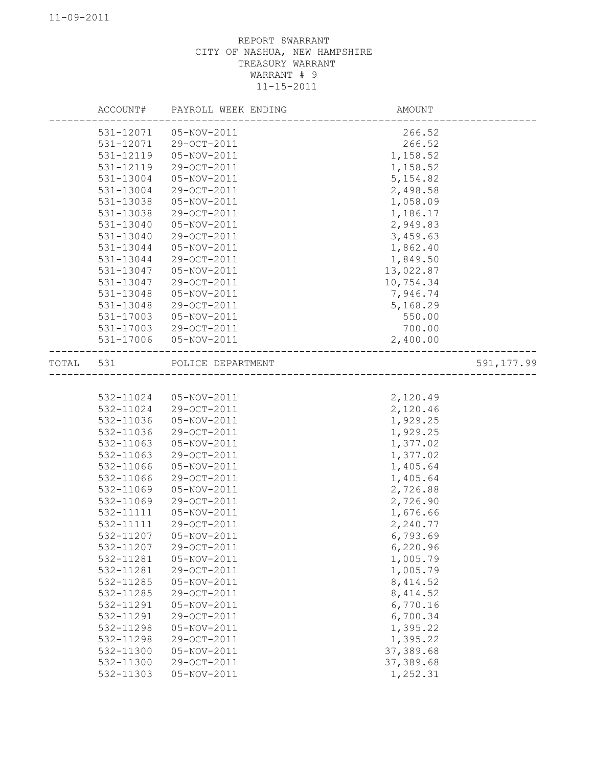REPORT 8WARRANT
CITY OF NASHUA, NEW HAMPSHIRE
TREASURY WARRANT
WARRANT # 9
11-15-2011

| | ACCOUNT# | PAYROLL WEEK ENDING | AMOUNT | |
|---|---|---|---|---|
| | 531-12071 | 05-NOV-2011 | 266.52 | |
| | 531-12071 | 29-OCT-2011 | 266.52 | |
| | 531-12119 | 05-NOV-2011 | 1,158.52 | |
| | 531-12119 | 29-OCT-2011 | 1,158.52 | |
| | 531-13004 | 05-NOV-2011 | 5,154.82 | |
| | 531-13004 | 29-OCT-2011 | 2,498.58 | |
| | 531-13038 | 05-NOV-2011 | 1,058.09 | |
| | 531-13038 | 29-OCT-2011 | 1,186.17 | |
| | 531-13040 | 05-NOV-2011 | 2,949.83 | |
| | 531-13040 | 29-OCT-2011 | 3,459.63 | |
| | 531-13044 | 05-NOV-2011 | 1,862.40 | |
| | 531-13044 | 29-OCT-2011 | 1,849.50 | |
| | 531-13047 | 05-NOV-2011 | 13,022.87 | |
| | 531-13047 | 29-OCT-2011 | 10,754.34 | |
| | 531-13048 | 05-NOV-2011 | 7,946.74 | |
| | 531-13048 | 29-OCT-2011 | 5,168.29 | |
| | 531-17003 | 05-NOV-2011 | 550.00 | |
| | 531-17003 | 29-OCT-2011 | 700.00 | |
| | 531-17006 | 05-NOV-2011 | 2,400.00 | |
| TOTAL | 531 | POLICE DEPARTMENT | | 591,177.99 |
| | 532-11024 | 05-NOV-2011 | 2,120.49 | |
| | 532-11024 | 29-OCT-2011 | 2,120.46 | |
| | 532-11036 | 05-NOV-2011 | 1,929.25 | |
| | 532-11036 | 29-OCT-2011 | 1,929.25 | |
| | 532-11063 | 05-NOV-2011 | 1,377.02 | |
| | 532-11063 | 29-OCT-2011 | 1,377.02 | |
| | 532-11066 | 05-NOV-2011 | 1,405.64 | |
| | 532-11066 | 29-OCT-2011 | 1,405.64 | |
| | 532-11069 | 05-NOV-2011 | 2,726.88 | |
| | 532-11069 | 29-OCT-2011 | 2,726.90 | |
| | 532-11111 | 05-NOV-2011 | 1,676.66 | |
| | 532-11111 | 29-OCT-2011 | 2,240.77 | |
| | 532-11207 | 05-NOV-2011 | 6,793.69 | |
| | 532-11207 | 29-OCT-2011 | 6,220.96 | |
| | 532-11281 | 05-NOV-2011 | 1,005.79 | |
| | 532-11281 | 29-OCT-2011 | 1,005.79 | |
| | 532-11285 | 05-NOV-2011 | 8,414.52 | |
| | 532-11285 | 29-OCT-2011 | 8,414.52 | |
| | 532-11291 | 05-NOV-2011 | 6,770.16 | |
| | 532-11291 | 29-OCT-2011 | 6,700.34 | |
| | 532-11298 | 05-NOV-2011 | 1,395.22 | |
| | 532-11298 | 29-OCT-2011 | 1,395.22 | |
| | 532-11300 | 05-NOV-2011 | 37,389.68 | |
| | 532-11300 | 29-OCT-2011 | 37,389.68 | |
| | 532-11303 | 05-NOV-2011 | 1,252.31 | |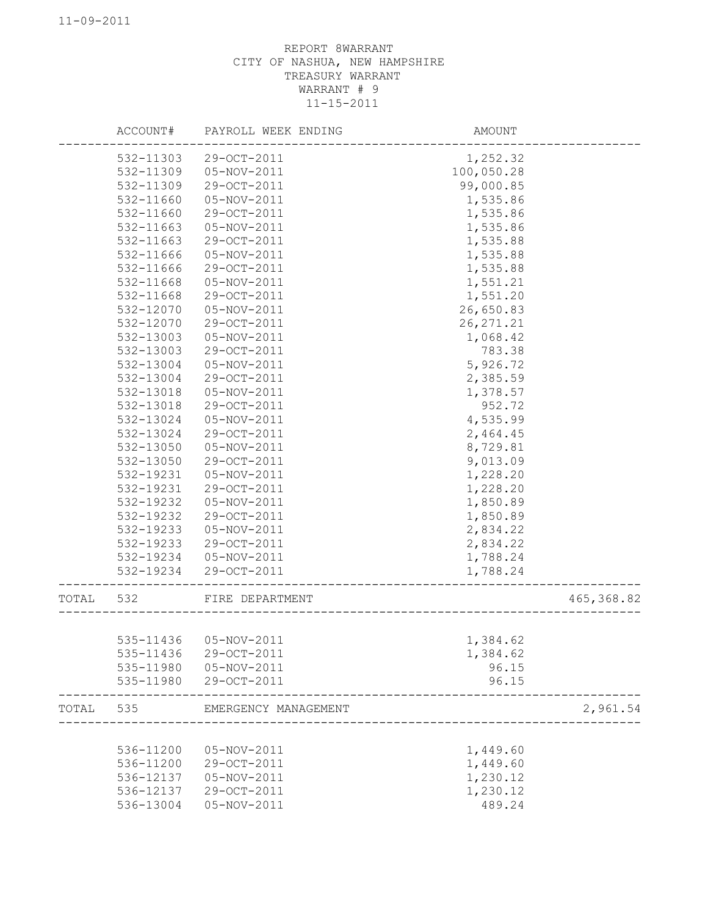REPORT 8WARRANT
CITY OF NASHUA, NEW HAMPSHIRE
TREASURY WARRANT
WARRANT # 9
11-15-2011

| | ACCOUNT# | PAYROLL WEEK ENDING | AMOUNT | |
|---|---|---|---|---|
| | 532-11303 | 29-OCT-2011 | 1,252.32 | |
| | 532-11309 | 05-NOV-2011 | 100,050.28 | |
| | 532-11309 | 29-OCT-2011 | 99,000.85 | |
| | 532-11660 | 05-NOV-2011 | 1,535.86 | |
| | 532-11660 | 29-OCT-2011 | 1,535.86 | |
| | 532-11663 | 05-NOV-2011 | 1,535.86 | |
| | 532-11663 | 29-OCT-2011 | 1,535.88 | |
| | 532-11666 | 05-NOV-2011 | 1,535.88 | |
| | 532-11666 | 29-OCT-2011 | 1,535.88 | |
| | 532-11668 | 05-NOV-2011 | 1,551.21 | |
| | 532-11668 | 29-OCT-2011 | 1,551.20 | |
| | 532-12070 | 05-NOV-2011 | 26,650.83 | |
| | 532-12070 | 29-OCT-2011 | 26,271.21 | |
| | 532-13003 | 05-NOV-2011 | 1,068.42 | |
| | 532-13003 | 29-OCT-2011 | 783.38 | |
| | 532-13004 | 05-NOV-2011 | 5,926.72 | |
| | 532-13004 | 29-OCT-2011 | 2,385.59 | |
| | 532-13018 | 05-NOV-2011 | 1,378.57 | |
| | 532-13018 | 29-OCT-2011 | 952.72 | |
| | 532-13024 | 05-NOV-2011 | 4,535.99 | |
| | 532-13024 | 29-OCT-2011 | 2,464.45 | |
| | 532-13050 | 05-NOV-2011 | 8,729.81 | |
| | 532-13050 | 29-OCT-2011 | 9,013.09 | |
| | 532-19231 | 05-NOV-2011 | 1,228.20 | |
| | 532-19231 | 29-OCT-2011 | 1,228.20 | |
| | 532-19232 | 05-NOV-2011 | 1,850.89 | |
| | 532-19232 | 29-OCT-2011 | 1,850.89 | |
| | 532-19233 | 05-NOV-2011 | 2,834.22 | |
| | 532-19233 | 29-OCT-2011 | 2,834.22 | |
| | 532-19234 | 05-NOV-2011 | 1,788.24 | |
| | 532-19234 | 29-OCT-2011 | 1,788.24 | |
| TOTAL | 532 | FIRE DEPARTMENT | | 465,368.82 |
| | 535-11436 | 05-NOV-2011 | 1,384.62 | |
| | 535-11436 | 29-OCT-2011 | 1,384.62 | |
| | 535-11980 | 05-NOV-2011 | 96.15 | |
| | 535-11980 | 29-OCT-2011 | 96.15 | |
| TOTAL | 535 | EMERGENCY MANAGEMENT | | 2,961.54 |
| | 536-11200 | 05-NOV-2011 | 1,449.60 | |
| | 536-11200 | 29-OCT-2011 | 1,449.60 | |
| | 536-12137 | 05-NOV-2011 | 1,230.12 | |
| | 536-12137 | 29-OCT-2011 | 1,230.12 | |
| | 536-13004 | 05-NOV-2011 | 489.24 | |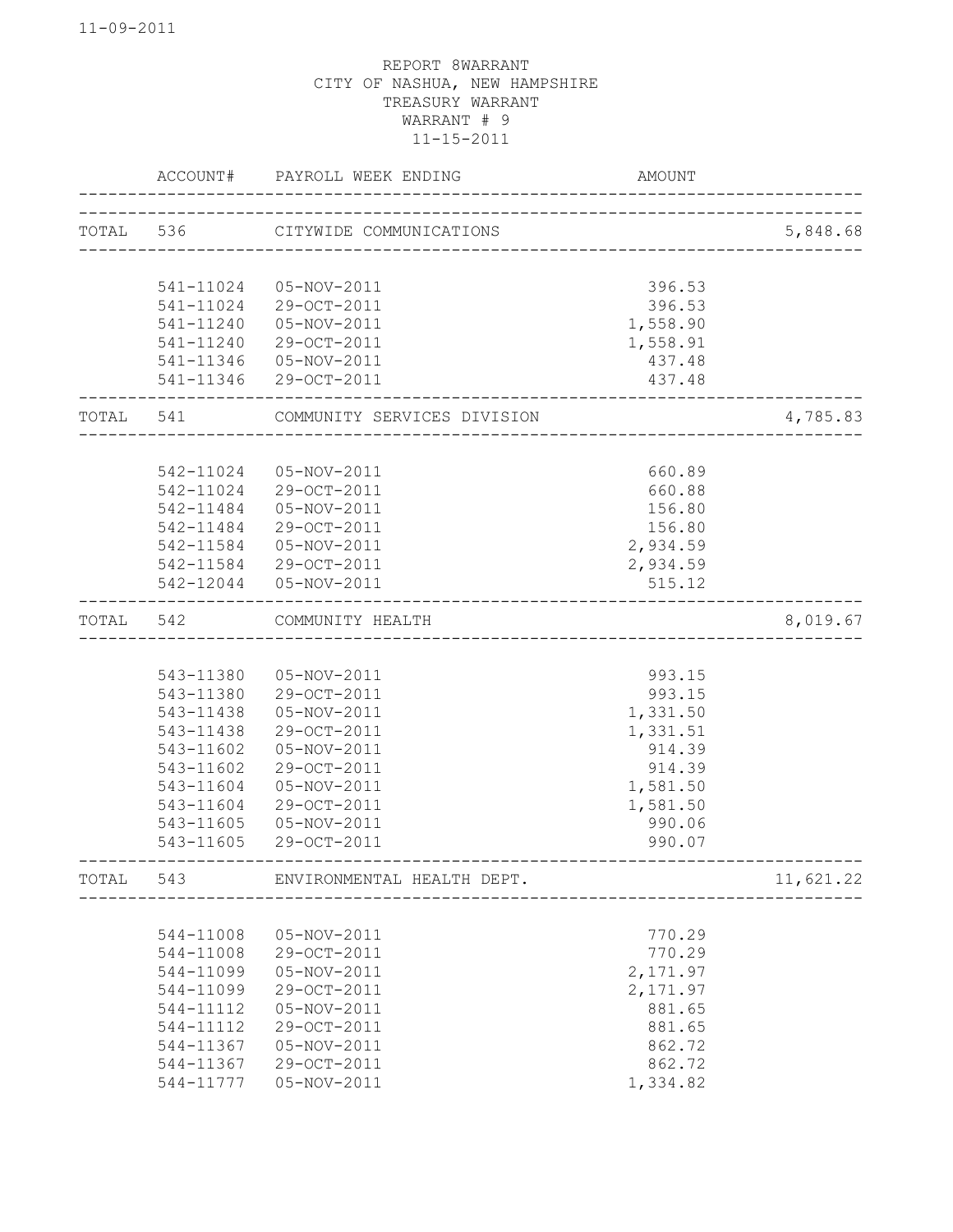REPORT 8WARRANT
CITY OF NASHUA, NEW HAMPSHIRE
TREASURY WARRANT
WARRANT # 9
11-15-2011

| | ACCOUNT# | PAYROLL WEEK ENDING | AMOUNT | |
|---|---|---|---|---|
| TOTAL | 536 | CITYWIDE COMMUNICATIONS | | 5,848.68 |
| | 541-11024 | 05-NOV-2011 | 396.53 | |
| | 541-11024 | 29-OCT-2011 | 396.53 | |
| | 541-11240 | 05-NOV-2011 | 1,558.90 | |
| | 541-11240 | 29-OCT-2011 | 1,558.91 | |
| | 541-11346 | 05-NOV-2011 | 437.48 | |
| | 541-11346 | 29-OCT-2011 | 437.48 | |
| TOTAL | 541 | COMMUNITY SERVICES DIVISION | | 4,785.83 |
| | 542-11024 | 05-NOV-2011 | 660.89 | |
| | 542-11024 | 29-OCT-2011 | 660.88 | |
| | 542-11484 | 05-NOV-2011 | 156.80 | |
| | 542-11484 | 29-OCT-2011 | 156.80 | |
| | 542-11584 | 05-NOV-2011 | 2,934.59 | |
| | 542-11584 | 29-OCT-2011 | 2,934.59 | |
| | 542-12044 | 05-NOV-2011 | 515.12 | |
| TOTAL | 542 | COMMUNITY HEALTH | | 8,019.67 |
| | 543-11380 | 05-NOV-2011 | 993.15 | |
| | 543-11380 | 29-OCT-2011 | 993.15 | |
| | 543-11438 | 05-NOV-2011 | 1,331.50 | |
| | 543-11438 | 29-OCT-2011 | 1,331.51 | |
| | 543-11602 | 05-NOV-2011 | 914.39 | |
| | 543-11602 | 29-OCT-2011 | 914.39 | |
| | 543-11604 | 05-NOV-2011 | 1,581.50 | |
| | 543-11604 | 29-OCT-2011 | 1,581.50 | |
| | 543-11605 | 05-NOV-2011 | 990.06 | |
| | 543-11605 | 29-OCT-2011 | 990.07 | |
| TOTAL | 543 | ENVIRONMENTAL HEALTH DEPT. | | 11,621.22 |
| | 544-11008 | 05-NOV-2011 | 770.29 | |
| | 544-11008 | 29-OCT-2011 | 770.29 | |
| | 544-11099 | 05-NOV-2011 | 2,171.97 | |
| | 544-11099 | 29-OCT-2011 | 2,171.97 | |
| | 544-11112 | 05-NOV-2011 | 881.65 | |
| | 544-11112 | 29-OCT-2011 | 881.65 | |
| | 544-11367 | 05-NOV-2011 | 862.72 | |
| | 544-11367 | 29-OCT-2011 | 862.72 | |
| | 544-11777 | 05-NOV-2011 | 1,334.82 | |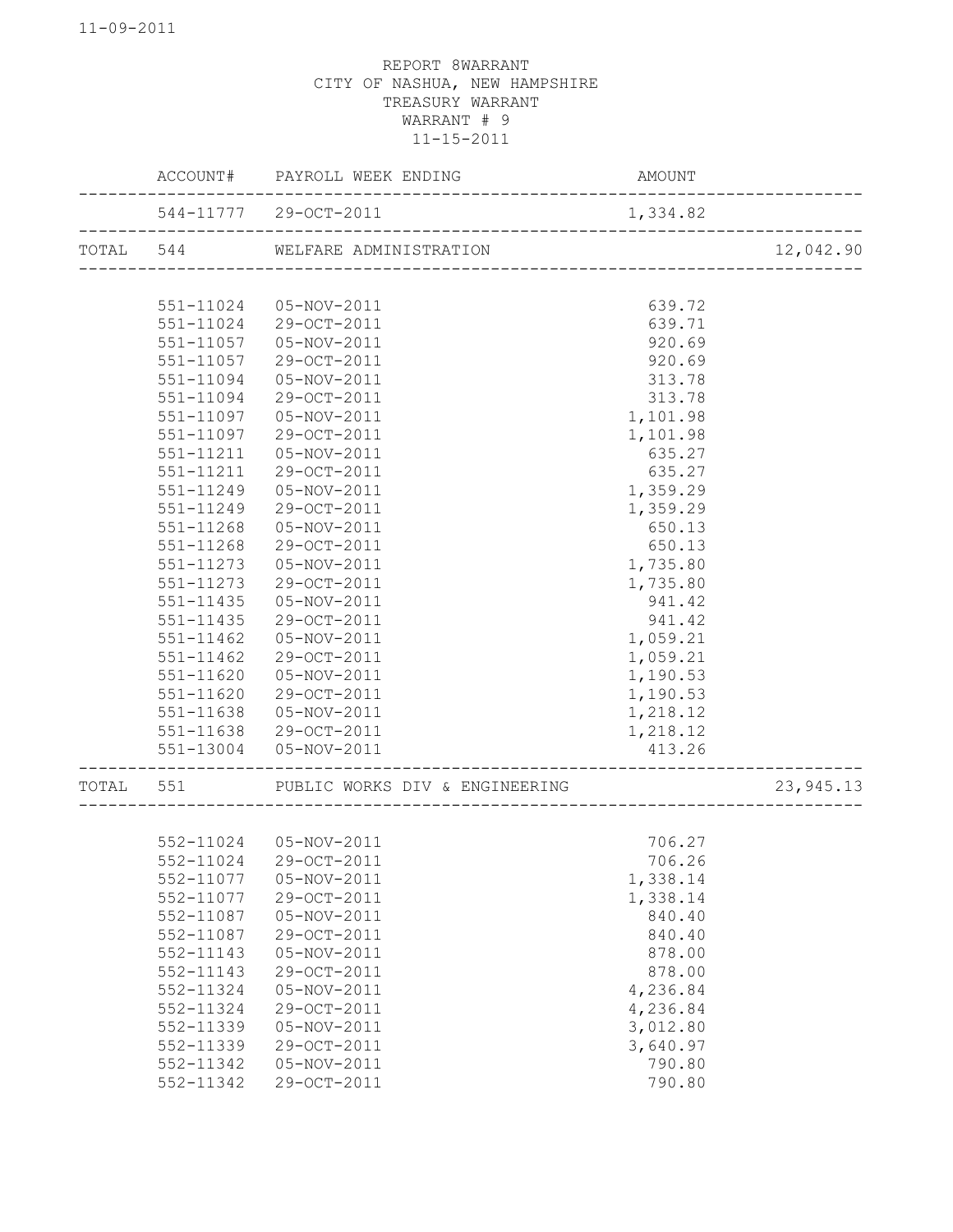11-09-2011

REPORT 8WARRANT
CITY OF NASHUA, NEW HAMPSHIRE
TREASURY WARRANT
WARRANT # 9
11-15-2011

| | ACCOUNT# | PAYROLL WEEK ENDING | AMOUNT | |
|---|---|---|---|---|
| | 544-11777 | 29-OCT-2011 | 1,334.82 | |
| TOTAL | 544 | WELFARE ADMINISTRATION | | 12,042.90 |
| | 551-11024 | 05-NOV-2011 | 639.72 | |
| | 551-11024 | 29-OCT-2011 | 639.71 | |
| | 551-11057 | 05-NOV-2011 | 920.69 | |
| | 551-11057 | 29-OCT-2011 | 920.69 | |
| | 551-11094 | 05-NOV-2011 | 313.78 | |
| | 551-11094 | 29-OCT-2011 | 313.78 | |
| | 551-11097 | 05-NOV-2011 | 1,101.98 | |
| | 551-11097 | 29-OCT-2011 | 1,101.98 | |
| | 551-11211 | 05-NOV-2011 | 635.27 | |
| | 551-11211 | 29-OCT-2011 | 635.27 | |
| | 551-11249 | 05-NOV-2011 | 1,359.29 | |
| | 551-11249 | 29-OCT-2011 | 1,359.29 | |
| | 551-11268 | 05-NOV-2011 | 650.13 | |
| | 551-11268 | 29-OCT-2011 | 650.13 | |
| | 551-11273 | 05-NOV-2011 | 1,735.80 | |
| | 551-11273 | 29-OCT-2011 | 1,735.80 | |
| | 551-11435 | 05-NOV-2011 | 941.42 | |
| | 551-11435 | 29-OCT-2011 | 941.42 | |
| | 551-11462 | 05-NOV-2011 | 1,059.21 | |
| | 551-11462 | 29-OCT-2011 | 1,059.21 | |
| | 551-11620 | 05-NOV-2011 | 1,190.53 | |
| | 551-11620 | 29-OCT-2011 | 1,190.53 | |
| | 551-11638 | 05-NOV-2011 | 1,218.12 | |
| | 551-11638 | 29-OCT-2011 | 1,218.12 | |
| | 551-13004 | 05-NOV-2011 | 413.26 | |
| TOTAL | 551 | PUBLIC WORKS DIV & ENGINEERING | | 23,945.13 |
| | 552-11024 | 05-NOV-2011 | 706.27 | |
| | 552-11024 | 29-OCT-2011 | 706.26 | |
| | 552-11077 | 05-NOV-2011 | 1,338.14 | |
| | 552-11077 | 29-OCT-2011 | 1,338.14 | |
| | 552-11087 | 05-NOV-2011 | 840.40 | |
| | 552-11087 | 29-OCT-2011 | 840.40 | |
| | 552-11143 | 05-NOV-2011 | 878.00 | |
| | 552-11143 | 29-OCT-2011 | 878.00 | |
| | 552-11324 | 05-NOV-2011 | 4,236.84 | |
| | 552-11324 | 29-OCT-2011 | 4,236.84 | |
| | 552-11339 | 05-NOV-2011 | 3,012.80 | |
| | 552-11339 | 29-OCT-2011 | 3,640.97 | |
| | 552-11342 | 05-NOV-2011 | 790.80 | |
| | 552-11342 | 29-OCT-2011 | 790.80 | |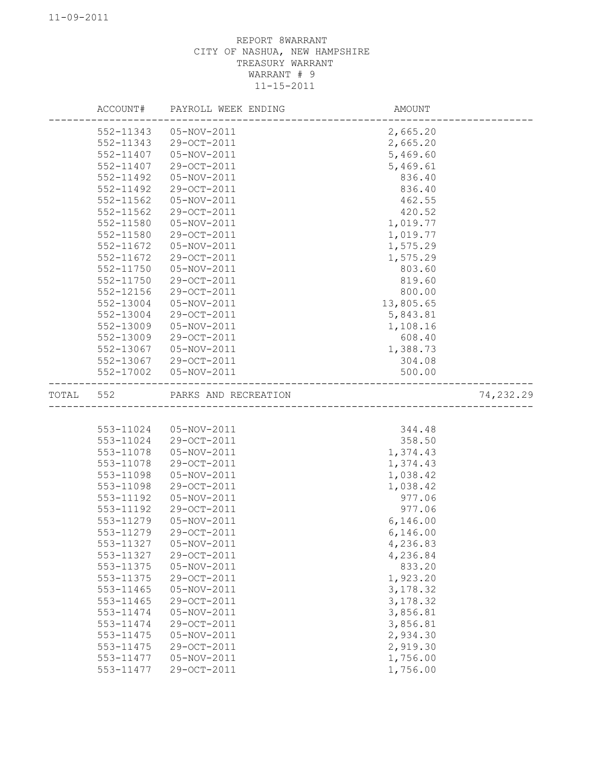REPORT 8WARRANT
CITY OF NASHUA, NEW HAMPSHIRE
TREASURY WARRANT
WARRANT # 9
11-15-2011

| | ACCOUNT# | PAYROLL WEEK ENDING | AMOUNT | |
|---|---|---|---|---|
| | 552-11343 | 05-NOV-2011 | 2,665.20 | |
| | 552-11343 | 29-OCT-2011 | 2,665.20 | |
| | 552-11407 | 05-NOV-2011 | 5,469.60 | |
| | 552-11407 | 29-OCT-2011 | 5,469.61 | |
| | 552-11492 | 05-NOV-2011 | 836.40 | |
| | 552-11492 | 29-OCT-2011 | 836.40 | |
| | 552-11562 | 05-NOV-2011 | 462.55 | |
| | 552-11562 | 29-OCT-2011 | 420.52 | |
| | 552-11580 | 05-NOV-2011 | 1,019.77 | |
| | 552-11580 | 29-OCT-2011 | 1,019.77 | |
| | 552-11672 | 05-NOV-2011 | 1,575.29 | |
| | 552-11672 | 29-OCT-2011 | 1,575.29 | |
| | 552-11750 | 05-NOV-2011 | 803.60 | |
| | 552-11750 | 29-OCT-2011 | 819.60 | |
| | 552-12156 | 29-OCT-2011 | 800.00 | |
| | 552-13004 | 05-NOV-2011 | 13,805.65 | |
| | 552-13004 | 29-OCT-2011 | 5,843.81 | |
| | 552-13009 | 05-NOV-2011 | 1,108.16 | |
| | 552-13009 | 29-OCT-2011 | 608.40 | |
| | 552-13067 | 05-NOV-2011 | 1,388.73 | |
| | 552-13067 | 29-OCT-2011 | 304.08 | |
| | 552-17002 | 05-NOV-2011 | 500.00 | |
| TOTAL | 552 | PARKS AND RECREATION | | 74,232.29 |
| | 553-11024 | 05-NOV-2011 | 344.48 | |
| | 553-11024 | 29-OCT-2011 | 358.50 | |
| | 553-11078 | 05-NOV-2011 | 1,374.43 | |
| | 553-11078 | 29-OCT-2011 | 1,374.43 | |
| | 553-11098 | 05-NOV-2011 | 1,038.42 | |
| | 553-11098 | 29-OCT-2011 | 1,038.42 | |
| | 553-11192 | 05-NOV-2011 | 977.06 | |
| | 553-11192 | 29-OCT-2011 | 977.06 | |
| | 553-11279 | 05-NOV-2011 | 6,146.00 | |
| | 553-11279 | 29-OCT-2011 | 6,146.00 | |
| | 553-11327 | 05-NOV-2011 | 4,236.83 | |
| | 553-11327 | 29-OCT-2011 | 4,236.84 | |
| | 553-11375 | 05-NOV-2011 | 833.20 | |
| | 553-11375 | 29-OCT-2011 | 1,923.20 | |
| | 553-11465 | 05-NOV-2011 | 3,178.32 | |
| | 553-11465 | 29-OCT-2011 | 3,178.32 | |
| | 553-11474 | 05-NOV-2011 | 3,856.81 | |
| | 553-11474 | 29-OCT-2011 | 3,856.81 | |
| | 553-11475 | 05-NOV-2011 | 2,934.30 | |
| | 553-11475 | 29-OCT-2011 | 2,919.30 | |
| | 553-11477 | 05-NOV-2011 | 1,756.00 | |
| | 553-11477 | 29-OCT-2011 | 1,756.00 | |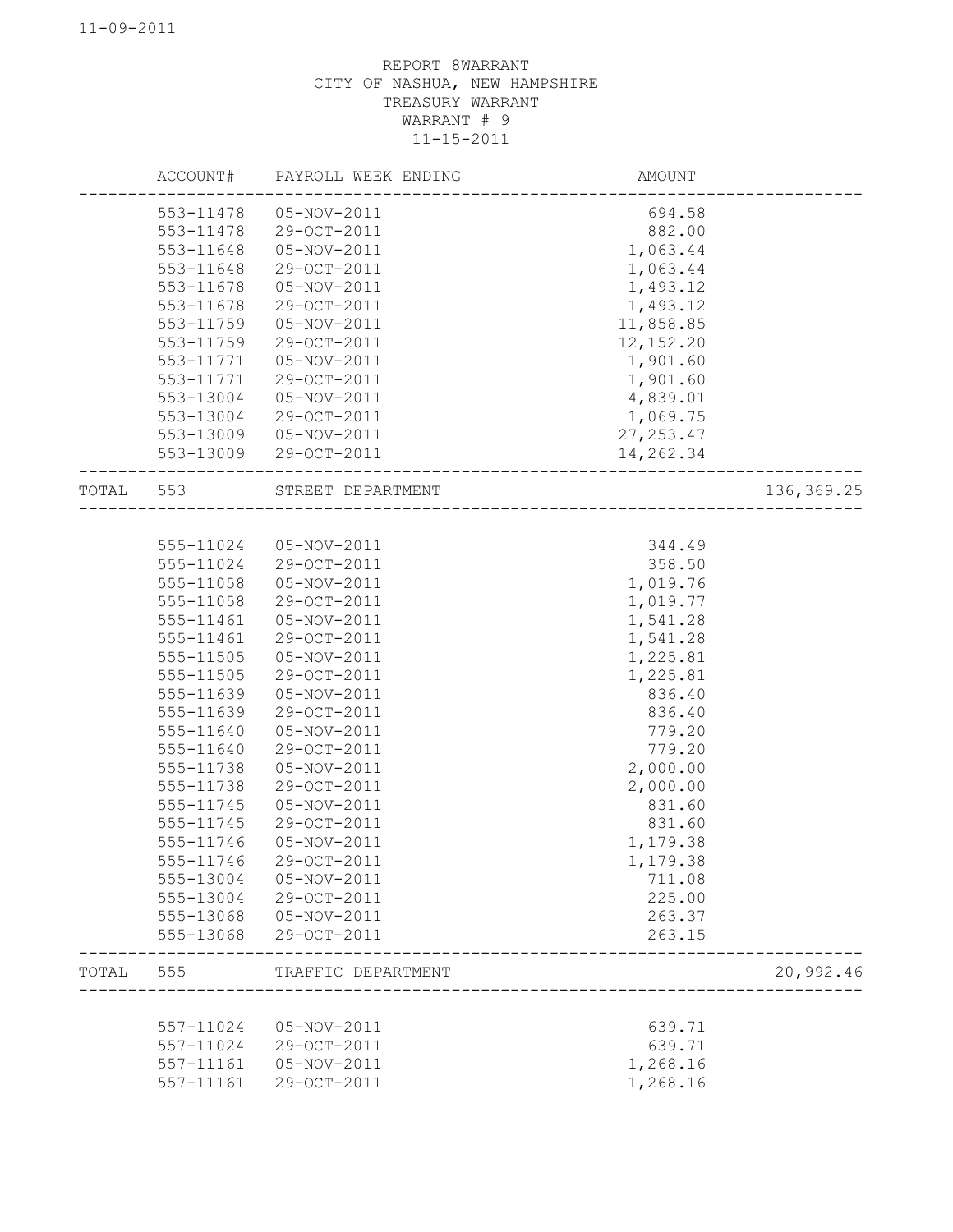REPORT 8WARRANT
CITY OF NASHUA, NEW HAMPSHIRE
TREASURY WARRANT
WARRANT # 9
11-15-2011

| | ACCOUNT# | PAYROLL WEEK ENDING | AMOUNT | |
|---|---|---|---|---|
| | 553-11478 | 05-NOV-2011 | 694.58 | |
| | 553-11478 | 29-OCT-2011 | 882.00 | |
| | 553-11648 | 05-NOV-2011 | 1,063.44 | |
| | 553-11648 | 29-OCT-2011 | 1,063.44 | |
| | 553-11678 | 05-NOV-2011 | 1,493.12 | |
| | 553-11678 | 29-OCT-2011 | 1,493.12 | |
| | 553-11759 | 05-NOV-2011 | 11,858.85 | |
| | 553-11759 | 29-OCT-2011 | 12,152.20 | |
| | 553-11771 | 05-NOV-2011 | 1,901.60 | |
| | 553-11771 | 29-OCT-2011 | 1,901.60 | |
| | 553-13004 | 05-NOV-2011 | 4,839.01 | |
| | 553-13004 | 29-OCT-2011 | 1,069.75 | |
| | 553-13009 | 05-NOV-2011 | 27,253.47 | |
| | 553-13009 | 29-OCT-2011 | 14,262.34 | |
| TOTAL | 553 | STREET DEPARTMENT | | 136,369.25 |
| | 555-11024 | 05-NOV-2011 | 344.49 | |
| | 555-11024 | 29-OCT-2011 | 358.50 | |
| | 555-11058 | 05-NOV-2011 | 1,019.76 | |
| | 555-11058 | 29-OCT-2011 | 1,019.77 | |
| | 555-11461 | 05-NOV-2011 | 1,541.28 | |
| | 555-11461 | 29-OCT-2011 | 1,541.28 | |
| | 555-11505 | 05-NOV-2011 | 1,225.81 | |
| | 555-11505 | 29-OCT-2011 | 1,225.81 | |
| | 555-11639 | 05-NOV-2011 | 836.40 | |
| | 555-11639 | 29-OCT-2011 | 836.40 | |
| | 555-11640 | 05-NOV-2011 | 779.20 | |
| | 555-11640 | 29-OCT-2011 | 779.20 | |
| | 555-11738 | 05-NOV-2011 | 2,000.00 | |
| | 555-11738 | 29-OCT-2011 | 2,000.00 | |
| | 555-11745 | 05-NOV-2011 | 831.60 | |
| | 555-11745 | 29-OCT-2011 | 831.60 | |
| | 555-11746 | 05-NOV-2011 | 1,179.38 | |
| | 555-11746 | 29-OCT-2011 | 1,179.38 | |
| | 555-13004 | 05-NOV-2011 | 711.08 | |
| | 555-13004 | 29-OCT-2011 | 225.00 | |
| | 555-13068 | 05-NOV-2011 | 263.37 | |
| | 555-13068 | 29-OCT-2011 | 263.15 | |
| TOTAL | 555 | TRAFFIC DEPARTMENT | | 20,992.46 |
| | 557-11024 | 05-NOV-2011 | 639.71 | |
| | 557-11024 | 29-OCT-2011 | 639.71 | |
| | 557-11161 | 05-NOV-2011 | 1,268.16 | |
| | 557-11161 | 29-OCT-2011 | 1,268.16 | |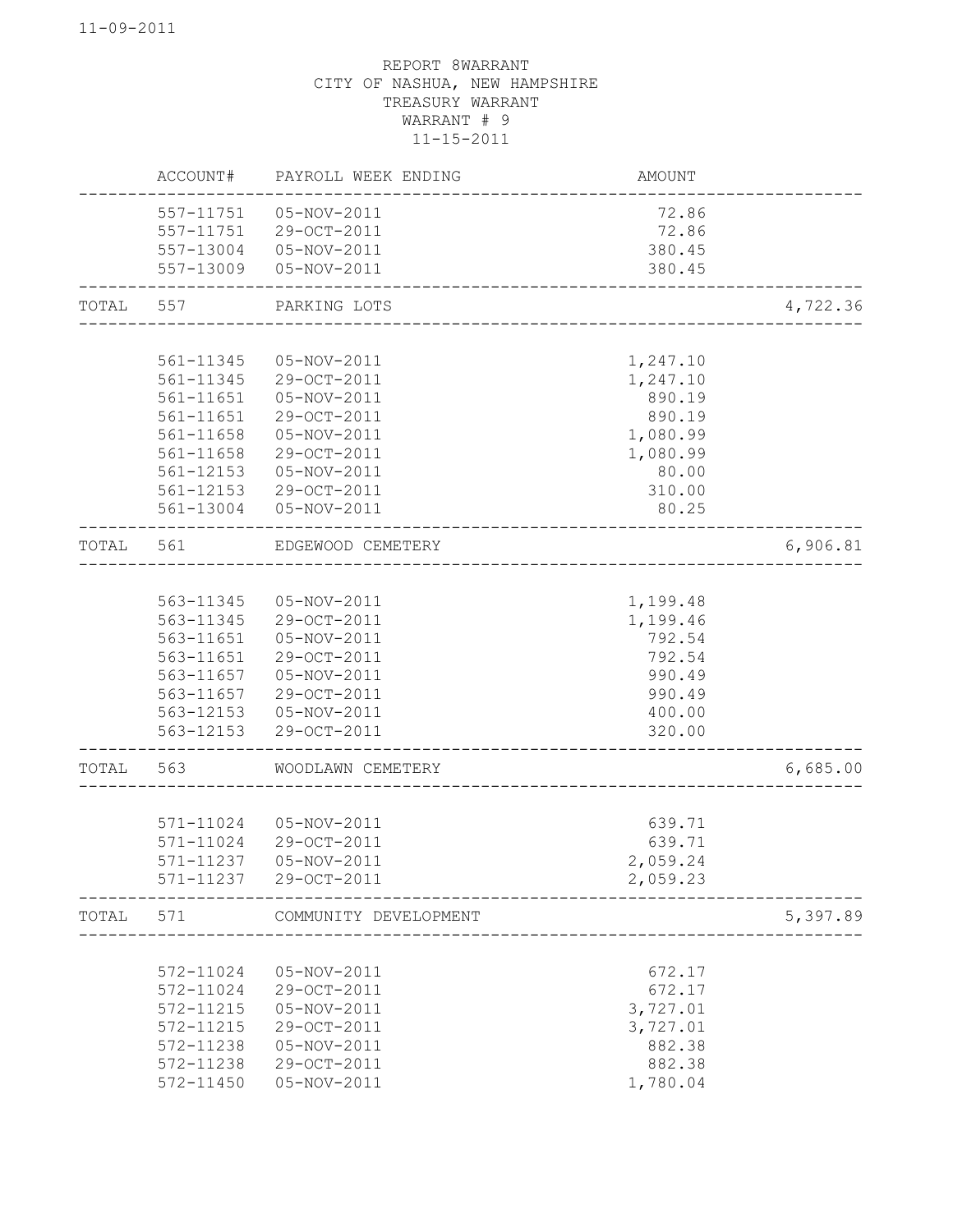REPORT 8WARRANT
CITY OF NASHUA, NEW HAMPSHIRE
TREASURY WARRANT
WARRANT # 9
11-15-2011

| | ACCOUNT# | PAYROLL WEEK ENDING | AMOUNT | |
|---|---|---|---|---|
| | 557-11751 | 05-NOV-2011 | 72.86 | |
| | 557-11751 | 29-OCT-2011 | 72.86 | |
| | 557-13004 | 05-NOV-2011 | 380.45 | |
| | 557-13009 | 05-NOV-2011 | 380.45 | |
| TOTAL | 557 | PARKING LOTS | | 4,722.36 |
| | 561-11345 | 05-NOV-2011 | 1,247.10 | |
| | 561-11345 | 29-OCT-2011 | 1,247.10 | |
| | 561-11651 | 05-NOV-2011 | 890.19 | |
| | 561-11651 | 29-OCT-2011 | 890.19 | |
| | 561-11658 | 05-NOV-2011 | 1,080.99 | |
| | 561-11658 | 29-OCT-2011 | 1,080.99 | |
| | 561-12153 | 05-NOV-2011 | 80.00 | |
| | 561-12153 | 29-OCT-2011 | 310.00 | |
| | 561-13004 | 05-NOV-2011 | 80.25 | |
| TOTAL | 561 | EDGEWOOD CEMETERY | | 6,906.81 |
| | 563-11345 | 05-NOV-2011 | 1,199.48 | |
| | 563-11345 | 29-OCT-2011 | 1,199.46 | |
| | 563-11651 | 05-NOV-2011 | 792.54 | |
| | 563-11651 | 29-OCT-2011 | 792.54 | |
| | 563-11657 | 05-NOV-2011 | 990.49 | |
| | 563-11657 | 29-OCT-2011 | 990.49 | |
| | 563-12153 | 05-NOV-2011 | 400.00 | |
| | 563-12153 | 29-OCT-2011 | 320.00 | |
| TOTAL | 563 | WOODLAWN CEMETERY | | 6,685.00 |
| | 571-11024 | 05-NOV-2011 | 639.71 | |
| | 571-11024 | 29-OCT-2011 | 639.71 | |
| | 571-11237 | 05-NOV-2011 | 2,059.24 | |
| | 571-11237 | 29-OCT-2011 | 2,059.23 | |
| TOTAL | 571 | COMMUNITY DEVELOPMENT | | 5,397.89 |
| | 572-11024 | 05-NOV-2011 | 672.17 | |
| | 572-11024 | 29-OCT-2011 | 672.17 | |
| | 572-11215 | 05-NOV-2011 | 3,727.01 | |
| | 572-11215 | 29-OCT-2011 | 3,727.01 | |
| | 572-11238 | 05-NOV-2011 | 882.38 | |
| | 572-11238 | 29-OCT-2011 | 882.38 | |
| | 572-11450 | 05-NOV-2011 | 1,780.04 | |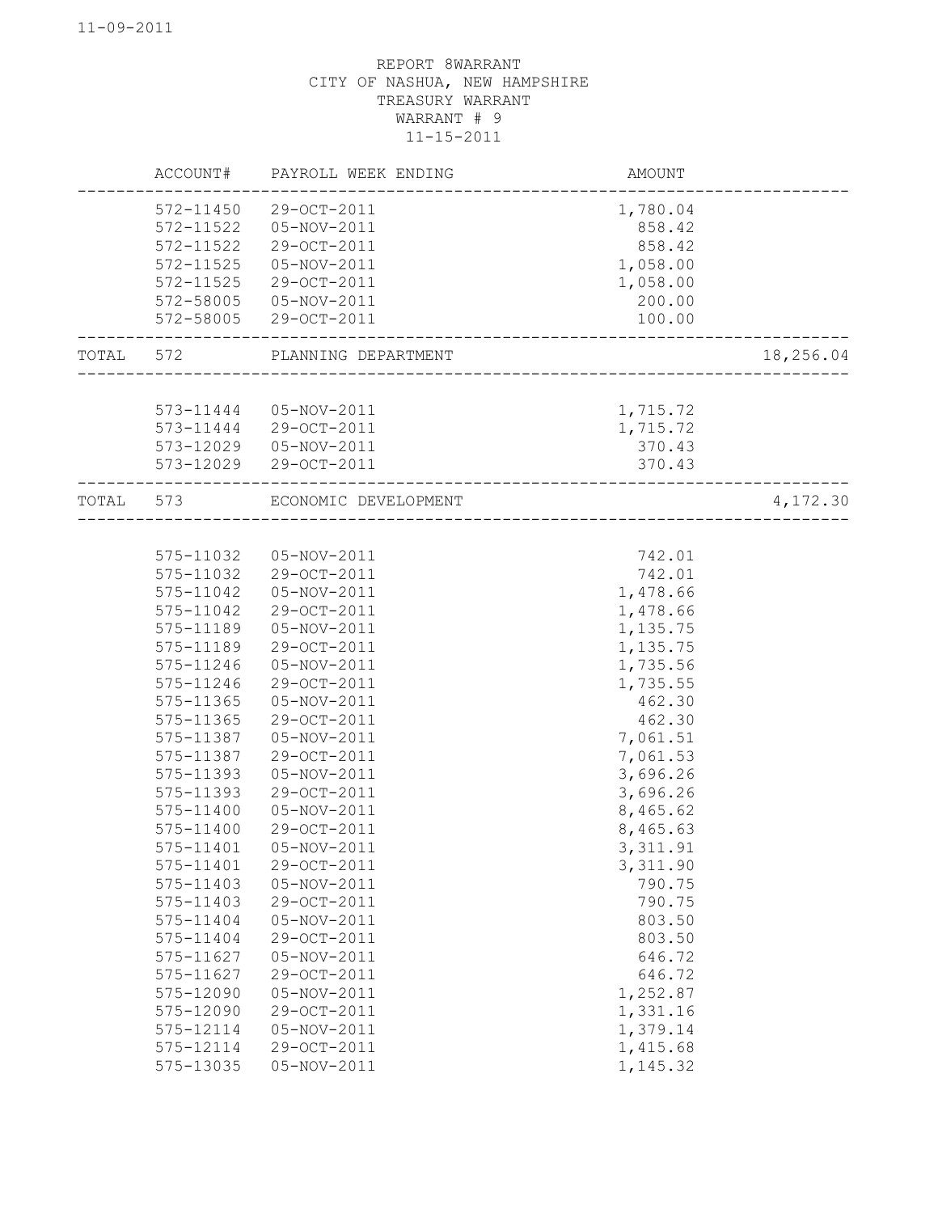REPORT 8WARRANT
CITY OF NASHUA, NEW HAMPSHIRE
TREASURY WARRANT
WARRANT # 9
11-15-2011

| | ACCOUNT# | PAYROLL WEEK ENDING | AMOUNT | |
|---|---|---|---|---|
| | 572-11450 | 29-OCT-2011 | 1,780.04 | |
| | 572-11522 | 05-NOV-2011 | 858.42 | |
| | 572-11522 | 29-OCT-2011 | 858.42 | |
| | 572-11525 | 05-NOV-2011 | 1,058.00 | |
| | 572-11525 | 29-OCT-2011 | 1,058.00 | |
| | 572-58005 | 05-NOV-2011 | 200.00 | |
| | 572-58005 | 29-OCT-2011 | 100.00 | |
| TOTAL | 572 | PLANNING DEPARTMENT | | 18,256.04 |
| | 573-11444 | 05-NOV-2011 | 1,715.72 | |
| | 573-11444 | 29-OCT-2011 | 1,715.72 | |
| | 573-12029 | 05-NOV-2011 | 370.43 | |
| | 573-12029 | 29-OCT-2011 | 370.43 | |
| TOTAL | 573 | ECONOMIC DEVELOPMENT | | 4,172.30 |
| | 575-11032 | 05-NOV-2011 | 742.01 | |
| | 575-11032 | 29-OCT-2011 | 742.01 | |
| | 575-11042 | 05-NOV-2011 | 1,478.66 | |
| | 575-11042 | 29-OCT-2011 | 1,478.66 | |
| | 575-11189 | 05-NOV-2011 | 1,135.75 | |
| | 575-11189 | 29-OCT-2011 | 1,135.75 | |
| | 575-11246 | 05-NOV-2011 | 1,735.56 | |
| | 575-11246 | 29-OCT-2011 | 1,735.55 | |
| | 575-11365 | 05-NOV-2011 | 462.30 | |
| | 575-11365 | 29-OCT-2011 | 462.30 | |
| | 575-11387 | 05-NOV-2011 | 7,061.51 | |
| | 575-11387 | 29-OCT-2011 | 7,061.53 | |
| | 575-11393 | 05-NOV-2011 | 3,696.26 | |
| | 575-11393 | 29-OCT-2011 | 3,696.26 | |
| | 575-11400 | 05-NOV-2011 | 8,465.62 | |
| | 575-11400 | 29-OCT-2011 | 8,465.63 | |
| | 575-11401 | 05-NOV-2011 | 3,311.91 | |
| | 575-11401 | 29-OCT-2011 | 3,311.90 | |
| | 575-11403 | 05-NOV-2011 | 790.75 | |
| | 575-11403 | 29-OCT-2011 | 790.75 | |
| | 575-11404 | 05-NOV-2011 | 803.50 | |
| | 575-11404 | 29-OCT-2011 | 803.50 | |
| | 575-11627 | 05-NOV-2011 | 646.72 | |
| | 575-11627 | 29-OCT-2011 | 646.72 | |
| | 575-12090 | 05-NOV-2011 | 1,252.87 | |
| | 575-12090 | 29-OCT-2011 | 1,331.16 | |
| | 575-12114 | 05-NOV-2011 | 1,379.14 | |
| | 575-12114 | 29-OCT-2011 | 1,415.68 | |
| | 575-13035 | 05-NOV-2011 | 1,145.32 | |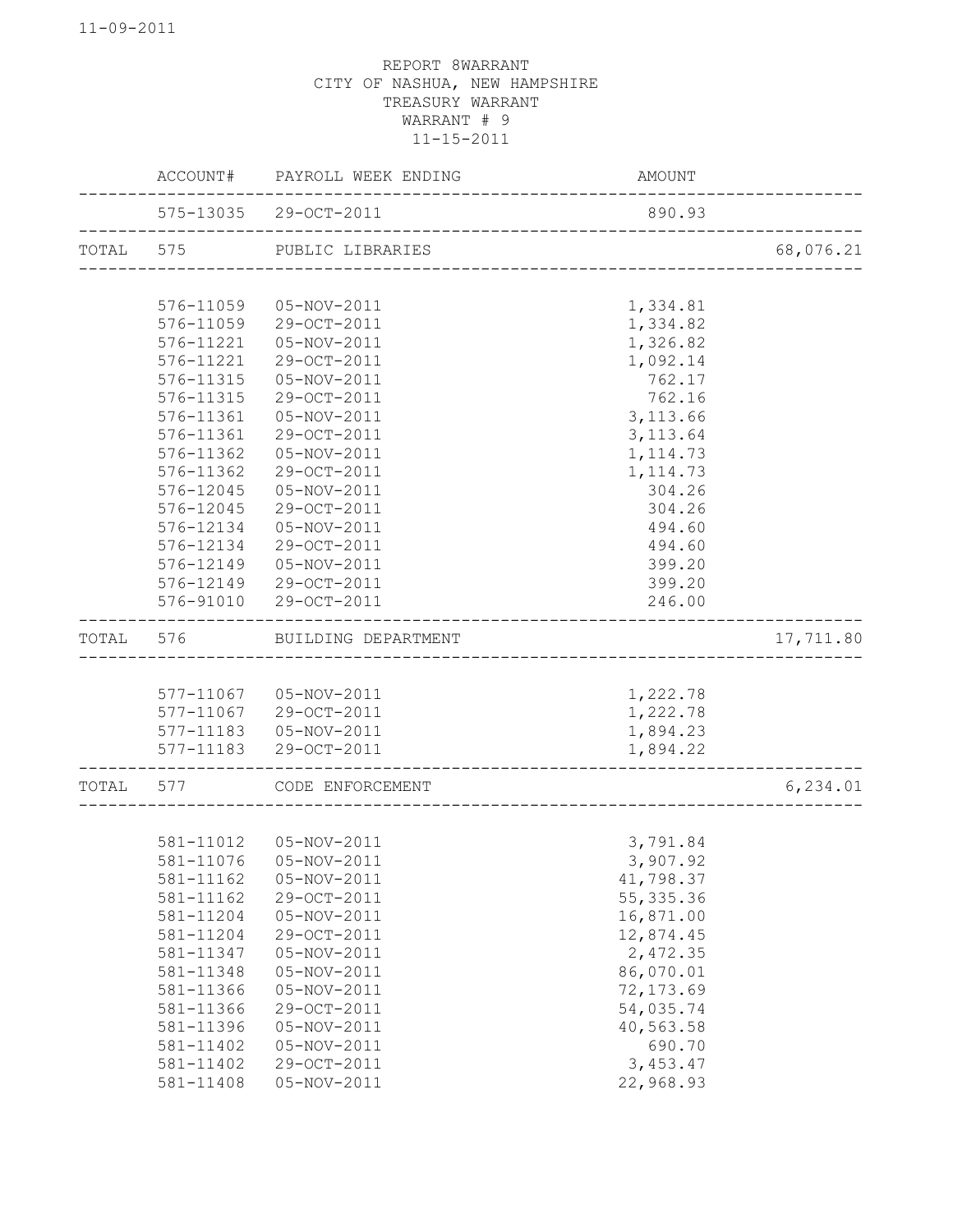REPORT 8WARRANT
CITY OF NASHUA, NEW HAMPSHIRE
TREASURY WARRANT
WARRANT # 9
11-15-2011

| | ACCOUNT# | PAYROLL WEEK ENDING | AMOUNT | |
|---|---|---|---|---|
| | 575-13035 | 29-OCT-2011 | 890.93 | |
| TOTAL | 575 | PUBLIC LIBRARIES | | 68,076.21 |
| | 576-11059 | 05-NOV-2011 | 1,334.81 | |
| | 576-11059 | 29-OCT-2011 | 1,334.82 | |
| | 576-11221 | 05-NOV-2011 | 1,326.82 | |
| | 576-11221 | 29-OCT-2011 | 1,092.14 | |
| | 576-11315 | 05-NOV-2011 | 762.17 | |
| | 576-11315 | 29-OCT-2011 | 762.16 | |
| | 576-11361 | 05-NOV-2011 | 3,113.66 | |
| | 576-11361 | 29-OCT-2011 | 3,113.64 | |
| | 576-11362 | 05-NOV-2011 | 1,114.73 | |
| | 576-11362 | 29-OCT-2011 | 1,114.73 | |
| | 576-12045 | 05-NOV-2011 | 304.26 | |
| | 576-12045 | 29-OCT-2011 | 304.26 | |
| | 576-12134 | 05-NOV-2011 | 494.60 | |
| | 576-12134 | 29-OCT-2011 | 494.60 | |
| | 576-12149 | 05-NOV-2011 | 399.20 | |
| | 576-12149 | 29-OCT-2011 | 399.20 | |
| | 576-91010 | 29-OCT-2011 | 246.00 | |
| TOTAL | 576 | BUILDING DEPARTMENT | | 17,711.80 |
| | 577-11067 | 05-NOV-2011 | 1,222.78 | |
| | 577-11067 | 29-OCT-2011 | 1,222.78 | |
| | 577-11183 | 05-NOV-2011 | 1,894.23 | |
| | 577-11183 | 29-OCT-2011 | 1,894.22 | |
| TOTAL | 577 | CODE ENFORCEMENT | | 6,234.01 |
| | 581-11012 | 05-NOV-2011 | 3,791.84 | |
| | 581-11076 | 05-NOV-2011 | 3,907.92 | |
| | 581-11162 | 05-NOV-2011 | 41,798.37 | |
| | 581-11162 | 29-OCT-2011 | 55,335.36 | |
| | 581-11204 | 05-NOV-2011 | 16,871.00 | |
| | 581-11204 | 29-OCT-2011 | 12,874.45 | |
| | 581-11347 | 05-NOV-2011 | 2,472.35 | |
| | 581-11348 | 05-NOV-2011 | 86,070.01 | |
| | 581-11366 | 05-NOV-2011 | 72,173.69 | |
| | 581-11366 | 29-OCT-2011 | 54,035.74 | |
| | 581-11396 | 05-NOV-2011 | 40,563.58 | |
| | 581-11402 | 05-NOV-2011 | 690.70 | |
| | 581-11402 | 29-OCT-2011 | 3,453.47 | |
| | 581-11408 | 05-NOV-2011 | 22,968.93 | |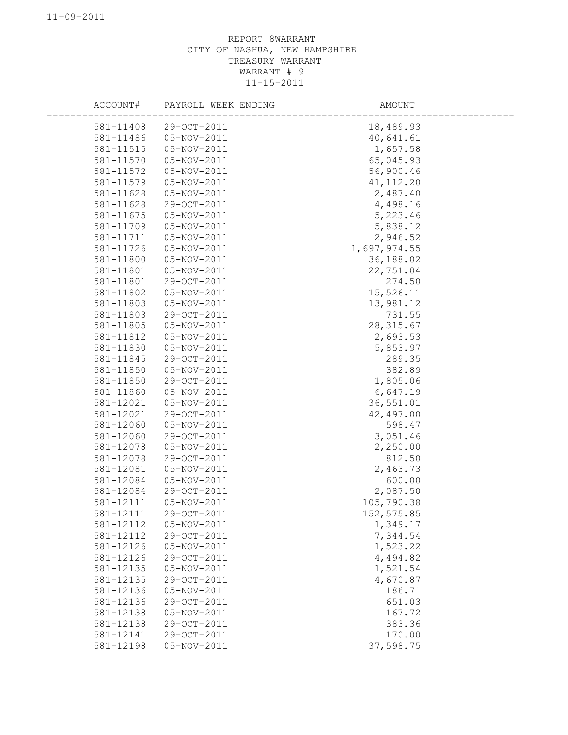REPORT 8WARRANT
CITY OF NASHUA, NEW HAMPSHIRE
TREASURY WARRANT
WARRANT # 9
11-15-2011

| ACCOUNT# | PAYROLL WEEK ENDING | AMOUNT |
|---|---|---|
| 581-11408 | 29-OCT-2011 | 18,489.93 |
| 581-11486 | 05-NOV-2011 | 40,641.61 |
| 581-11515 | 05-NOV-2011 | 1,657.58 |
| 581-11570 | 05-NOV-2011 | 65,045.93 |
| 581-11572 | 05-NOV-2011 | 56,900.46 |
| 581-11579 | 05-NOV-2011 | 41,112.20 |
| 581-11628 | 05-NOV-2011 | 2,487.40 |
| 581-11628 | 29-OCT-2011 | 4,498.16 |
| 581-11675 | 05-NOV-2011 | 5,223.46 |
| 581-11709 | 05-NOV-2011 | 5,838.12 |
| 581-11711 | 05-NOV-2011 | 2,946.52 |
| 581-11726 | 05-NOV-2011 | 1,697,974.55 |
| 581-11800 | 05-NOV-2011 | 36,188.02 |
| 581-11801 | 05-NOV-2011 | 22,751.04 |
| 581-11801 | 29-OCT-2011 | 274.50 |
| 581-11802 | 05-NOV-2011 | 15,526.11 |
| 581-11803 | 05-NOV-2011 | 13,981.12 |
| 581-11803 | 29-OCT-2011 | 731.55 |
| 581-11805 | 05-NOV-2011 | 28,315.67 |
| 581-11812 | 05-NOV-2011 | 2,693.53 |
| 581-11830 | 05-NOV-2011 | 5,853.97 |
| 581-11845 | 29-OCT-2011 | 289.35 |
| 581-11850 | 05-NOV-2011 | 382.89 |
| 581-11850 | 29-OCT-2011 | 1,805.06 |
| 581-11860 | 05-NOV-2011 | 6,647.19 |
| 581-12021 | 05-NOV-2011 | 36,551.01 |
| 581-12021 | 29-OCT-2011 | 42,497.00 |
| 581-12060 | 05-NOV-2011 | 598.47 |
| 581-12060 | 29-OCT-2011 | 3,051.46 |
| 581-12078 | 05-NOV-2011 | 2,250.00 |
| 581-12078 | 29-OCT-2011 | 812.50 |
| 581-12081 | 05-NOV-2011 | 2,463.73 |
| 581-12084 | 05-NOV-2011 | 600.00 |
| 581-12084 | 29-OCT-2011 | 2,087.50 |
| 581-12111 | 05-NOV-2011 | 105,790.38 |
| 581-12111 | 29-OCT-2011 | 152,575.85 |
| 581-12112 | 05-NOV-2011 | 1,349.17 |
| 581-12112 | 29-OCT-2011 | 7,344.54 |
| 581-12126 | 05-NOV-2011 | 1,523.22 |
| 581-12126 | 29-OCT-2011 | 4,494.82 |
| 581-12135 | 05-NOV-2011 | 1,521.54 |
| 581-12135 | 29-OCT-2011 | 4,670.87 |
| 581-12136 | 05-NOV-2011 | 186.71 |
| 581-12136 | 29-OCT-2011 | 651.03 |
| 581-12138 | 05-NOV-2011 | 167.72 |
| 581-12138 | 29-OCT-2011 | 383.36 |
| 581-12141 | 29-OCT-2011 | 170.00 |
| 581-12198 | 05-NOV-2011 | 37,598.75 |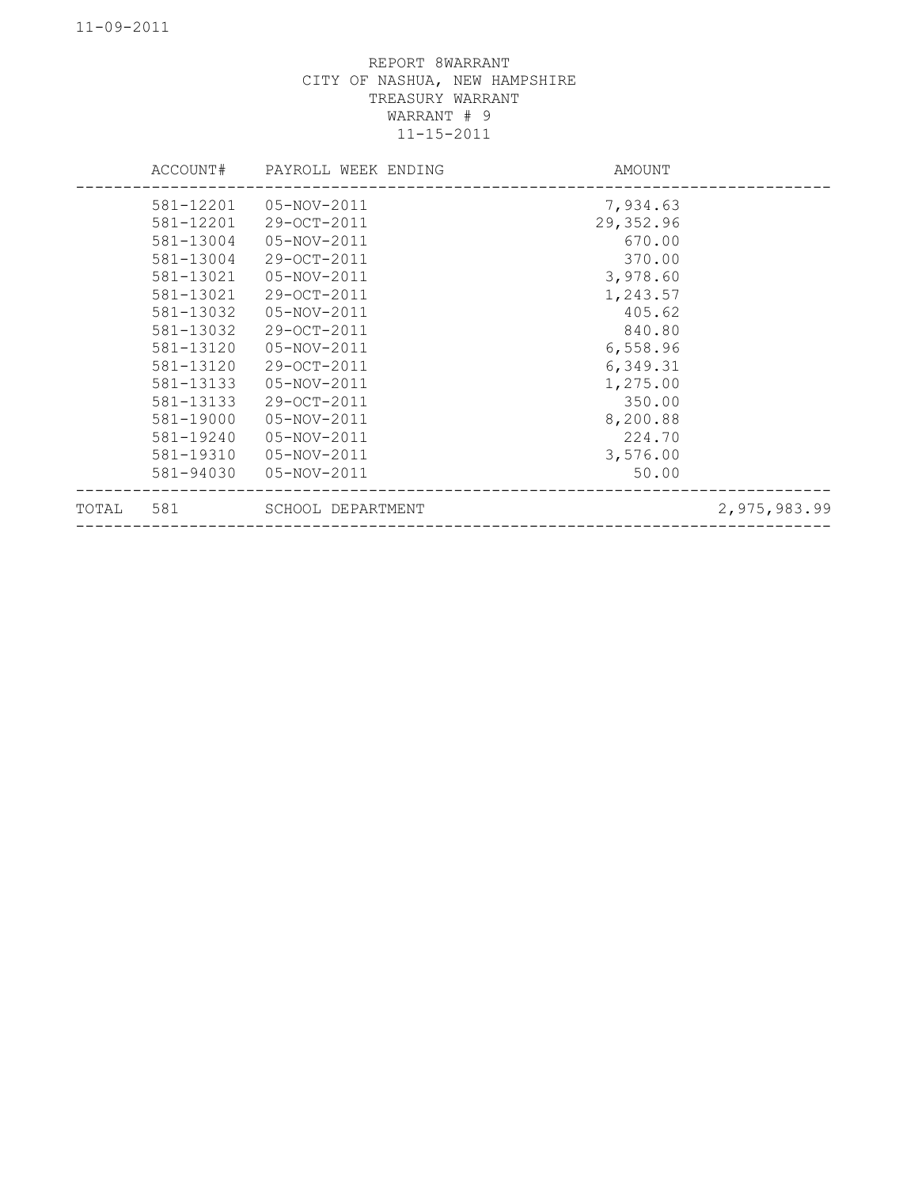REPORT 8WARRANT
CITY OF NASHUA, NEW HAMPSHIRE
TREASURY WARRANT
WARRANT # 9
11-15-2011

| | ACCOUNT# | PAYROLL WEEK ENDING | AMOUNT | |
|---|---|---|---|---|
| | 581-12201 | 05-NOV-2011 | 7,934.63 | |
| | 581-12201 | 29-OCT-2011 | 29,352.96 | |
| | 581-13004 | 05-NOV-2011 | 670.00 | |
| | 581-13004 | 29-OCT-2011 | 370.00 | |
| | 581-13021 | 05-NOV-2011 | 3,978.60 | |
| | 581-13021 | 29-OCT-2011 | 1,243.57 | |
| | 581-13032 | 05-NOV-2011 | 405.62 | |
| | 581-13032 | 29-OCT-2011 | 840.80 | |
| | 581-13120 | 05-NOV-2011 | 6,558.96 | |
| | 581-13120 | 29-OCT-2011 | 6,349.31 | |
| | 581-13133 | 05-NOV-2011 | 1,275.00 | |
| | 581-13133 | 29-OCT-2011 | 350.00 | |
| | 581-19000 | 05-NOV-2011 | 8,200.88 | |
| | 581-19240 | 05-NOV-2011 | 224.70 | |
| | 581-19310 | 05-NOV-2011 | 3,576.00 | |
| | 581-94030 | 05-NOV-2011 | 50.00 | |
| TOTAL | 581 | SCHOOL DEPARTMENT | | 2,975,983.99 |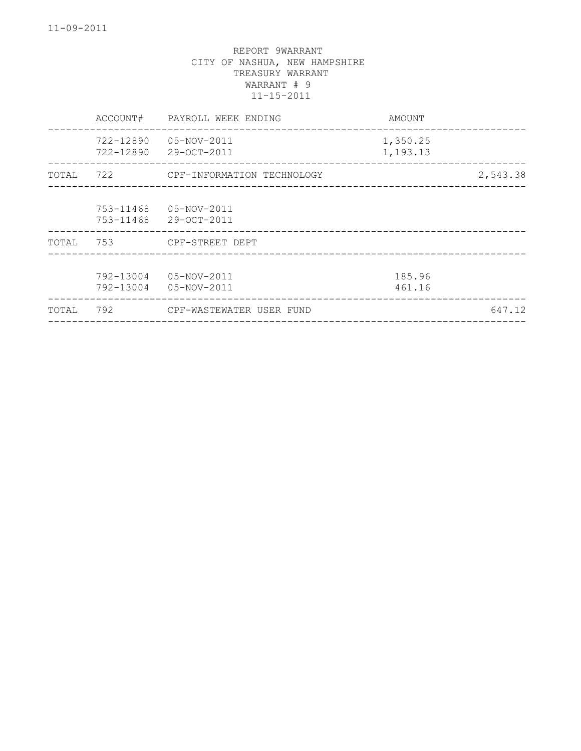11-09-2011

REPORT 9WARRANT
CITY OF NASHUA, NEW HAMPSHIRE
TREASURY WARRANT
WARRANT # 9
11-15-2011

| | ACCOUNT# | PAYROLL WEEK ENDING | AMOUNT | |
|---|---|---|---|---|
| | 722-12890 | 05-NOV-2011 | 1,350.25 | |
| | 722-12890 | 29-OCT-2011 | 1,193.13 | |
| TOTAL | 722 | CPF-INFORMATION TECHNOLOGY | | 2,543.38 |
| | 753-11468 | 05-NOV-2011 | | |
| | 753-11468 | 29-OCT-2011 | | |
| TOTAL | 753 | CPF-STREET DEPT | | |
| | 792-13004 | 05-NOV-2011 | 185.96 | |
| | 792-13004 | 05-NOV-2011 | 461.16 | |
| TOTAL | 792 | CPF-WASTEWATER USER FUND | | 647.12 |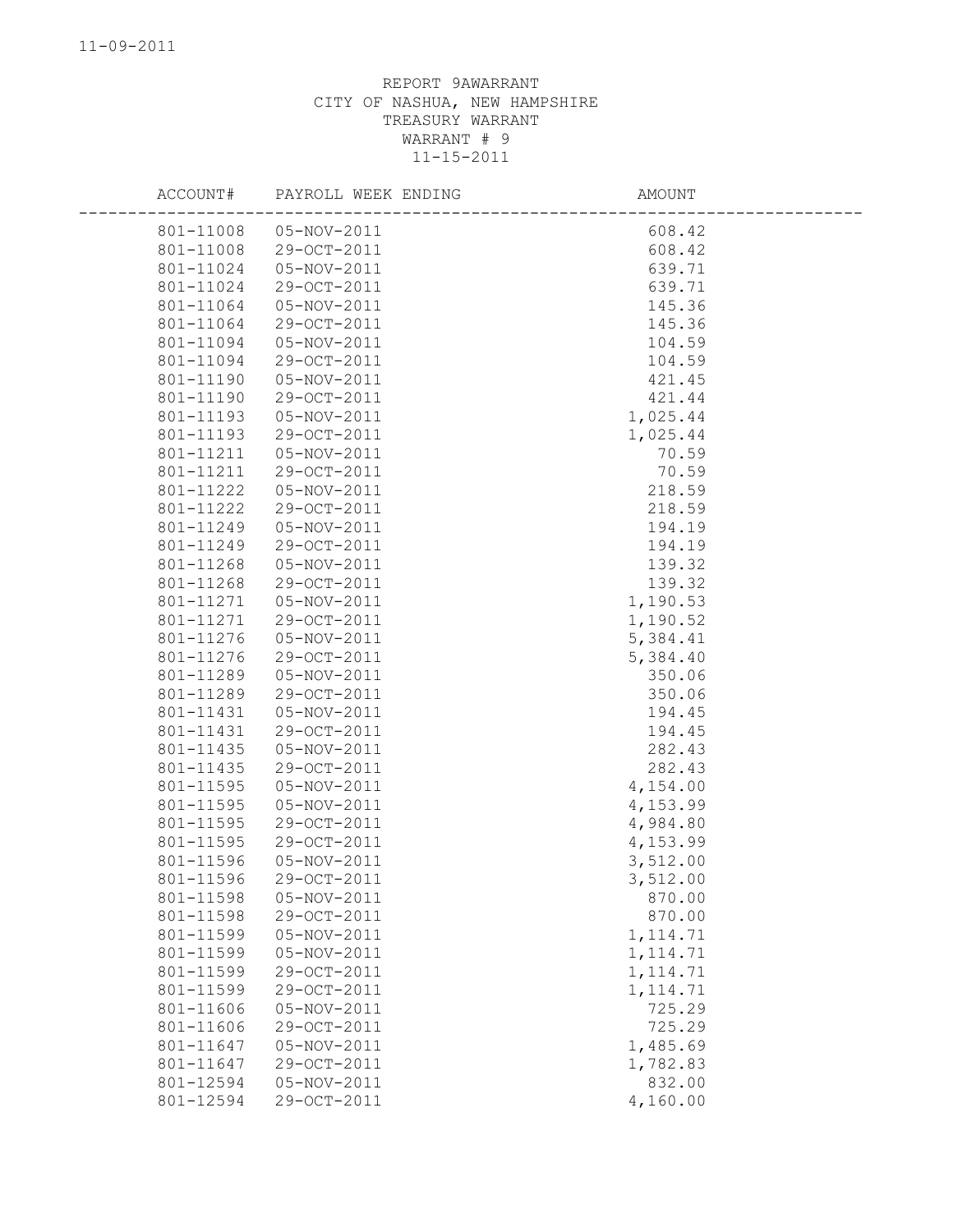REPORT 9AWARRANT
CITY OF NASHUA, NEW HAMPSHIRE
TREASURY WARRANT
WARRANT # 9
11-15-2011

| ACCOUNT# | PAYROLL WEEK ENDING | AMOUNT |
|---|---|---|
| 801-11008 | 05-NOV-2011 | 608.42 |
| 801-11008 | 29-OCT-2011 | 608.42 |
| 801-11024 | 05-NOV-2011 | 639.71 |
| 801-11024 | 29-OCT-2011 | 639.71 |
| 801-11064 | 05-NOV-2011 | 145.36 |
| 801-11064 | 29-OCT-2011 | 145.36 |
| 801-11094 | 05-NOV-2011 | 104.59 |
| 801-11094 | 29-OCT-2011 | 104.59 |
| 801-11190 | 05-NOV-2011 | 421.45 |
| 801-11190 | 29-OCT-2011 | 421.44 |
| 801-11193 | 05-NOV-2011 | 1,025.44 |
| 801-11193 | 29-OCT-2011 | 1,025.44 |
| 801-11211 | 05-NOV-2011 | 70.59 |
| 801-11211 | 29-OCT-2011 | 70.59 |
| 801-11222 | 05-NOV-2011 | 218.59 |
| 801-11222 | 29-OCT-2011 | 218.59 |
| 801-11249 | 05-NOV-2011 | 194.19 |
| 801-11249 | 29-OCT-2011 | 194.19 |
| 801-11268 | 05-NOV-2011 | 139.32 |
| 801-11268 | 29-OCT-2011 | 139.32 |
| 801-11271 | 05-NOV-2011 | 1,190.53 |
| 801-11271 | 29-OCT-2011 | 1,190.52 |
| 801-11276 | 05-NOV-2011 | 5,384.41 |
| 801-11276 | 29-OCT-2011 | 5,384.40 |
| 801-11289 | 05-NOV-2011 | 350.06 |
| 801-11289 | 29-OCT-2011 | 350.06 |
| 801-11431 | 05-NOV-2011 | 194.45 |
| 801-11431 | 29-OCT-2011 | 194.45 |
| 801-11435 | 05-NOV-2011 | 282.43 |
| 801-11435 | 29-OCT-2011 | 282.43 |
| 801-11595 | 05-NOV-2011 | 4,154.00 |
| 801-11595 | 05-NOV-2011 | 4,153.99 |
| 801-11595 | 29-OCT-2011 | 4,984.80 |
| 801-11595 | 29-OCT-2011 | 4,153.99 |
| 801-11596 | 05-NOV-2011 | 3,512.00 |
| 801-11596 | 29-OCT-2011 | 3,512.00 |
| 801-11598 | 05-NOV-2011 | 870.00 |
| 801-11598 | 29-OCT-2011 | 870.00 |
| 801-11599 | 05-NOV-2011 | 1,114.71 |
| 801-11599 | 05-NOV-2011 | 1,114.71 |
| 801-11599 | 29-OCT-2011 | 1,114.71 |
| 801-11599 | 29-OCT-2011 | 1,114.71 |
| 801-11606 | 05-NOV-2011 | 725.29 |
| 801-11606 | 29-OCT-2011 | 725.29 |
| 801-11647 | 05-NOV-2011 | 1,485.69 |
| 801-11647 | 29-OCT-2011 | 1,782.83 |
| 801-12594 | 05-NOV-2011 | 832.00 |
| 801-12594 | 29-OCT-2011 | 4,160.00 |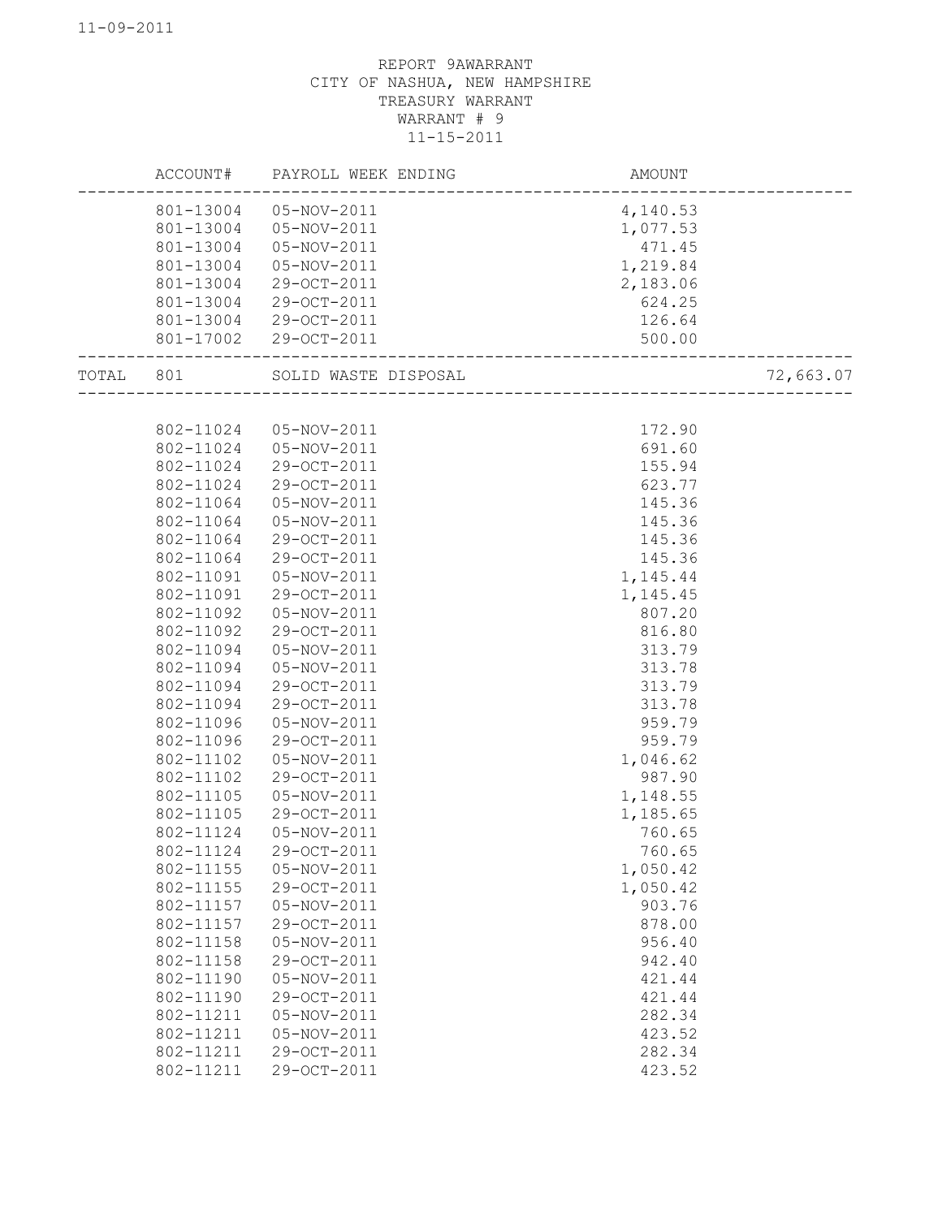REPORT 9AWARRANT
CITY OF NASHUA, NEW HAMPSHIRE
TREASURY WARRANT
WARRANT # 9
11-15-2011

| | ACCOUNT# | PAYROLL WEEK ENDING | AMOUNT | |
|---|---|---|---|---|
| | 801-13004 | 05-NOV-2011 | 4,140.53 | |
| | 801-13004 | 05-NOV-2011 | 1,077.53 | |
| | 801-13004 | 05-NOV-2011 | 471.45 | |
| | 801-13004 | 05-NOV-2011 | 1,219.84 | |
| | 801-13004 | 29-OCT-2011 | 2,183.06 | |
| | 801-13004 | 29-OCT-2011 | 624.25 | |
| | 801-13004 | 29-OCT-2011 | 126.64 | |
| | 801-17002 | 29-OCT-2011 | 500.00 | |
| TOTAL | 801 | SOLID WASTE DISPOSAL | | 72,663.07 |
| | 802-11024 | 05-NOV-2011 | 172.90 | |
| | 802-11024 | 05-NOV-2011 | 691.60 | |
| | 802-11024 | 29-OCT-2011 | 155.94 | |
| | 802-11024 | 29-OCT-2011 | 623.77 | |
| | 802-11064 | 05-NOV-2011 | 145.36 | |
| | 802-11064 | 05-NOV-2011 | 145.36 | |
| | 802-11064 | 29-OCT-2011 | 145.36 | |
| | 802-11064 | 29-OCT-2011 | 145.36 | |
| | 802-11091 | 05-NOV-2011 | 1,145.44 | |
| | 802-11091 | 29-OCT-2011 | 1,145.45 | |
| | 802-11092 | 05-NOV-2011 | 807.20 | |
| | 802-11092 | 29-OCT-2011 | 816.80 | |
| | 802-11094 | 05-NOV-2011 | 313.79 | |
| | 802-11094 | 05-NOV-2011 | 313.78 | |
| | 802-11094 | 29-OCT-2011 | 313.79 | |
| | 802-11094 | 29-OCT-2011 | 313.78 | |
| | 802-11096 | 05-NOV-2011 | 959.79 | |
| | 802-11096 | 29-OCT-2011 | 959.79 | |
| | 802-11102 | 05-NOV-2011 | 1,046.62 | |
| | 802-11102 | 29-OCT-2011 | 987.90 | |
| | 802-11105 | 05-NOV-2011 | 1,148.55 | |
| | 802-11105 | 29-OCT-2011 | 1,185.65 | |
| | 802-11124 | 05-NOV-2011 | 760.65 | |
| | 802-11124 | 29-OCT-2011 | 760.65 | |
| | 802-11155 | 05-NOV-2011 | 1,050.42 | |
| | 802-11155 | 29-OCT-2011 | 1,050.42 | |
| | 802-11157 | 05-NOV-2011 | 903.76 | |
| | 802-11157 | 29-OCT-2011 | 878.00 | |
| | 802-11158 | 05-NOV-2011 | 956.40 | |
| | 802-11158 | 29-OCT-2011 | 942.40 | |
| | 802-11190 | 05-NOV-2011 | 421.44 | |
| | 802-11190 | 29-OCT-2011 | 421.44 | |
| | 802-11211 | 05-NOV-2011 | 282.34 | |
| | 802-11211 | 05-NOV-2011 | 423.52 | |
| | 802-11211 | 29-OCT-2011 | 282.34 | |
| | 802-11211 | 29-OCT-2011 | 423.52 | |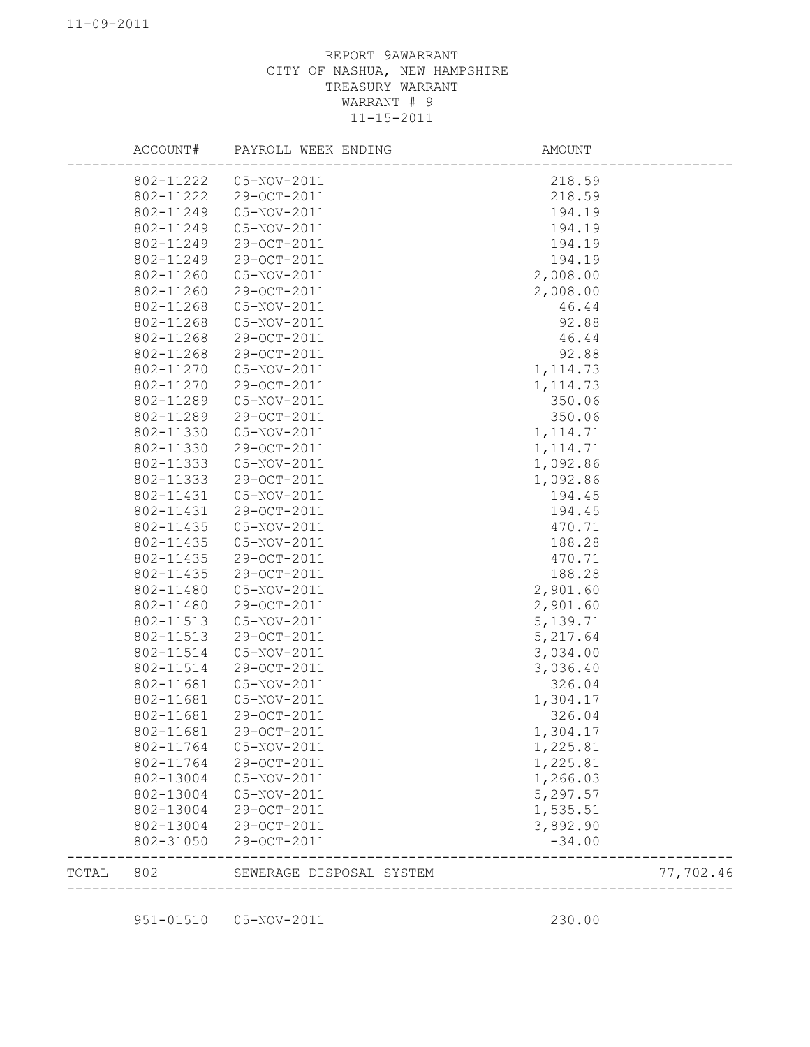REPORT 9AWARRANT
CITY OF NASHUA, NEW HAMPSHIRE
TREASURY WARRANT
WARRANT # 9
11-15-2011

| | ACCOUNT# | PAYROLL WEEK ENDING | AMOUNT | |
|---|---|---|---|---|
| | 802-11222 | 05-NOV-2011 | 218.59 | |
| | 802-11222 | 29-OCT-2011 | 218.59 | |
| | 802-11249 | 05-NOV-2011 | 194.19 | |
| | 802-11249 | 05-NOV-2011 | 194.19 | |
| | 802-11249 | 29-OCT-2011 | 194.19 | |
| | 802-11249 | 29-OCT-2011 | 194.19 | |
| | 802-11260 | 05-NOV-2011 | 2,008.00 | |
| | 802-11260 | 29-OCT-2011 | 2,008.00 | |
| | 802-11268 | 05-NOV-2011 | 46.44 | |
| | 802-11268 | 05-NOV-2011 | 92.88 | |
| | 802-11268 | 29-OCT-2011 | 46.44 | |
| | 802-11268 | 29-OCT-2011 | 92.88 | |
| | 802-11270 | 05-NOV-2011 | 1,114.73 | |
| | 802-11270 | 29-OCT-2011 | 1,114.73 | |
| | 802-11289 | 05-NOV-2011 | 350.06 | |
| | 802-11289 | 29-OCT-2011 | 350.06 | |
| | 802-11330 | 05-NOV-2011 | 1,114.71 | |
| | 802-11330 | 29-OCT-2011 | 1,114.71 | |
| | 802-11333 | 05-NOV-2011 | 1,092.86 | |
| | 802-11333 | 29-OCT-2011 | 1,092.86 | |
| | 802-11431 | 05-NOV-2011 | 194.45 | |
| | 802-11431 | 29-OCT-2011 | 194.45 | |
| | 802-11435 | 05-NOV-2011 | 470.71 | |
| | 802-11435 | 05-NOV-2011 | 188.28 | |
| | 802-11435 | 29-OCT-2011 | 470.71 | |
| | 802-11435 | 29-OCT-2011 | 188.28 | |
| | 802-11480 | 05-NOV-2011 | 2,901.60 | |
| | 802-11480 | 29-OCT-2011 | 2,901.60 | |
| | 802-11513 | 05-NOV-2011 | 5,139.71 | |
| | 802-11513 | 29-OCT-2011 | 5,217.64 | |
| | 802-11514 | 05-NOV-2011 | 3,034.00 | |
| | 802-11514 | 29-OCT-2011 | 3,036.40 | |
| | 802-11681 | 05-NOV-2011 | 326.04 | |
| | 802-11681 | 05-NOV-2011 | 1,304.17 | |
| | 802-11681 | 29-OCT-2011 | 326.04 | |
| | 802-11681 | 29-OCT-2011 | 1,304.17 | |
| | 802-11764 | 05-NOV-2011 | 1,225.81 | |
| | 802-11764 | 29-OCT-2011 | 1,225.81 | |
| | 802-13004 | 05-NOV-2011 | 1,266.03 | |
| | 802-13004 | 05-NOV-2011 | 5,297.57 | |
| | 802-13004 | 29-OCT-2011 | 1,535.51 | |
| | 802-13004 | 29-OCT-2011 | 3,892.90 | |
| | 802-31050 | 29-OCT-2011 | -34.00 | |
| TOTAL | 802 | SEWERAGE DISPOSAL SYSTEM | | 77,702.46 |
| | 951-01510 | 05-NOV-2011 | 230.00 | |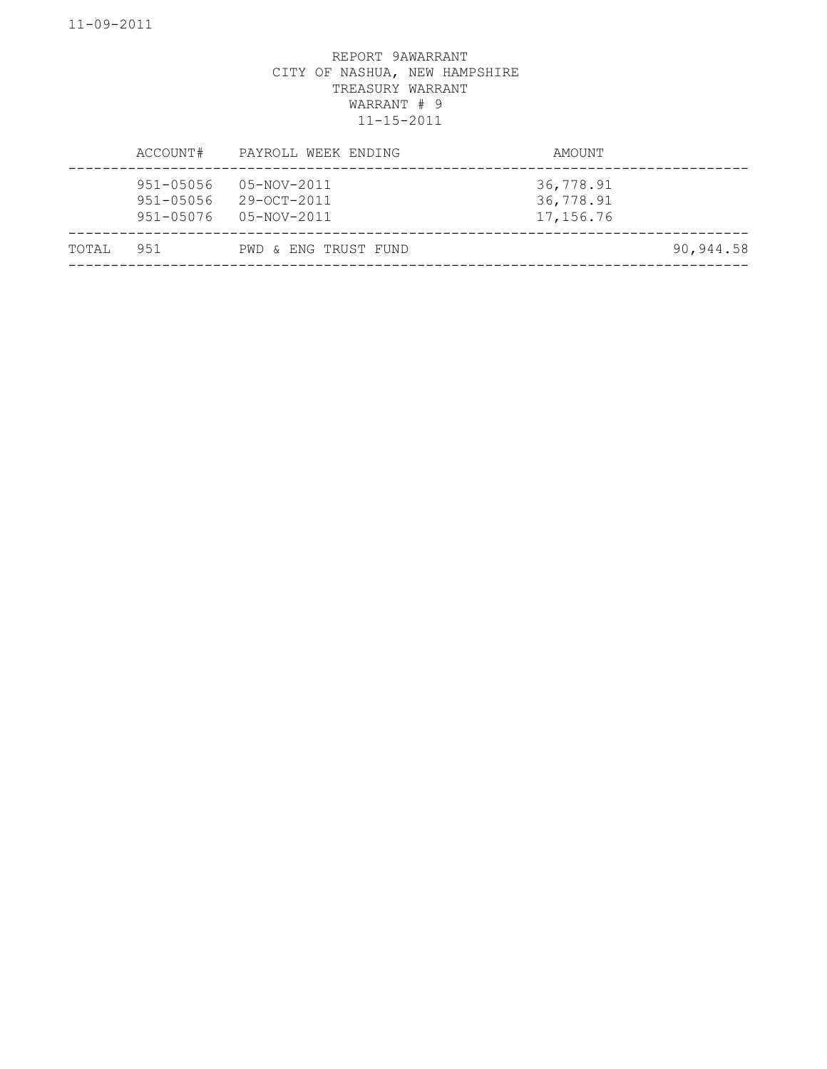REPORT 9AWARRANT
CITY OF NASHUA, NEW HAMPSHIRE
TREASURY WARRANT
WARRANT # 9
11-15-2011

| | ACCOUNT# | PAYROLL WEEK ENDING | AMOUNT | |
|---|---|---|---|---|
| | 951-05056 | 05-NOV-2011 | 36,778.91 | |
| | 951-05056 | 29-OCT-2011 | 36,778.91 | |
| | 951-05076 | 05-NOV-2011 | 17,156.76 | |
| TOTAL | 951 | PWD & ENG TRUST FUND | | 90,944.58 |